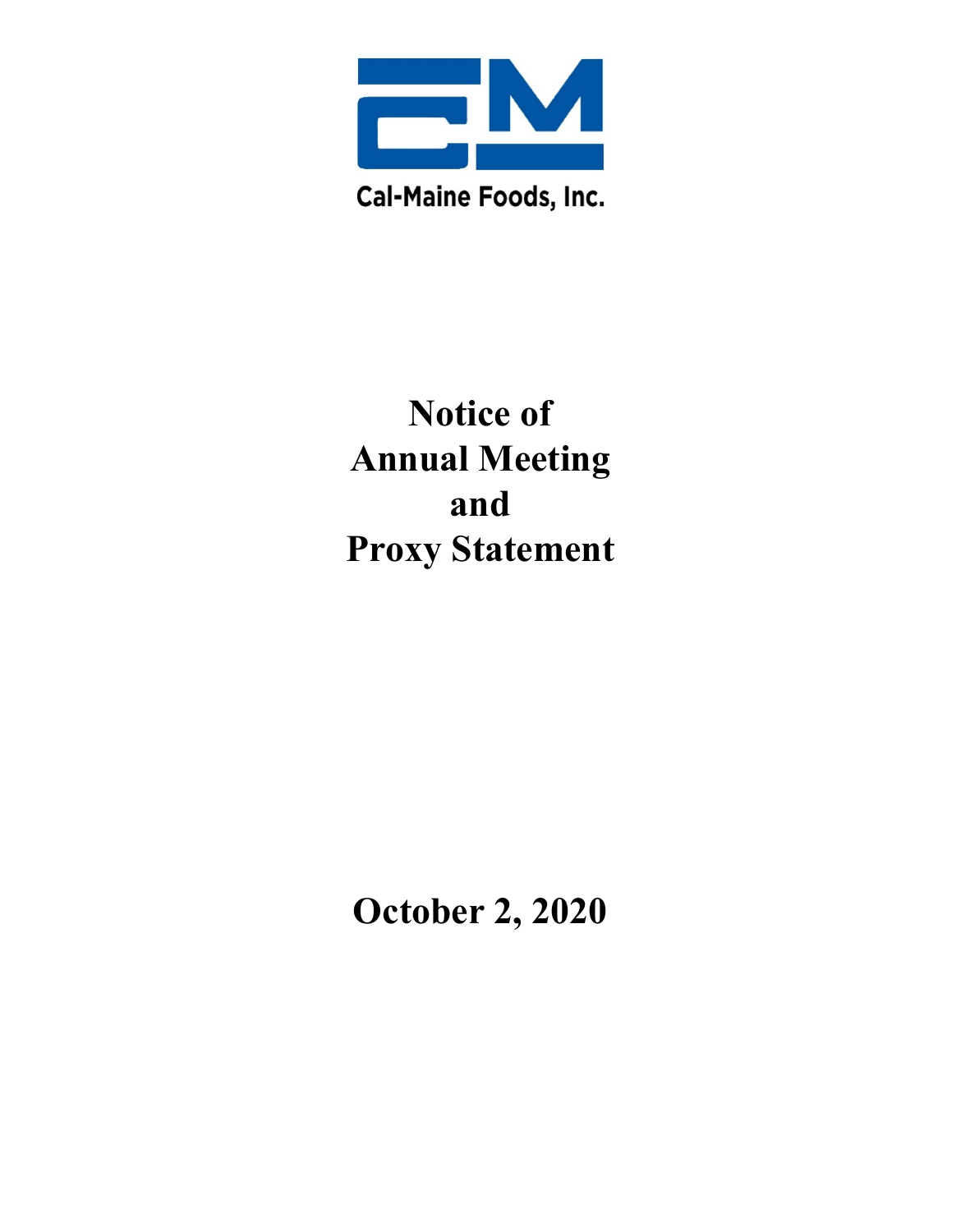Cal-Maine Foods, Inc.

# Notice of Annual Meeting and Proxy Statement

## October 2, 2020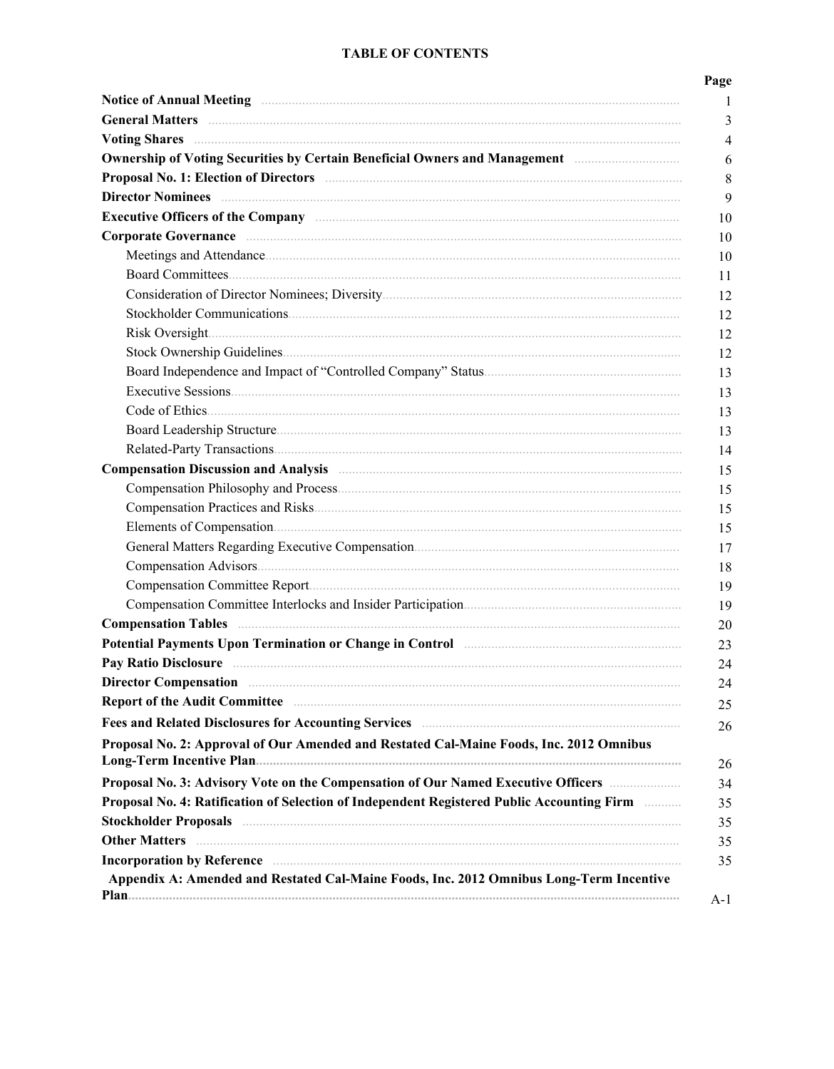## TABLE OF CONTENTS

| | Page |
|---|---|
| **Notice of Annual Meeting** | 1 |
| **General Matters** | 3 |
| **Voting Shares** | 4 |
| **Ownership of Voting Securities by Certain Beneficial Owners and Management** | 6 |
| **Proposal No. 1: Election of Directors** | 8 |
| **Director Nominees** | 9 |
| **Executive Officers of the Company** | 10 |
| **Corporate Governance** | 10 |
| Meetings and Attendance | 10 |
| Board Committees | 11 |
| Consideration of Director Nominees; Diversity | 12 |
| Stockholder Communications | 12 |
| Risk Oversight | 12 |
| Stock Ownership Guidelines | 12 |
| Board Independence and Impact of “Controlled Company” Status | 13 |
| Executive Sessions | 13 |
| Code of Ethics | 13 |
| Board Leadership Structure | 13 |
| Related-Party Transactions | 14 |
| **Compensation Discussion and Analysis** | 15 |
| Compensation Philosophy and Process | 15 |
| Compensation Practices and Risks | 15 |
| Elements of Compensation | 15 |
| General Matters Regarding Executive Compensation | 17 |
| Compensation Advisors | 18 |
| Compensation Committee Report | 19 |
| Compensation Committee Interlocks and Insider Participation | 19 |
| **Compensation Tables** | 20 |
| **Potential Payments Upon Termination or Change in Control** | 23 |
| **Pay Ratio Disclosure** | 24 |
| **Director Compensation** | 24 |
| **Report of the Audit Committee** | 25 |
| **Fees and Related Disclosures for Accounting Services** | 26 |
| **Proposal No. 2: Approval of Our Amended and Restated Cal-Maine Foods, Inc. 2012 Omnibus Long-Term Incentive Plan** | 26 |
| **Proposal No. 3: Advisory Vote on the Compensation of Our Named Executive Officers** | 34 |
| **Proposal No. 4: Ratification of Selection of Independent Registered Public Accounting Firm** | 35 |
| **Stockholder Proposals** | 35 |
| **Other Matters** | 35 |
| **Incorporation by Reference** | 35 |
| **Appendix A: Amended and Restated Cal-Maine Foods, Inc. 2012 Omnibus Long-Term Incentive Plan** | A-1 |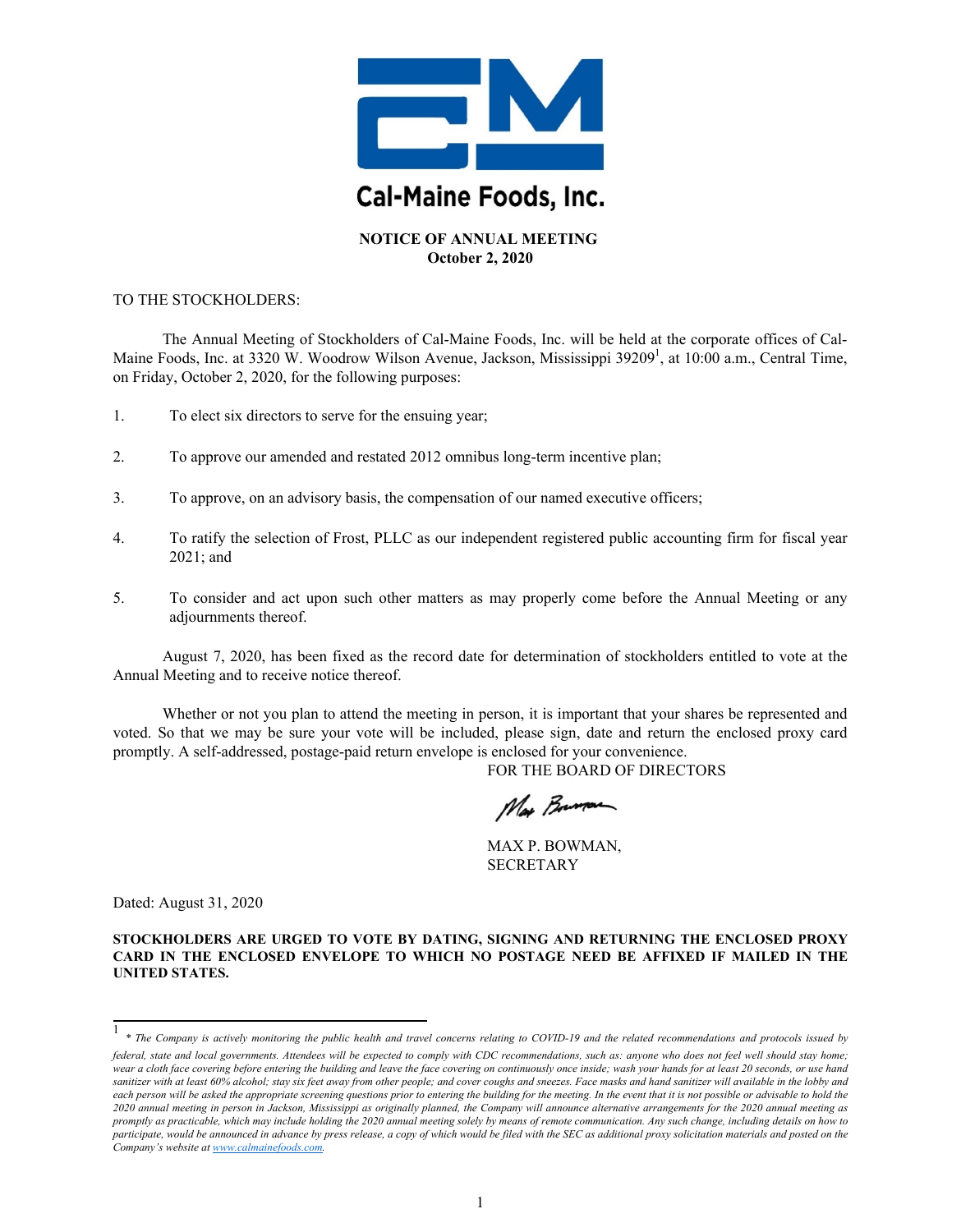Cal-Maine Foods, Inc.

**NOTICE OF ANNUAL MEETING**
**October 2, 2020**

TO THE STOCKHOLDERS:

The Annual Meeting of Stockholders of Cal-Maine Foods, Inc. will be held at the corporate offices of Cal-Maine Foods, Inc. at 3320 W. Woodrow Wilson Avenue, Jackson, Mississippi 39209[1], at 10:00 a.m., Central Time, on Friday, October 2, 2020, for the following purposes:

1. To elect six directors to serve for the ensuing year;

2. To approve our amended and restated 2012 omnibus long-term incentive plan;

3. To approve, on an advisory basis, the compensation of our named executive officers;

4. To ratify the selection of Frost, PLLC as our independent registered public accounting firm for fiscal year 2021; and

5. To consider and act upon such other matters as may properly come before the Annual Meeting or any adjournments thereof.

August 7, 2020, has been fixed as the record date for determination of stockholders entitled to vote at the Annual Meeting and to receive notice thereof.

Whether or not you plan to attend the meeting in person, it is important that your shares be represented and voted. So that we may be sure your vote will be included, please sign, date and return the enclosed proxy card promptly. A self-addressed, postage-paid return envelope is enclosed for your convenience.

FOR THE BOARD OF DIRECTORS

MAX P. BOWMAN,
SECRETARY

Dated: August 31, 2020

**STOCKHOLDERS ARE URGED TO VOTE BY DATING, SIGNING AND RETURNING THE ENCLOSED PROXY CARD IN THE ENCLOSED ENVELOPE TO WHICH NO POSTAGE NEED BE AFFIXED IF MAILED IN THE UNITED STATES.**

---

[1] *\* The Company is actively monitoring the public health and travel concerns relating to COVID-19 and the related recommendations and protocols issued by federal, state and local governments. Attendees will be expected to comply with CDC recommendations, such as: anyone who does not feel well should stay home; wear a cloth face covering before entering the building and leave the face covering on continuously once inside; wash your hands for at least 20 seconds, or use hand sanitizer with at least 60% alcohol; stay six feet away from other people; and cover coughs and sneezes. Face masks and hand sanitizer will available in the lobby and each person will be asked the appropriate screening questions prior to entering the building for the meeting. In the event that it is not possible or advisable to hold the 2020 annual meeting in person in Jackson, Mississippi as originally planned, the Company will announce alternative arrangements for the 2020 annual meeting as promptly as practicable, which may include holding the 2020 annual meeting solely by means of remote communication. Any such change, including details on how to participate, would be announced in advance by press release, a copy of which would be filed with the SEC as additional proxy solicitation materials and posted on the Company's website at www.calmainefoods.com.*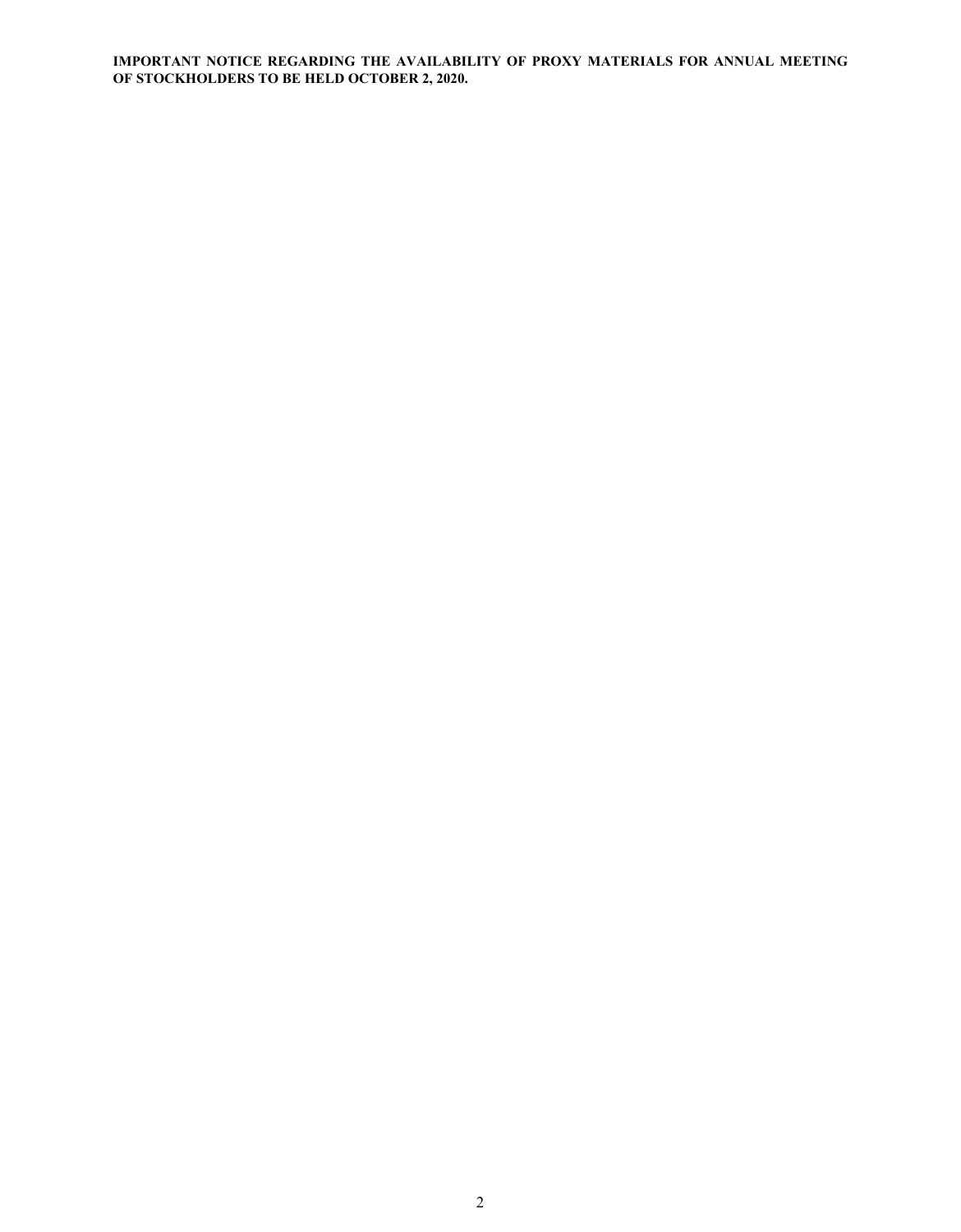**IMPORTANT NOTICE REGARDING THE AVAILABILITY OF PROXY MATERIALS FOR ANNUAL MEETING OF STOCKHOLDERS TO BE HELD OCTOBER 2, 2020.**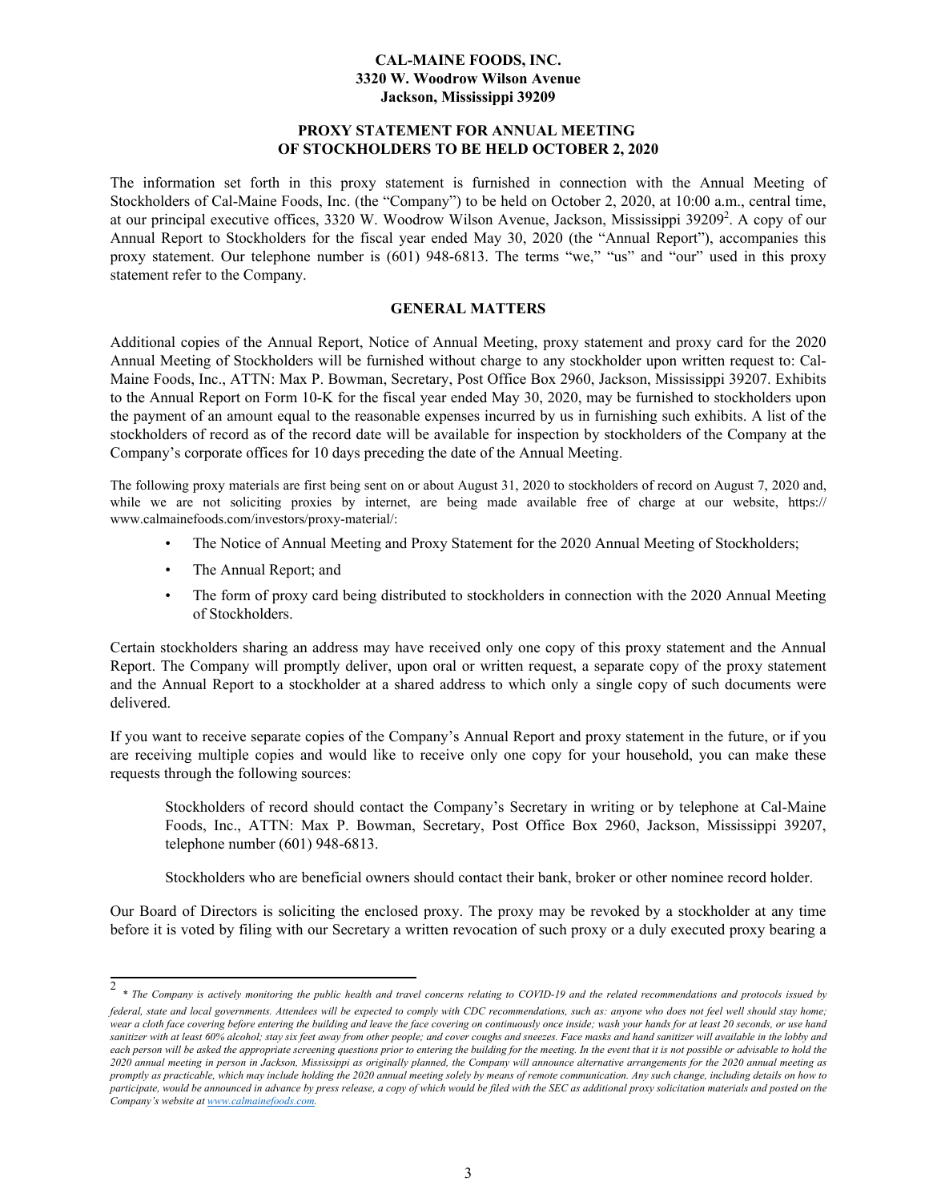**CAL-MAINE FOODS, INC.**
**3320 W. Woodrow Wilson Avenue**
**Jackson, Mississippi 39209**

**PROXY STATEMENT FOR ANNUAL MEETING**
**OF STOCKHOLDERS TO BE HELD OCTOBER 2, 2020**

The information set forth in this proxy statement is furnished in connection with the Annual Meeting of Stockholders of Cal-Maine Foods, Inc. (the "Company") to be held on October 2, 2020, at 10:00 a.m., central time, at our principal executive offices, 3320 W. Woodrow Wilson Avenue, Jackson, Mississippi 39209[2]. A copy of our Annual Report to Stockholders for the fiscal year ended May 30, 2020 (the "Annual Report"), accompanies this proxy statement. Our telephone number is (601) 948-6813. The terms "we," "us" and "our" used in this proxy statement refer to the Company.

## GENERAL MATTERS

Additional copies of the Annual Report, Notice of Annual Meeting, proxy statement and proxy card for the 2020 Annual Meeting of Stockholders will be furnished without charge to any stockholder upon written request to: Cal-Maine Foods, Inc., ATTN: Max P. Bowman, Secretary, Post Office Box 2960, Jackson, Mississippi 39207. Exhibits to the Annual Report on Form 10-K for the fiscal year ended May 30, 2020, may be furnished to stockholders upon the payment of an amount equal to the reasonable expenses incurred by us in furnishing such exhibits. A list of the stockholders of record as of the record date will be available for inspection by stockholders of the Company at the Company's corporate offices for 10 days preceding the date of the Annual Meeting.

The following proxy materials are first being sent on or about August 31, 2020 to stockholders of record on August 7, 2020 and, while we are not soliciting proxies by internet, are being made available free of charge at our website, https://www.calmainefoods.com/investors/proxy-material/:

- The Notice of Annual Meeting and Proxy Statement for the 2020 Annual Meeting of Stockholders;
- The Annual Report; and
- The form of proxy card being distributed to stockholders in connection with the 2020 Annual Meeting of Stockholders.

Certain stockholders sharing an address may have received only one copy of this proxy statement and the Annual Report. The Company will promptly deliver, upon oral or written request, a separate copy of the proxy statement and the Annual Report to a stockholder at a shared address to which only a single copy of such documents were delivered.

If you want to receive separate copies of the Company's Annual Report and proxy statement in the future, or if you are receiving multiple copies and would like to receive only one copy for your household, you can make these requests through the following sources:

> Stockholders of record should contact the Company's Secretary in writing or by telephone at Cal-Maine Foods, Inc., ATTN: Max P. Bowman, Secretary, Post Office Box 2960, Jackson, Mississippi 39207, telephone number (601) 948-6813.
>
> Stockholders who are beneficial owners should contact their bank, broker or other nominee record holder.

Our Board of Directors is soliciting the enclosed proxy. The proxy may be revoked by a stockholder at any time before it is voted by filing with our Secretary a written revocation of such proxy or a duly executed proxy bearing a

---

[2] *\* The Company is actively monitoring the public health and travel concerns relating to COVID-19 and the related recommendations and protocols issued by federal, state and local governments. Attendees will be expected to comply with CDC recommendations, such as: anyone who does not feel well should stay home; wear a cloth face covering before entering the building and leave the face covering on continuously once inside; wash your hands for at least 20 seconds, or use hand sanitizer with at least 60% alcohol; stay six feet away from other people; and cover coughs and sneezes. Face masks and hand sanitizer will available in the lobby and each person will be asked the appropriate screening questions prior to entering the building for the meeting. In the event that it is not possible or advisable to hold the 2020 annual meeting in person in Jackson, Mississippi as originally planned, the Company will announce alternative arrangements for the 2020 annual meeting as promptly as practicable, which may include holding the 2020 annual meeting solely by means of remote communication. Any such change, including details on how to participate, would be announced in advance by press release, a copy of which would be filed with the SEC as additional proxy solicitation materials and posted on the Company's website at www.calmainefoods.com.*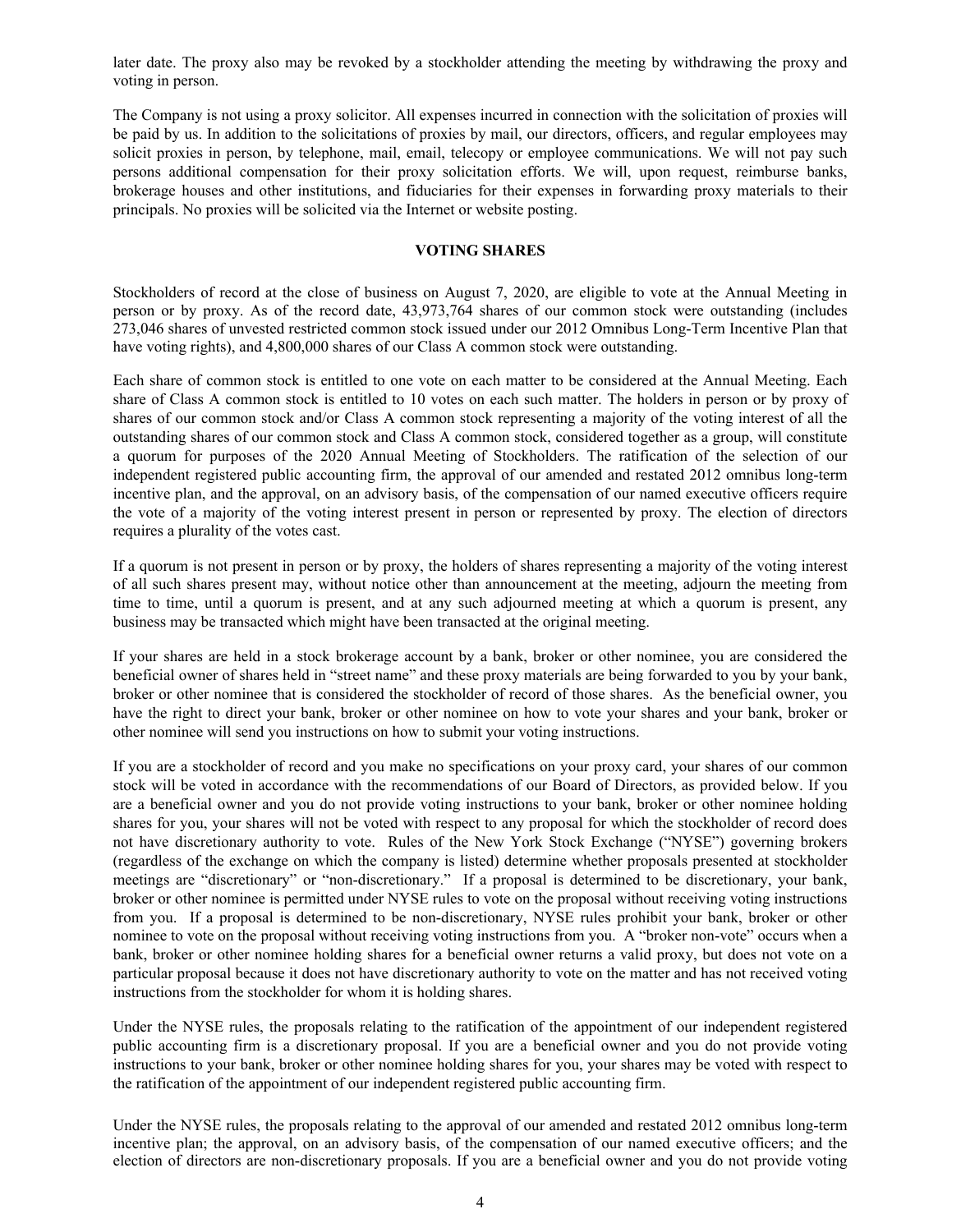later date. The proxy also may be revoked by a stockholder attending the meeting by withdrawing the proxy and voting in person.

The Company is not using a proxy solicitor. All expenses incurred in connection with the solicitation of proxies will be paid by us. In addition to the solicitations of proxies by mail, our directors, officers, and regular employees may solicit proxies in person, by telephone, mail, email, telecopy or employee communications. We will not pay such persons additional compensation for their proxy solicitation efforts. We will, upon request, reimburse banks, brokerage houses and other institutions, and fiduciaries for their expenses in forwarding proxy materials to their principals. No proxies will be solicited via the Internet or website posting.

## VOTING SHARES

Stockholders of record at the close of business on August 7, 2020, are eligible to vote at the Annual Meeting in person or by proxy. As of the record date, 43,973,764 shares of our common stock were outstanding (includes 273,046 shares of unvested restricted common stock issued under our 2012 Omnibus Long-Term Incentive Plan that have voting rights), and 4,800,000 shares of our Class A common stock were outstanding.

Each share of common stock is entitled to one vote on each matter to be considered at the Annual Meeting. Each share of Class A common stock is entitled to 10 votes on each such matter. The holders in person or by proxy of shares of our common stock and/or Class A common stock representing a majority of the voting interest of all the outstanding shares of our common stock and Class A common stock, considered together as a group, will constitute a quorum for purposes of the 2020 Annual Meeting of Stockholders. The ratification of the selection of our independent registered public accounting firm, the approval of our amended and restated 2012 omnibus long-term incentive plan, and the approval, on an advisory basis, of the compensation of our named executive officers require the vote of a majority of the voting interest present in person or represented by proxy. The election of directors requires a plurality of the votes cast.

If a quorum is not present in person or by proxy, the holders of shares representing a majority of the voting interest of all such shares present may, without notice other than announcement at the meeting, adjourn the meeting from time to time, until a quorum is present, and at any such adjourned meeting at which a quorum is present, any business may be transacted which might have been transacted at the original meeting.

If your shares are held in a stock brokerage account by a bank, broker or other nominee, you are considered the beneficial owner of shares held in "street name" and these proxy materials are being forwarded to you by your bank, broker or other nominee that is considered the stockholder of record of those shares. As the beneficial owner, you have the right to direct your bank, broker or other nominee on how to vote your shares and your bank, broker or other nominee will send you instructions on how to submit your voting instructions.

If you are a stockholder of record and you make no specifications on your proxy card, your shares of our common stock will be voted in accordance with the recommendations of our Board of Directors, as provided below. If you are a beneficial owner and you do not provide voting instructions to your bank, broker or other nominee holding shares for you, your shares will not be voted with respect to any proposal for which the stockholder of record does not have discretionary authority to vote. Rules of the New York Stock Exchange ("NYSE") governing brokers (regardless of the exchange on which the company is listed) determine whether proposals presented at stockholder meetings are "discretionary" or "non-discretionary." If a proposal is determined to be discretionary, your bank, broker or other nominee is permitted under NYSE rules to vote on the proposal without receiving voting instructions from you. If a proposal is determined to be non-discretionary, NYSE rules prohibit your bank, broker or other nominee to vote on the proposal without receiving voting instructions from you. A "broker non-vote" occurs when a bank, broker or other nominee holding shares for a beneficial owner returns a valid proxy, but does not vote on a particular proposal because it does not have discretionary authority to vote on the matter and has not received voting instructions from the stockholder for whom it is holding shares.

Under the NYSE rules, the proposals relating to the ratification of the appointment of our independent registered public accounting firm is a discretionary proposal. If you are a beneficial owner and you do not provide voting instructions to your bank, broker or other nominee holding shares for you, your shares may be voted with respect to the ratification of the appointment of our independent registered public accounting firm.

Under the NYSE rules, the proposals relating to the approval of our amended and restated 2012 omnibus long-term incentive plan; the approval, on an advisory basis, of the compensation of our named executive officers; and the election of directors are non-discretionary proposals. If you are a beneficial owner and you do not provide voting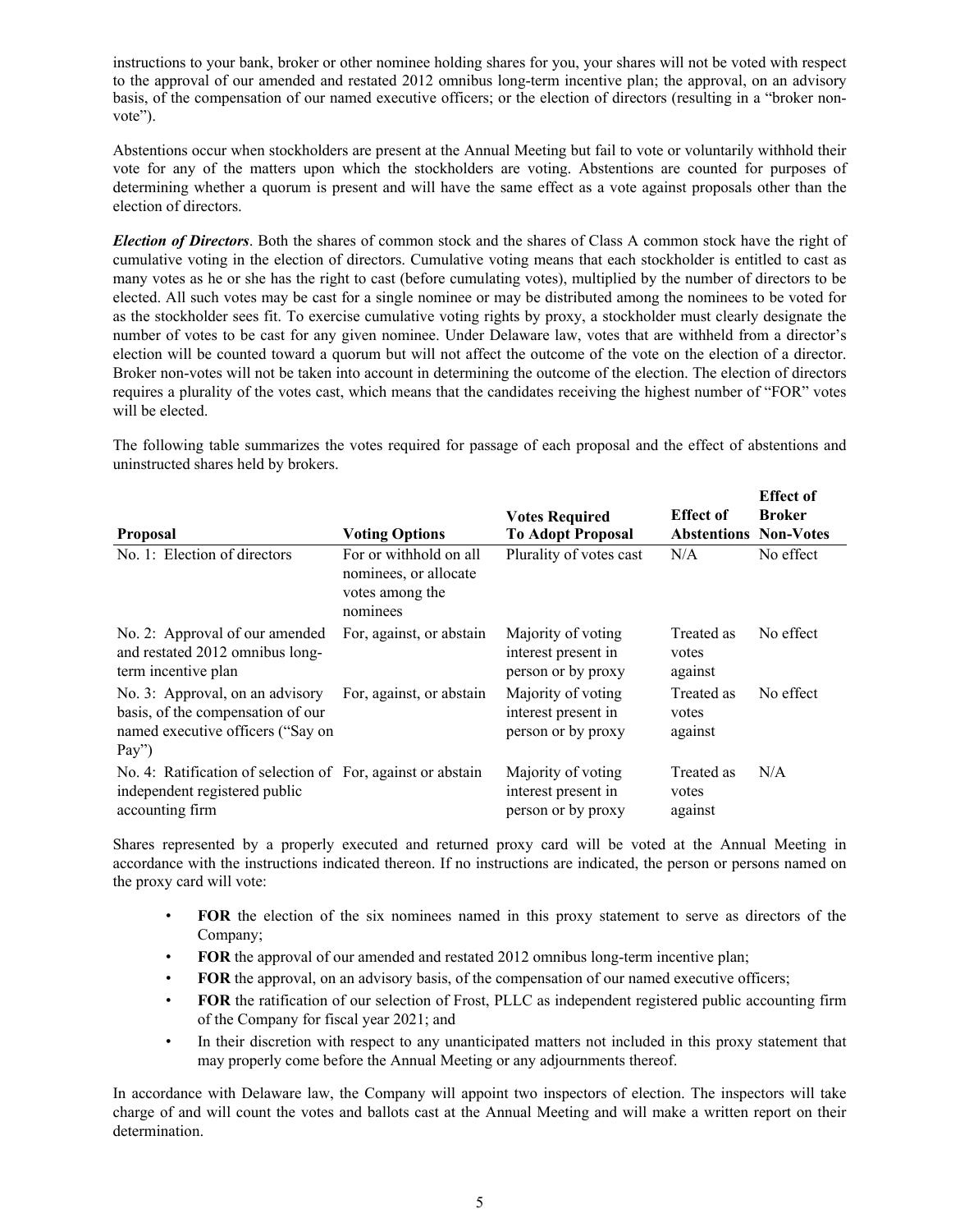instructions to your bank, broker or other nominee holding shares for you, your shares will not be voted with respect to the approval of our amended and restated 2012 omnibus long-term incentive plan; the approval, on an advisory basis, of the compensation of our named executive officers; or the election of directors (resulting in a "broker non-vote").

Abstentions occur when stockholders are present at the Annual Meeting but fail to vote or voluntarily withhold their vote for any of the matters upon which the stockholders are voting. Abstentions are counted for purposes of determining whether a quorum is present and will have the same effect as a vote against proposals other than the election of directors.

***Election of Directors***. Both the shares of common stock and the shares of Class A common stock have the right of cumulative voting in the election of directors. Cumulative voting means that each stockholder is entitled to cast as many votes as he or she has the right to cast (before cumulating votes), multiplied by the number of directors to be elected. All such votes may be cast for a single nominee or may be distributed among the nominees to be voted for as the stockholder sees fit. To exercise cumulative voting rights by proxy, a stockholder must clearly designate the number of votes to be cast for any given nominee. Under Delaware law, votes that are withheld from a director's election will be counted toward a quorum but will not affect the outcome of the vote on the election of a director. Broker non-votes will not be taken into account in determining the outcome of the election. The election of directors requires a plurality of the votes cast, which means that the candidates receiving the highest number of "FOR" votes will be elected.

The following table summarizes the votes required for passage of each proposal and the effect of abstentions and uninstructed shares held by brokers.

| Proposal | Voting Options | Votes Required To Adopt Proposal | Effect of Abstentions | Effect of Broker Non-Votes |
|---|---|---|---|---|
| No. 1: Election of directors | For or withhold on all nominees, or allocate votes among the nominees | Plurality of votes cast | N/A | No effect |
| No. 2: Approval of our amended and restated 2012 omnibus long-term incentive plan | For, against, or abstain | Majority of voting interest present in person or by proxy | Treated as votes against | No effect |
| No. 3: Approval, on an advisory basis, of the compensation of our named executive officers ("Say on Pay") | For, against, or abstain | Majority of voting interest present in person or by proxy | Treated as votes against | No effect |
| No. 4: Ratification of selection of independent registered public accounting firm | For, against or abstain | Majority of voting interest present in person or by proxy | Treated as votes against | N/A |

Shares represented by a properly executed and returned proxy card will be voted at the Annual Meeting in accordance with the instructions indicated thereon. If no instructions are indicated, the person or persons named on the proxy card will vote:

- **FOR** the election of the six nominees named in this proxy statement to serve as directors of the Company;
- **FOR** the approval of our amended and restated 2012 omnibus long-term incentive plan;
- **FOR** the approval, on an advisory basis, of the compensation of our named executive officers;
- **FOR** the ratification of our selection of Frost, PLLC as independent registered public accounting firm of the Company for fiscal year 2021; and
- In their discretion with respect to any unanticipated matters not included in this proxy statement that may properly come before the Annual Meeting or any adjournments thereof.

In accordance with Delaware law, the Company will appoint two inspectors of election. The inspectors will take charge of and will count the votes and ballots cast at the Annual Meeting and will make a written report on their determination.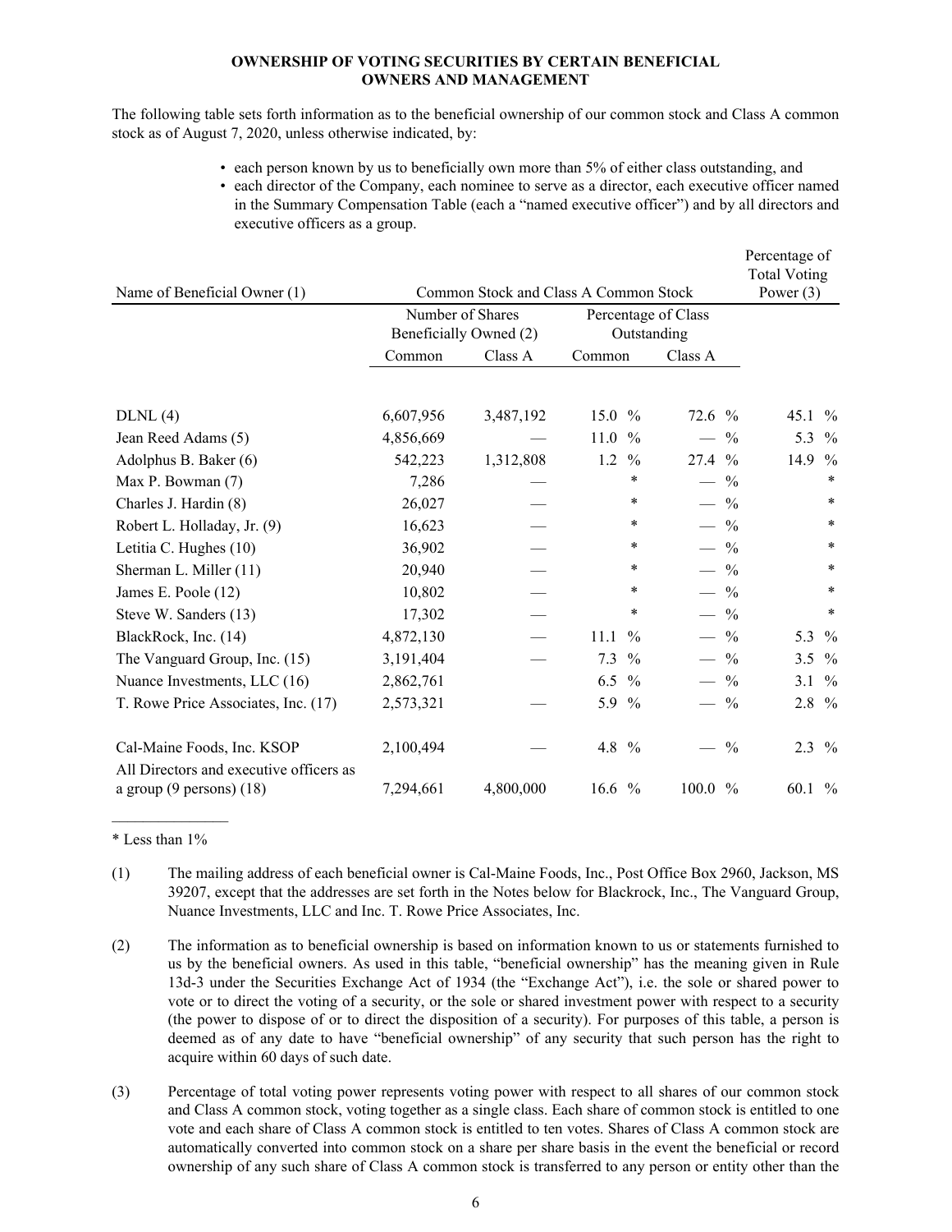## OWNERSHIP OF VOTING SECURITIES BY CERTAIN BENEFICIAL OWNERS AND MANAGEMENT

The following table sets forth information as to the beneficial ownership of our common stock and Class A common stock as of August 7, 2020, unless otherwise indicated, by:

- each person known by us to beneficially own more than 5% of either class outstanding, and
- each director of the Company, each nominee to serve as a director, each executive officer named in the Summary Compensation Table (each a "named executive officer") and by all directors and executive officers as a group.

| Name of Beneficial Owner (1) | Common Stock and Class A Common Stock | | | | Percentage of Total Voting Power (3) |
|---|---|---|---|---|---|
| | Number of Shares Beneficially Owned (2) | | Percentage of Class Outstanding | | |
| | Common | Class A | Common | Class A | |
| DLNL (4) | 6,607,956 | 3,487,192 | 15.0 % | 72.6 % | 45.1 % |
| Jean Reed Adams (5) | 4,856,669 | — | 11.0 % | — % | 5.3 % |
| Adolphus B. Baker (6) | 542,223 | 1,312,808 | 1.2 % | 27.4 % | 14.9 % |
| Max P. Bowman (7) | 7,286 | — | * | — % | * |
| Charles J. Hardin (8) | 26,027 | — | * | — % | * |
| Robert L. Holladay, Jr. (9) | 16,623 | — | * | — % | * |
| Letitia C. Hughes (10) | 36,902 | — | * | — % | * |
| Sherman L. Miller (11) | 20,940 | — | * | — % | * |
| James E. Poole (12) | 10,802 | — | * | — % | * |
| Steve W. Sanders (13) | 17,302 | — | * | — % | * |
| BlackRock, Inc. (14) | 4,872,130 | — | 11.1 % | — % | 5.3 % |
| The Vanguard Group, Inc. (15) | 3,191,404 | — | 7.3 % | — % | 3.5 % |
| Nuance Investments, LLC (16) | 2,862,761 | | 6.5 % | — % | 3.1 % |
| T. Rowe Price Associates, Inc. (17) | 2,573,321 | — | 5.9 % | — % | 2.8 % |
| Cal-Maine Foods, Inc. KSOP | 2,100,494 | — | 4.8 % | — % | 2.3 % |
| All Directors and executive officers as a group (9 persons) (18) | 7,294,661 | 4,800,000 | 16.6 % | 100.0 % | 60.1 % |

\* Less than 1%

(1) The mailing address of each beneficial owner is Cal-Maine Foods, Inc., Post Office Box 2960, Jackson, MS 39207, except that the addresses are set forth in the Notes below for Blackrock, Inc., The Vanguard Group, Nuance Investments, LLC and Inc. T. Rowe Price Associates, Inc.

(2) The information as to beneficial ownership is based on information known to us or statements furnished to us by the beneficial owners. As used in this table, "beneficial ownership" has the meaning given in Rule 13d-3 under the Securities Exchange Act of 1934 (the "Exchange Act"), i.e. the sole or shared power to vote or to direct the voting of a security, or the sole or shared investment power with respect to a security (the power to dispose of or to direct the disposition of a security). For purposes of this table, a person is deemed as of any date to have "beneficial ownership" of any security that such person has the right to acquire within 60 days of such date.

(3) Percentage of total voting power represents voting power with respect to all shares of our common stock and Class A common stock, voting together as a single class. Each share of common stock is entitled to one vote and each share of Class A common stock is entitled to ten votes. Shares of Class A common stock are automatically converted into common stock on a share per share basis in the event the beneficial or record ownership of any such share of Class A common stock is transferred to any person or entity other than the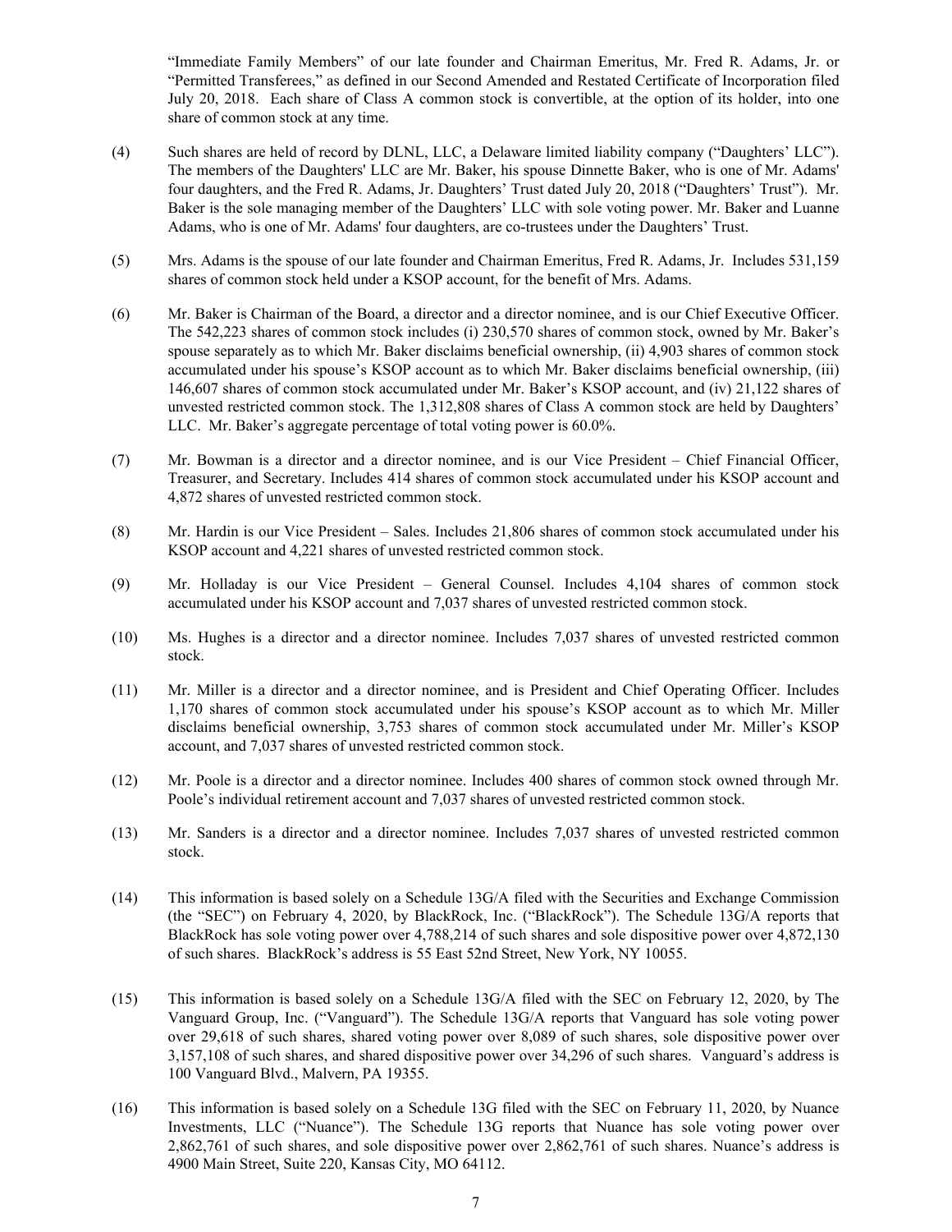"Immediate Family Members" of our late founder and Chairman Emeritus, Mr. Fred R. Adams, Jr. or "Permitted Transferees," as defined in our Second Amended and Restated Certificate of Incorporation filed July 20, 2018. Each share of Class A common stock is convertible, at the option of its holder, into one share of common stock at any time.

(4) Such shares are held of record by DLNL, LLC, a Delaware limited liability company ("Daughters' LLC"). The members of the Daughters' LLC are Mr. Baker, his spouse Dinnette Baker, who is one of Mr. Adams' four daughters, and the Fred R. Adams, Jr. Daughters' Trust dated July 20, 2018 ("Daughters' Trust"). Mr. Baker is the sole managing member of the Daughters' LLC with sole voting power. Mr. Baker and Luanne Adams, who is one of Mr. Adams' four daughters, are co-trustees under the Daughters' Trust.

(5) Mrs. Adams is the spouse of our late founder and Chairman Emeritus, Fred R. Adams, Jr. Includes 531,159 shares of common stock held under a KSOP account, for the benefit of Mrs. Adams.

(6) Mr. Baker is Chairman of the Board, a director and a director nominee, and is our Chief Executive Officer. The 542,223 shares of common stock includes (i) 230,570 shares of common stock, owned by Mr. Baker's spouse separately as to which Mr. Baker disclaims beneficial ownership, (ii) 4,903 shares of common stock accumulated under his spouse's KSOP account as to which Mr. Baker disclaims beneficial ownership, (iii) 146,607 shares of common stock accumulated under Mr. Baker's KSOP account, and (iv) 21,122 shares of unvested restricted common stock. The 1,312,808 shares of Class A common stock are held by Daughters' LLC. Mr. Baker's aggregate percentage of total voting power is 60.0%.

(7) Mr. Bowman is a director and a director nominee, and is our Vice President – Chief Financial Officer, Treasurer, and Secretary. Includes 414 shares of common stock accumulated under his KSOP account and 4,872 shares of unvested restricted common stock.

(8) Mr. Hardin is our Vice President – Sales. Includes 21,806 shares of common stock accumulated under his KSOP account and 4,221 shares of unvested restricted common stock.

(9) Mr. Holladay is our Vice President – General Counsel. Includes 4,104 shares of common stock accumulated under his KSOP account and 7,037 shares of unvested restricted common stock.

(10) Ms. Hughes is a director and a director nominee. Includes 7,037 shares of unvested restricted common stock.

(11) Mr. Miller is a director and a director nominee, and is President and Chief Operating Officer. Includes 1,170 shares of common stock accumulated under his spouse's KSOP account as to which Mr. Miller disclaims beneficial ownership, 3,753 shares of common stock accumulated under Mr. Miller's KSOP account, and 7,037 shares of unvested restricted common stock.

(12) Mr. Poole is a director and a director nominee. Includes 400 shares of common stock owned through Mr. Poole's individual retirement account and 7,037 shares of unvested restricted common stock.

(13) Mr. Sanders is a director and a director nominee. Includes 7,037 shares of unvested restricted common stock.

(14) This information is based solely on a Schedule 13G/A filed with the Securities and Exchange Commission (the "SEC") on February 4, 2020, by BlackRock, Inc. ("BlackRock"). The Schedule 13G/A reports that BlackRock has sole voting power over 4,788,214 of such shares and sole dispositive power over 4,872,130 of such shares. BlackRock's address is 55 East 52nd Street, New York, NY 10055.

(15) This information is based solely on a Schedule 13G/A filed with the SEC on February 12, 2020, by The Vanguard Group, Inc. ("Vanguard"). The Schedule 13G/A reports that Vanguard has sole voting power over 29,618 of such shares, shared voting power over 8,089 of such shares, sole dispositive power over 3,157,108 of such shares, and shared dispositive power over 34,296 of such shares. Vanguard's address is 100 Vanguard Blvd., Malvern, PA 19355.

(16) This information is based solely on a Schedule 13G filed with the SEC on February 11, 2020, by Nuance Investments, LLC ("Nuance"). The Schedule 13G reports that Nuance has sole voting power over 2,862,761 of such shares, and sole dispositive power over 2,862,761 of such shares. Nuance's address is 4900 Main Street, Suite 220, Kansas City, MO 64112.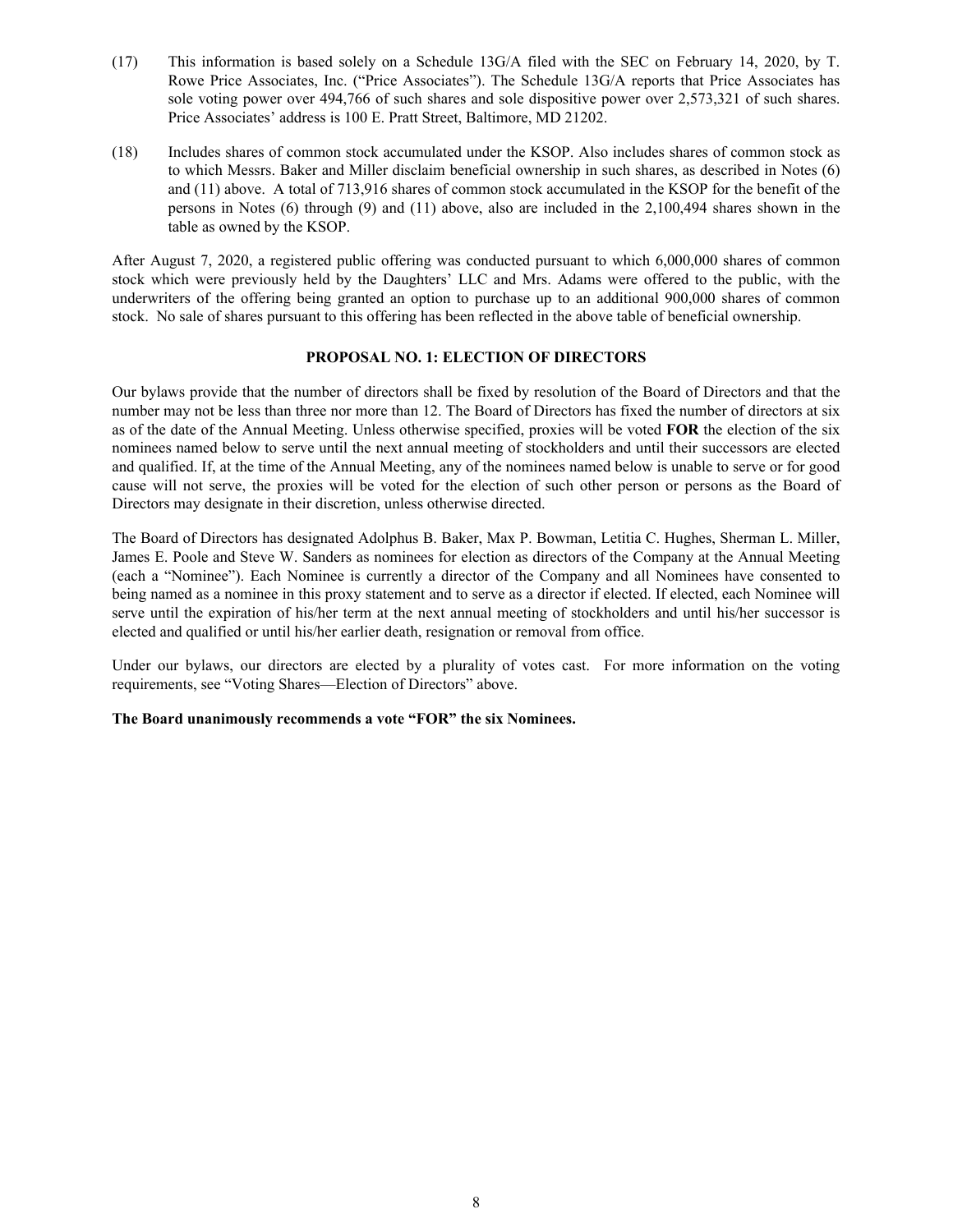(17) This information is based solely on a Schedule 13G/A filed with the SEC on February 14, 2020, by T. Rowe Price Associates, Inc. ("Price Associates"). The Schedule 13G/A reports that Price Associates has sole voting power over 494,766 of such shares and sole dispositive power over 2,573,321 of such shares. Price Associates' address is 100 E. Pratt Street, Baltimore, MD 21202.

(18) Includes shares of common stock accumulated under the KSOP. Also includes shares of common stock as to which Messrs. Baker and Miller disclaim beneficial ownership in such shares, as described in Notes (6) and (11) above. A total of 713,916 shares of common stock accumulated in the KSOP for the benefit of the persons in Notes (6) through (9) and (11) above, also are included in the 2,100,494 shares shown in the table as owned by the KSOP.

After August 7, 2020, a registered public offering was conducted pursuant to which 6,000,000 shares of common stock which were previously held by the Daughters' LLC and Mrs. Adams were offered to the public, with the underwriters of the offering being granted an option to purchase up to an additional 900,000 shares of common stock. No sale of shares pursuant to this offering has been reflected in the above table of beneficial ownership.

## PROPOSAL NO. 1: ELECTION OF DIRECTORS

Our bylaws provide that the number of directors shall be fixed by resolution of the Board of Directors and that the number may not be less than three nor more than 12. The Board of Directors has fixed the number of directors at six as of the date of the Annual Meeting. Unless otherwise specified, proxies will be voted **FOR** the election of the six nominees named below to serve until the next annual meeting of stockholders and until their successors are elected and qualified. If, at the time of the Annual Meeting, any of the nominees named below is unable to serve or for good cause will not serve, the proxies will be voted for the election of such other person or persons as the Board of Directors may designate in their discretion, unless otherwise directed.

The Board of Directors has designated Adolphus B. Baker, Max P. Bowman, Letitia C. Hughes, Sherman L. Miller, James E. Poole and Steve W. Sanders as nominees for election as directors of the Company at the Annual Meeting (each a "Nominee"). Each Nominee is currently a director of the Company and all Nominees have consented to being named as a nominee in this proxy statement and to serve as a director if elected. If elected, each Nominee will serve until the expiration of his/her term at the next annual meeting of stockholders and until his/her successor is elected and qualified or until his/her earlier death, resignation or removal from office.

Under our bylaws, our directors are elected by a plurality of votes cast. For more information on the voting requirements, see "Voting Shares—Election of Directors" above.

**The Board unanimously recommends a vote "FOR" the six Nominees.**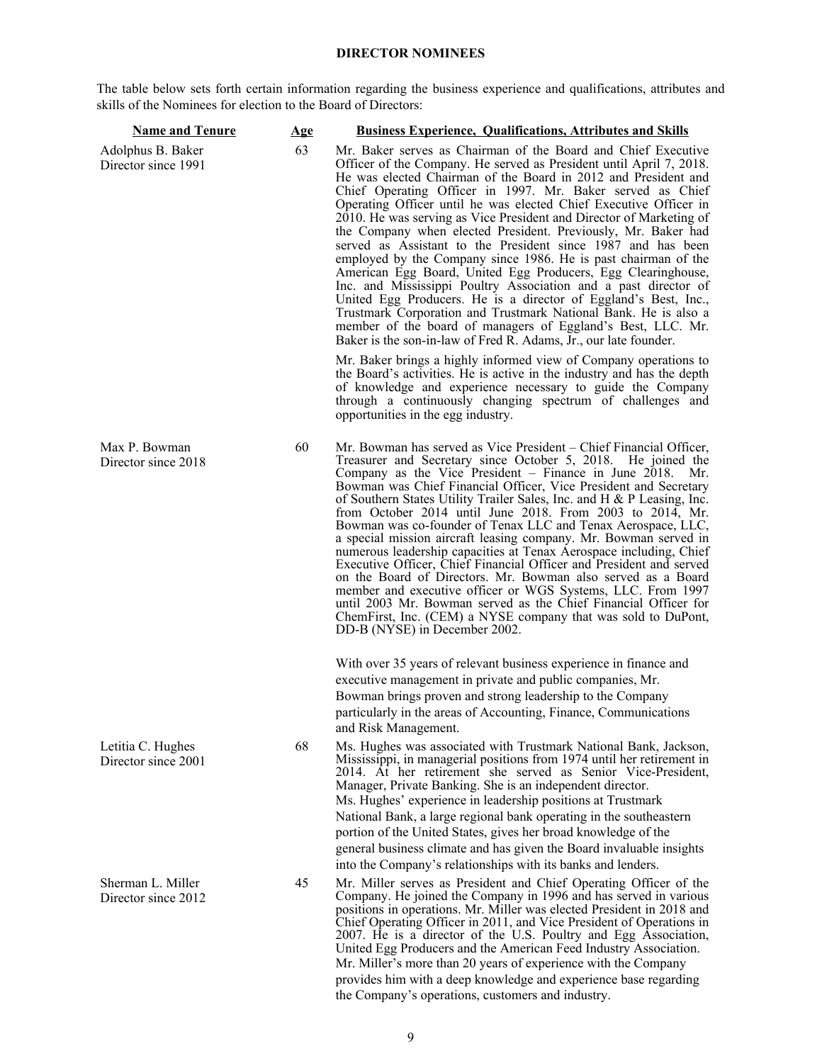## DIRECTOR NOMINEES

The table below sets forth certain information regarding the business experience and qualifications, attributes and skills of the Nominees for election to the Board of Directors:

| Name and Tenure | Age | Business Experience, Qualifications, Attributes and Skills |
|---|---|---|
| Adolphus B. Baker<br>Director since 1991 | 63 | Mr. Baker serves as Chairman of the Board and Chief Executive Officer of the Company. He served as President until April 7, 2018. He was elected Chairman of the Board in 2012 and President and Chief Operating Officer in 1997. Mr. Baker served as Chief Operating Officer until he was elected Chief Executive Officer in 2010. He was serving as Vice President and Director of Marketing of the Company when elected President. Previously, Mr. Baker had served as Assistant to the President since 1987 and has been employed by the Company since 1986. He is past chairman of the American Egg Board, United Egg Producers, Egg Clearinghouse, Inc. and Mississippi Poultry Association and a past director of United Egg Producers. He is a director of Eggland's Best, Inc., Trustmark Corporation and Trustmark National Bank. He is also a member of the board of managers of Eggland's Best, LLC. Mr. Baker is the son-in-law of Fred R. Adams, Jr., our late founder.<br><br>Mr. Baker brings a highly informed view of Company operations to the Board's activities. He is active in the industry and has the depth of knowledge and experience necessary to guide the Company through a continuously changing spectrum of challenges and opportunities in the egg industry. |
| Max P. Bowman<br>Director since 2018 | 60 | Mr. Bowman has served as Vice President – Chief Financial Officer, Treasurer and Secretary since October 5, 2018. He joined the Company as the Vice President – Finance in June 2018. Mr. Bowman was Chief Financial Officer, Vice President and Secretary of Southern States Utility Trailer Sales, Inc. and H & P Leasing, Inc. from October 2014 until June 2018. From 2003 to 2014, Mr. Bowman was co-founder of Tenax LLC and Tenax Aerospace, LLC, a special mission aircraft leasing company. Mr. Bowman served in numerous leadership capacities at Tenax Aerospace including, Chief Executive Officer, Chief Financial Officer and President and served on the Board of Directors. Mr. Bowman also served as a Board member and executive officer WGS Systems, LLC. From 1997 until 2003 Mr. Bowman served as the Chief Financial Officer for ChemFirst, Inc. (CEM) a NYSE company that was sold to DuPont, DD-B (NYSE) in December 2002.<br><br>With over 35 years of relevant business experience in finance and executive management in private and public companies, Mr. Bowman brings proven and strong leadership to the Company particularly in the areas of Accounting, Finance, Communications and Risk Management. |
| Letitia C. Hughes<br>Director since 2001 | 68 | Ms. Hughes was associated with Trustmark National Bank, Jackson, Mississippi, in managerial positions from 1974 until her retirement in 2014. At her retirement she served as Senior Vice-President, Manager, Private Banking. She is an independent director.<br>Ms. Hughes' experience in leadership positions at Trustmark National Bank, a large regional bank operating in the southeastern portion of the United States, gives her broad knowledge of the general business climate and has given the Board invaluable insights into the Company's relationships with its banks and lenders. |
| Sherman L. Miller<br>Director since 2012 | 45 | Mr. Miller serves as President and Chief Operating Officer of the Company. He joined the Company in 1996 and has served in various positions in operations. Mr. Miller was elected President in 2018 and Chief Operating Officer in 2011, and Vice President of Operations in 2007. He is a director of the U.S. Poultry and Egg Association, United Egg Producers and the American Feed Industry Association.<br>Mr. Miller's more than 20 years of experience with the Company provides him with a deep knowledge and experience base regarding the Company's operations, customers and industry. |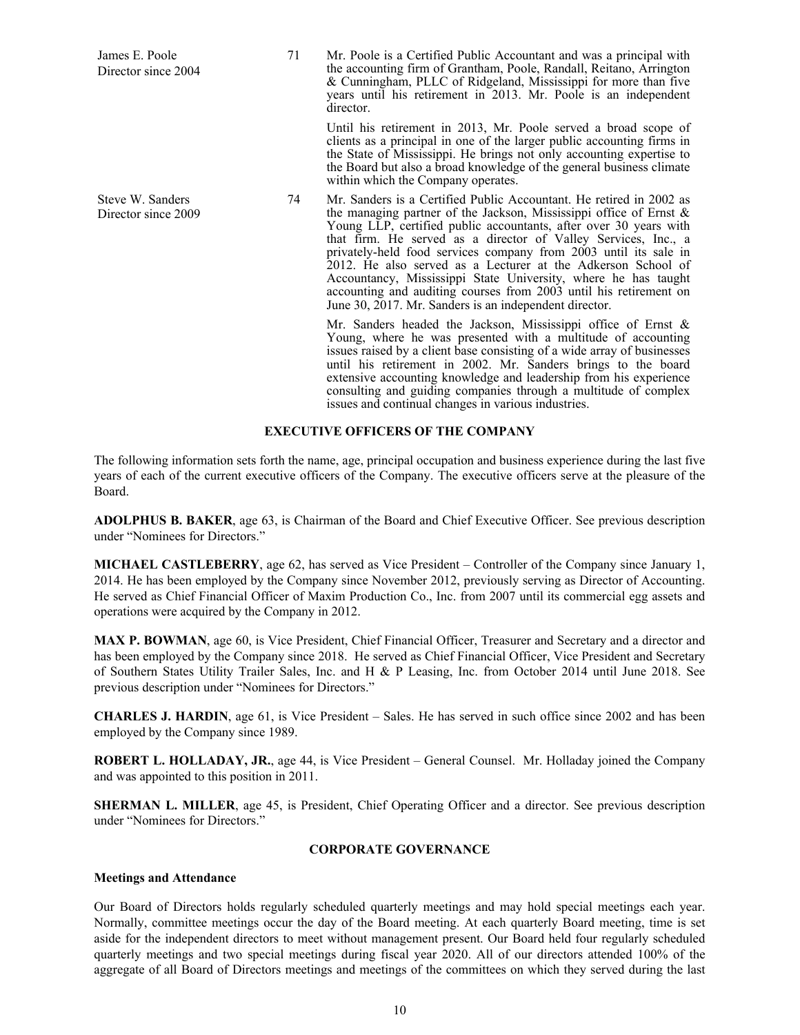| | | |
|---|---|---|
| James E. Poole<br>Director since 2004 | 71 | Mr. Poole is a Certified Public Accountant and was a principal with the accounting firm of Grantham, Poole, Randall, Reitano, Arrington & Cunningham, PLLC of Ridgeland, Mississippi for more than five years until his retirement in 2013. Mr. Poole is an independent director.<br><br>Until his retirement in 2013, Mr. Poole served a broad scope of clients as a principal in one of the larger public accounting firms in the State of Mississippi. He brings not only accounting expertise to the Board but also a broad knowledge of the general business climate within which the Company operates. |
| Steve W. Sanders<br>Director since 2009 | 74 | Mr. Sanders is a Certified Public Accountant. He retired in 2002 as the managing partner of the Jackson, Mississippi office of Ernst & Young LLP, certified public accountants, after over 30 years with that firm. He served as a director of Valley Services, Inc., a privately-held food services company from 2003 until its sale in 2012. He also served as a Lecturer at the Adkerson School of Accountancy, Mississippi State University, where he has taught accounting and auditing courses from 2003 until his retirement on June 30, 2017. Mr. Sanders is an independent director.<br><br>Mr. Sanders headed the Jackson, Mississippi office of Ernst & Young, where he was presented with a multitude of accounting issues raised by a client base consisting of a wide array of businesses until his retirement in 2002. Mr. Sanders brings to the board extensive accounting knowledge and leadership from his experience consulting and guiding companies through a multitude of complex issues and continual changes in various industries. |

## EXECUTIVE OFFICERS OF THE COMPANY

The following information sets forth the name, age, principal occupation and business experience during the last five years of each of the current executive officers of the Company. The executive officers serve at the pleasure of the Board.

**ADOLPHUS B. BAKER**, age 63, is Chairman of the Board and Chief Executive Officer. See previous description under "Nominees for Directors."

**MICHAEL CASTLEBERRY**, age 62, has served as Vice President – Controller of the Company since January 1, 2014. He has been employed by the Company since November 2012, previously serving as Director of Accounting. He served as Chief Financial Officer of Maxim Production Co., Inc. from 2007 until its commercial egg assets and operations were acquired by the Company in 2012.

**MAX P. BOWMAN**, age 60, is Vice President, Chief Financial Officer, Treasurer and Secretary and a director and has been employed by the Company since 2018. He served as Chief Financial Officer, Vice President and Secretary of Southern States Utility Trailer Sales, Inc. and H & P Leasing, Inc. from October 2014 until June 2018. See previous description under "Nominees for Directors."

**CHARLES J. HARDIN**, age 61, is Vice President – Sales. He has served in such office since 2002 and has been employed by the Company since 1989.

**ROBERT L. HOLLADAY, JR.**, age 44, is Vice President – General Counsel. Mr. Holladay joined the Company and was appointed to this position in 2011.

**SHERMAN L. MILLER**, age 45, is President, Chief Operating Officer and a director. See previous description under "Nominees for Directors."

## CORPORATE GOVERNANCE

### Meetings and Attendance

Our Board of Directors holds regularly scheduled quarterly meetings and may hold special meetings each year. Normally, committee meetings occur the day of the Board meeting. At each quarterly Board meeting, time is set aside for the independent directors to meet without management present. Our Board held four regularly scheduled quarterly meetings and two special meetings during fiscal year 2020. All of our directors attended 100% of the aggregate of all Board of Directors meetings and meetings of the committees on which they served during the last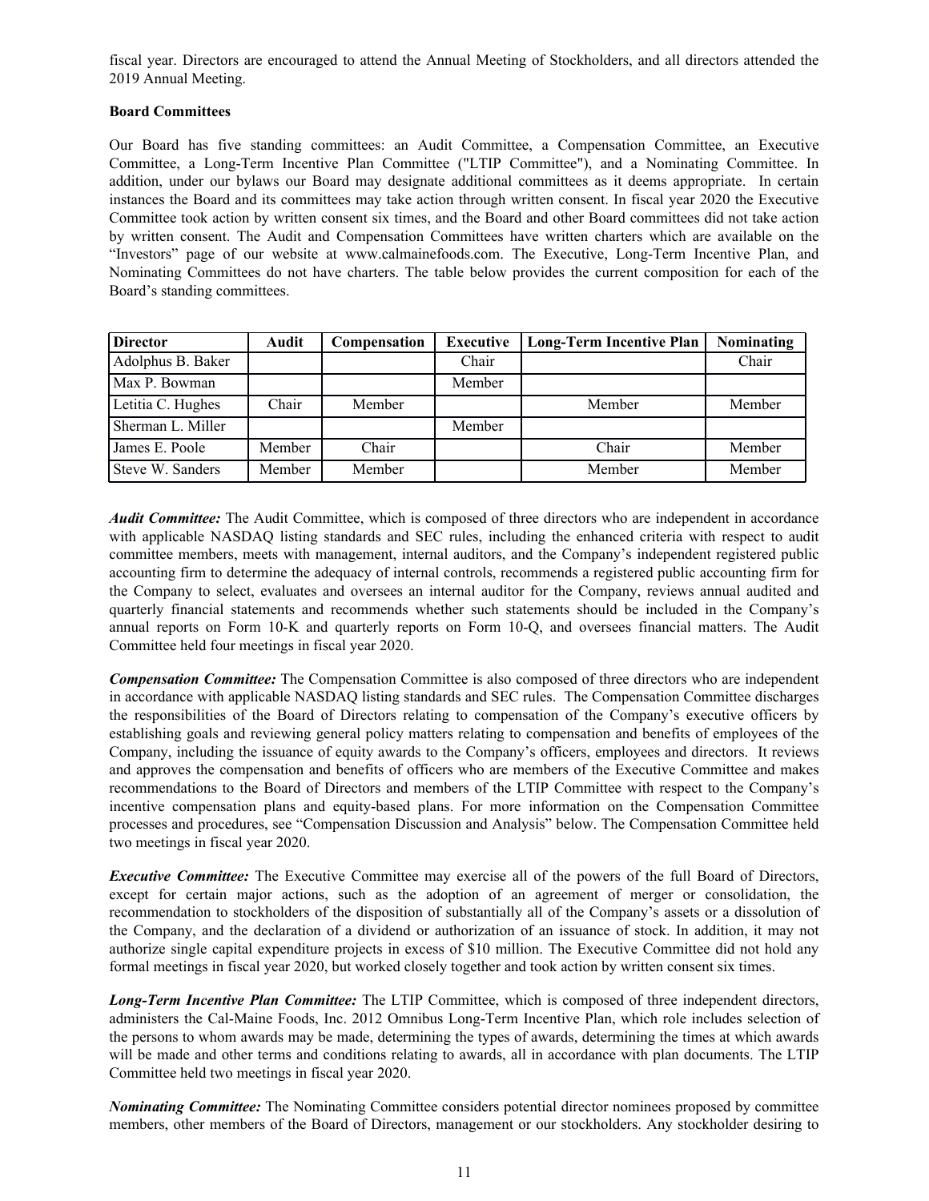fiscal year. Directors are encouraged to attend the Annual Meeting of Stockholders, and all directors attended the 2019 Annual Meeting.

**Board Committees**

Our Board has five standing committees: an Audit Committee, a Compensation Committee, an Executive Committee, a Long-Term Incentive Plan Committee ("LTIP Committee"), and a Nominating Committee. In addition, under our bylaws our Board may designate additional committees as it deems appropriate. In certain instances the Board and its committees may take action through written consent. In fiscal year 2020 the Executive Committee took action by written consent six times, and the Board and other Board committees did not take action by written consent. The Audit and Compensation Committees have written charters which are available on the "Investors" page of our website at www.calmainefoods.com. The Executive, Long-Term Incentive Plan, and Nominating Committees do not have charters. The table below provides the current composition for each of the Board's standing committees.

| Director | Audit | Compensation | Executive | Long-Term Incentive Plan | Nominating |
|---|---|---|---|---|---|
| Adolphus B. Baker | | | Chair | | Chair |
| Max P. Bowman | | | Member | | |
| Letitia C. Hughes | Chair | Member | | Member | Member |
| Sherman L. Miller | | | Member | | |
| James E. Poole | Member | Chair | | Chair | Member |
| Steve W. Sanders | Member | Member | | Member | Member |

***Audit Committee:*** The Audit Committee, which is composed of three directors who are independent in accordance with applicable NASDAQ listing standards and SEC rules, including the enhanced criteria with respect to audit committee members, meets with management, internal auditors, and the Company's independent registered public accounting firm to determine the adequacy of internal controls, recommends a registered public accounting firm for the Company to select, evaluates and oversees an internal auditor for the Company, reviews annual audited and quarterly financial statements and recommends whether such statements should be included in the Company's annual reports on Form 10-K and quarterly reports on Form 10-Q, and oversees financial matters. The Audit Committee held four meetings in fiscal year 2020.

***Compensation Committee:*** The Compensation Committee is also composed of three directors who are independent in accordance with applicable NASDAQ listing standards and SEC rules. The Compensation Committee discharges the responsibilities of the Board of Directors relating to compensation of the Company's executive officers by establishing goals and reviewing general policy matters relating to compensation and benefits of employees of the Company, including the issuance of equity awards to the Company's officers, employees and directors. It reviews and approves the compensation and benefits of officers who are members of the Executive Committee and makes recommendations to the Board of Directors and members of the LTIP Committee with respect to the Company's incentive compensation plans and equity-based plans. For more information on the Compensation Committee processes and procedures, see "Compensation Discussion and Analysis" below. The Compensation Committee held two meetings in fiscal year 2020.

***Executive Committee:*** The Executive Committee may exercise all of the powers of the full Board of Directors, except for certain major actions, such as the adoption of an agreement of merger or consolidation, the recommendation to stockholders of the disposition of substantially all of the Company's assets or a dissolution of the Company, and the declaration of a dividend or authorization of an issuance of stock. In addition, it may not authorize single capital expenditure projects in excess of $10 million. The Executive Committee did not hold any formal meetings in fiscal year 2020, but worked closely together and took action by written consent six times.

***Long-Term Incentive Plan Committee:*** The LTIP Committee, which is composed of three independent directors, administers the Cal-Maine Foods, Inc. 2012 Omnibus Long-Term Incentive Plan, which role includes selection of the persons to whom awards may be made, determining the types of awards, determining the times at which awards will be made and other terms and conditions relating to awards, all in accordance with plan documents. The LTIP Committee held two meetings in fiscal year 2020.

***Nominating Committee:*** The Nominating Committee considers potential director nominees proposed by committee members, other members of the Board of Directors, management or our stockholders. Any stockholder desiring to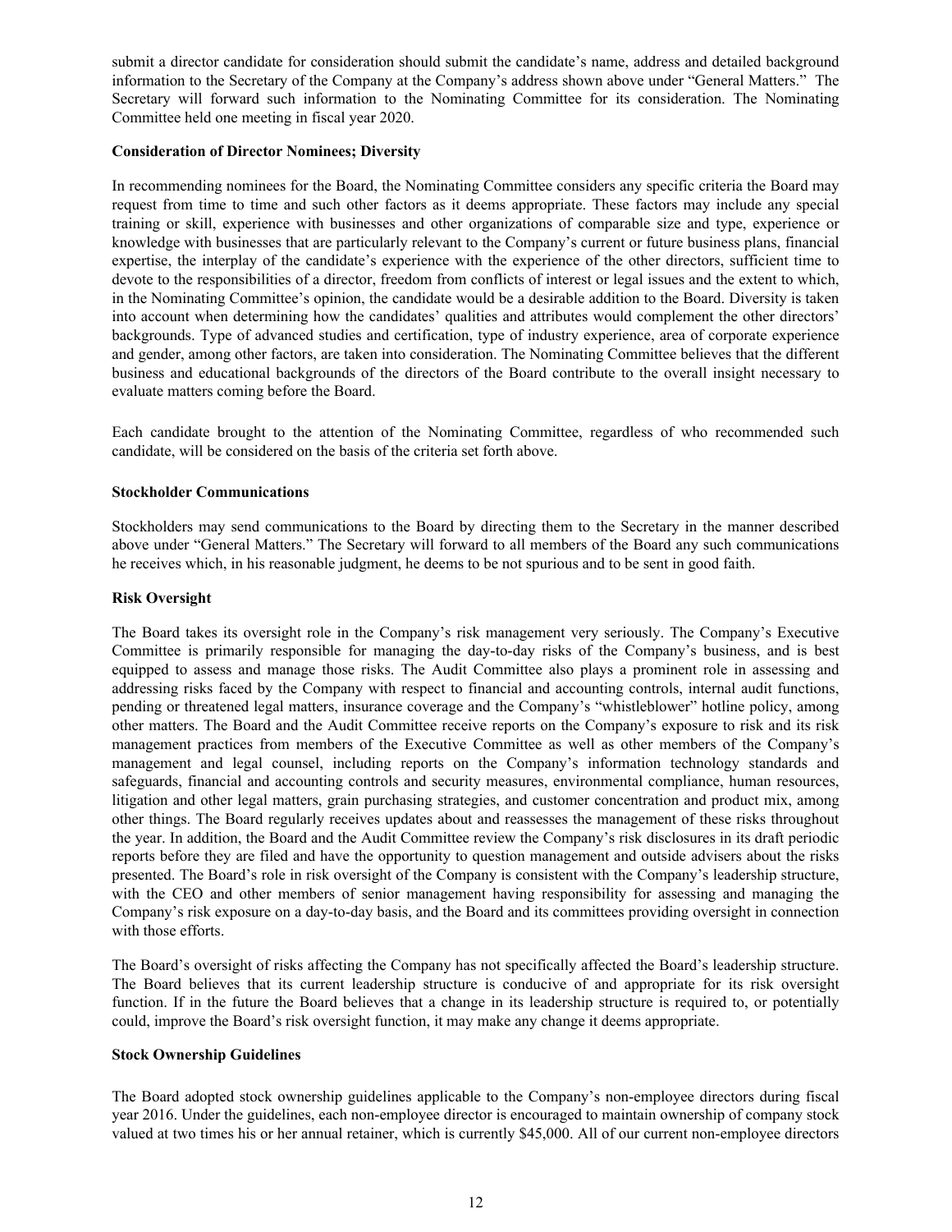submit a director candidate for consideration should submit the candidate's name, address and detailed background information to the Secretary of the Company at the Company's address shown above under "General Matters." The Secretary will forward such information to the Nominating Committee for its consideration. The Nominating Committee held one meeting in fiscal year 2020.

**Consideration of Director Nominees; Diversity**

In recommending nominees for the Board, the Nominating Committee considers any specific criteria the Board may request from time to time and such other factors as it deems appropriate. These factors may include any special training or skill, experience with businesses and other organizations of comparable size and type, experience or knowledge with businesses that are particularly relevant to the Company's current or future business plans, financial expertise, the interplay of the candidate's experience with the experience of the other directors, sufficient time to devote to the responsibilities of a director, freedom from conflicts of interest or legal issues and the extent to which, in the Nominating Committee's opinion, the candidate would be a desirable addition to the Board. Diversity is taken into account when determining how the candidates' qualities and attributes would complement the other directors' backgrounds. Type of advanced studies and certification, type of industry experience, area of corporate experience and gender, among other factors, are taken into consideration. The Nominating Committee believes that the different business and educational backgrounds of the directors of the Board contribute to the overall insight necessary to evaluate matters coming before the Board.

Each candidate brought to the attention of the Nominating Committee, regardless of who recommended such candidate, will be considered on the basis of the criteria set forth above.

**Stockholder Communications**

Stockholders may send communications to the Board by directing them to the Secretary in the manner described above under "General Matters." The Secretary will forward to all members of the Board any such communications he receives which, in his reasonable judgment, he deems to be not spurious and to be sent in good faith.

**Risk Oversight**

The Board takes its oversight role in the Company's risk management very seriously. The Company's Executive Committee is primarily responsible for managing the day-to-day risks of the Company's business, and is best equipped to assess and manage those risks. The Audit Committee also plays a prominent role in assessing and addressing risks faced by the Company with respect to financial and accounting controls, internal audit functions, pending or threatened legal matters, insurance coverage and the Company's "whistleblower" hotline policy, among other matters. The Board and the Audit Committee receive reports on the Company's exposure to risk and its risk management practices from members of the Executive Committee as well as other members of the Company's management and legal counsel, including reports on the Company's information technology standards and safeguards, financial and accounting controls and security measures, environmental compliance, human resources, litigation and other legal matters, grain purchasing strategies, and customer concentration and product mix, among other things. The Board regularly receives updates about and reassesses the management of these risks throughout the year. In addition, the Board and the Audit Committee review the Company's risk disclosures in its draft periodic reports before they are filed and have the opportunity to question management and outside advisers about the risks presented. The Board's role in risk oversight of the Company is consistent with the Company's leadership structure, with the CEO and other members of senior management having responsibility for assessing and managing the Company's risk exposure on a day-to-day basis, and the Board and its committees providing oversight in connection with those efforts.

The Board's oversight of risks affecting the Company has not specifically affected the Board's leadership structure. The Board believes that its current leadership structure is conducive of and appropriate for its risk oversight function. If in the future the Board believes that a change in its leadership structure is required to, or potentially could, improve the Board's risk oversight function, it may make any change it deems appropriate.

**Stock Ownership Guidelines**

The Board adopted stock ownership guidelines applicable to the Company's non-employee directors during fiscal year 2016. Under the guidelines, each non-employee director is encouraged to maintain ownership of company stock valued at two times his or her annual retainer, which is currently $45,000. All of our current non-employee directors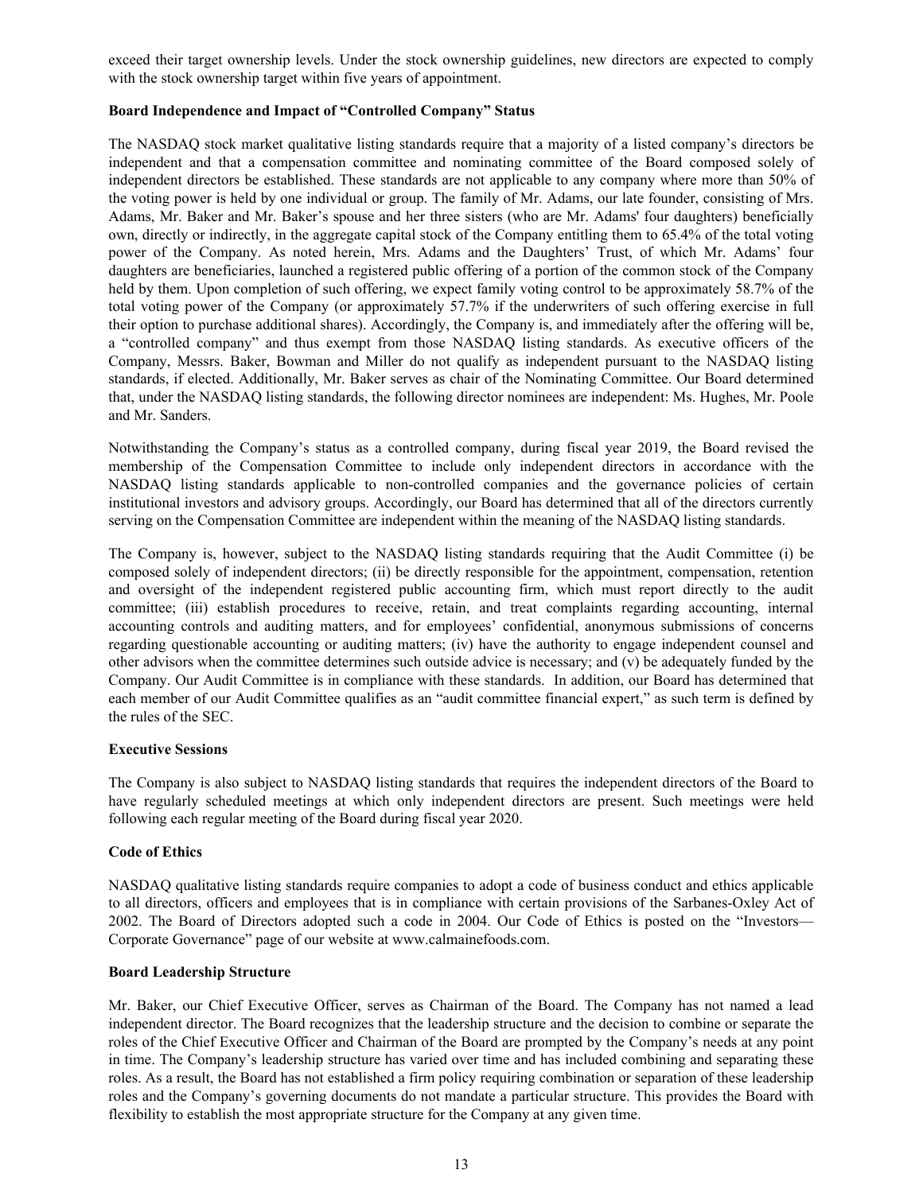exceed their target ownership levels. Under the stock ownership guidelines, new directors are expected to comply with the stock ownership target within five years of appointment.

**Board Independence and Impact of "Controlled Company" Status**

The NASDAQ stock market qualitative listing standards require that a majority of a listed company's directors be independent and that a compensation committee and nominating committee of the Board composed solely of independent directors be established. These standards are not applicable to any company where more than 50% of the voting power is held by one individual or group. The family of Mr. Adams, our late founder, consisting of Mrs. Adams, Mr. Baker and Mr. Baker's spouse and her three sisters (who are Mr. Adams' four daughters) beneficially own, directly or indirectly, in the aggregate capital stock of the Company entitling them to 65.4% of the total voting power of the Company. As noted herein, Mrs. Adams and the Daughters' Trust, of which Mr. Adams' four daughters are beneficiaries, launched a registered public offering of a portion of the common stock of the Company held by them. Upon completion of such offering, we expect family voting control to be approximately 58.7% of the total voting power of the Company (or approximately 57.7% if the underwriters of such offering exercise in full their option to purchase additional shares). Accordingly, the Company is, and immediately after the offering will be, a "controlled company" and thus exempt from those NASDAQ listing standards. As executive officers of the Company, Messrs. Baker, Bowman and Miller do not qualify as independent pursuant to the NASDAQ listing standards, if elected. Additionally, Mr. Baker serves as chair of the Nominating Committee. Our Board determined that, under the NASDAQ listing standards, the following director nominees are independent: Ms. Hughes, Mr. Poole and Mr. Sanders.

Notwithstanding the Company's status as a controlled company, during fiscal year 2019, the Board revised the membership of the Compensation Committee to include only independent directors in accordance with the NASDAQ listing standards applicable to non-controlled companies and the governance policies of certain institutional investors and advisory groups. Accordingly, our Board has determined that all of the directors currently serving on the Compensation Committee are independent within the meaning of the NASDAQ listing standards.

The Company is, however, subject to the NASDAQ listing standards requiring that the Audit Committee (i) be composed solely of independent directors; (ii) be directly responsible for the appointment, compensation, retention and oversight of the independent registered public accounting firm, which must report directly to the audit committee; (iii) establish procedures to receive, retain, and treat complaints regarding accounting, internal accounting controls and auditing matters, and for employees' confidential, anonymous submissions of concerns regarding questionable accounting or auditing matters; (iv) have the authority to engage independent counsel and other advisors when the committee determines such outside advice is necessary; and (v) be adequately funded by the Company. Our Audit Committee is in compliance with these standards. In addition, our Board has determined that each member of our Audit Committee qualifies as an "audit committee financial expert," as such term is defined by the rules of the SEC.

**Executive Sessions**

The Company is also subject to NASDAQ listing standards that requires the independent directors of the Board to have regularly scheduled meetings at which only independent directors are present. Such meetings were held following each regular meeting of the Board during fiscal year 2020.

**Code of Ethics**

NASDAQ qualitative listing standards require companies to adopt a code of business conduct and ethics applicable to all directors, officers and employees that is in compliance with certain provisions of the Sarbanes-Oxley Act of 2002. The Board of Directors adopted such a code in 2004. Our Code of Ethics is posted on the "Investors—Corporate Governance" page of our website at www.calmainefoods.com.

**Board Leadership Structure**

Mr. Baker, our Chief Executive Officer, serves as Chairman of the Board. The Company has not named a lead independent director. The Board recognizes that the leadership structure and the decision to combine or separate the roles of the Chief Executive Officer and Chairman of the Board are prompted by the Company's needs at any point in time. The Company's leadership structure has varied over time and has included combining and separating these roles. As a result, the Board has not established a firm policy requiring combination or separation of these leadership roles and the Company's governing documents do not mandate a particular structure. This provides the Board with flexibility to establish the most appropriate structure for the Company at any given time.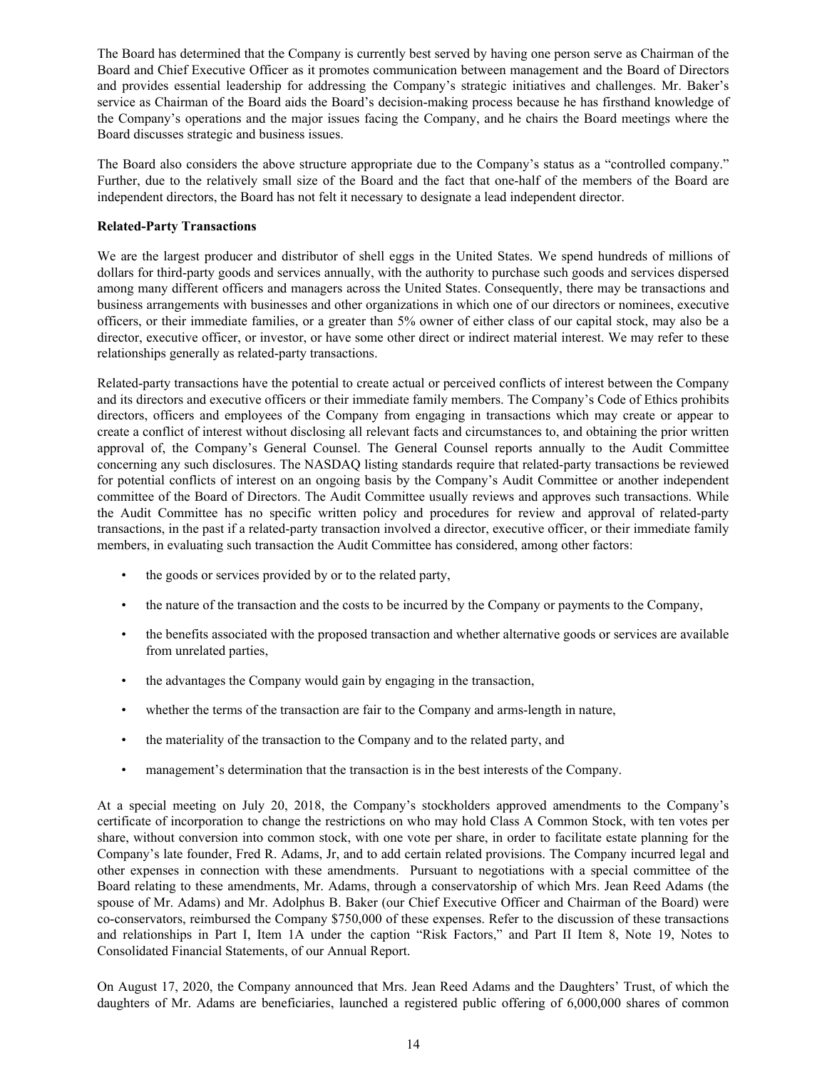The Board has determined that the Company is currently best served by having one person serve as Chairman of the Board and Chief Executive Officer as it promotes communication between management and the Board of Directors and provides essential leadership for addressing the Company's strategic initiatives and challenges. Mr. Baker's service as Chairman of the Board aids the Board's decision-making process because he has firsthand knowledge of the Company's operations and the major issues facing the Company, and he chairs the Board meetings where the Board discusses strategic and business issues.

The Board also considers the above structure appropriate due to the Company's status as a "controlled company." Further, due to the relatively small size of the Board and the fact that one-half of the members of the Board are independent directors, the Board has not felt it necessary to designate a lead independent director.

**Related-Party Transactions**

We are the largest producer and distributor of shell eggs in the United States. We spend hundreds of millions of dollars for third-party goods and services annually, with the authority to purchase such goods and services dispersed among many different officers and managers across the United States. Consequently, there may be transactions and business arrangements with businesses and other organizations in which one of our directors or nominees, executive officers, or their immediate families, or a greater than 5% owner of either class of our capital stock, may also be a director, executive officer, or investor, or have some other direct or indirect material interest. We may refer to these relationships generally as related-party transactions.

Related-party transactions have the potential to create actual or perceived conflicts of interest between the Company and its directors and executive officers or their immediate family members. The Company's Code of Ethics prohibits directors, officers and employees of the Company from engaging in transactions which may create or appear to create a conflict of interest without disclosing all relevant facts and circumstances to, and obtaining the prior written approval of, the Company's General Counsel. The General Counsel reports annually to the Audit Committee concerning any such disclosures. The NASDAQ listing standards require that related-party transactions be reviewed for potential conflicts of interest on an ongoing basis by the Company's Audit Committee or another independent committee of the Board of Directors. The Audit Committee usually reviews and approves such transactions. While the Audit Committee has no specific written policy and procedures for review and approval of related-party transactions, in the past if a related-party transaction involved a director, executive officer, or their immediate family members, in evaluating such transaction the Audit Committee has considered, among other factors:

- the goods or services provided by or to the related party,
- the nature of the transaction and the costs to be incurred by the Company or payments to the Company,
- the benefits associated with the proposed transaction and whether alternative goods or services are available from unrelated parties,
- the advantages the Company would gain by engaging in the transaction,
- whether the terms of the transaction are fair to the Company and arms-length in nature,
- the materiality of the transaction to the Company and to the related party, and
- management's determination that the transaction is in the best interests of the Company.

At a special meeting on July 20, 2018, the Company's stockholders approved amendments to the Company's certificate of incorporation to change the restrictions on who may hold Class A Common Stock, with ten votes per share, without conversion into common stock, with one vote per share, in order to facilitate estate planning for the Company's late founder, Fred R. Adams, Jr, and to add certain related provisions. The Company incurred legal and other expenses in connection with these amendments. Pursuant to negotiations with a special committee of the Board relating to these amendments, Mr. Adams, through a conservatorship of which Mrs. Jean Reed Adams (the spouse of Mr. Adams) and Mr. Adolphus B. Baker (our Chief Executive Officer and Chairman of the Board) were co-conservators, reimbursed the Company $750,000 of these expenses. Refer to the discussion of these transactions and relationships in Part I, Item 1A under the caption "Risk Factors," and Part II Item 8, Note 19, Notes to Consolidated Financial Statements, of our Annual Report.

On August 17, 2020, the Company announced that Mrs. Jean Reed Adams and the Daughters' Trust, of which the daughters of Mr. Adams are beneficiaries, launched a registered public offering of 6,000,000 shares of common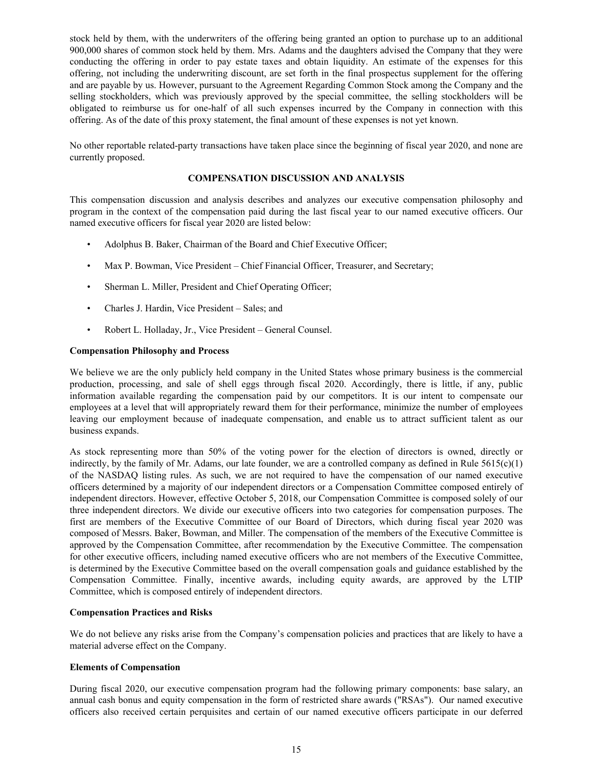stock held by them, with the underwriters of the offering being granted an option to purchase up to an additional 900,000 shares of common stock held by them. Mrs. Adams and the daughters advised the Company that they were conducting the offering in order to pay estate taxes and obtain liquidity. An estimate of the expenses for this offering, not including the underwriting discount, are set forth in the final prospectus supplement for the offering and are payable by us. However, pursuant to the Agreement Regarding Common Stock among the Company and the selling stockholders, which was previously approved by the special committee, the selling stockholders will be obligated to reimburse us for one-half of all such expenses incurred by the Company in connection with this offering. As of the date of this proxy statement, the final amount of these expenses is not yet known.

No other reportable related-party transactions have taken place since the beginning of fiscal year 2020, and none are currently proposed.

## COMPENSATION DISCUSSION AND ANALYSIS

This compensation discussion and analysis describes and analyzes our executive compensation philosophy and program in the context of the compensation paid during the last fiscal year to our named executive officers. Our named executive officers for fiscal year 2020 are listed below:

- Adolphus B. Baker, Chairman of the Board and Chief Executive Officer;
- Max P. Bowman, Vice President – Chief Financial Officer, Treasurer, and Secretary;
- Sherman L. Miller, President and Chief Operating Officer;
- Charles J. Hardin, Vice President – Sales; and
- Robert L. Holladay, Jr., Vice President – General Counsel.

**Compensation Philosophy and Process**

We believe we are the only publicly held company in the United States whose primary business is the commercial production, processing, and sale of shell eggs through fiscal 2020. Accordingly, there is little, if any, public information available regarding the compensation paid by our competitors. It is our intent to compensate our employees at a level that will appropriately reward them for their performance, minimize the number of employees leaving our employment because of inadequate compensation, and enable us to attract sufficient talent as our business expands.

As stock representing more than 50% of the voting power for the election of directors is owned, directly or indirectly, by the family of Mr. Adams, our late founder, we are a controlled company as defined in Rule 5615(c)(1) of the NASDAQ listing rules. As such, we are not required to have the compensation of our named executive officers determined by a majority of our independent directors or a Compensation Committee composed entirely of independent directors. However, effective October 5, 2018, our Compensation Committee is composed solely of our three independent directors. We divide our executive officers into two categories for compensation purposes. The first are members of the Executive Committee of our Board of Directors, which during fiscal year 2020 was composed of Messrs. Baker, Bowman, and Miller. The compensation of the members of the Executive Committee is approved by the Compensation Committee, after recommendation by the Executive Committee. The compensation for other executive officers, including named executive officers who are not members of the Executive Committee, is determined by the Executive Committee based on the overall compensation goals and guidance established by the Compensation Committee. Finally, incentive awards, including equity awards, are approved by the LTIP Committee, which is composed entirely of independent directors.

**Compensation Practices and Risks**

We do not believe any risks arise from the Company's compensation policies and practices that are likely to have a material adverse effect on the Company.

**Elements of Compensation**

During fiscal 2020, our executive compensation program had the following primary components: base salary, an annual cash bonus and equity compensation in the form of restricted share awards ("RSAs"). Our named executive officers also received certain perquisites and certain of our named executive officers participate in our deferred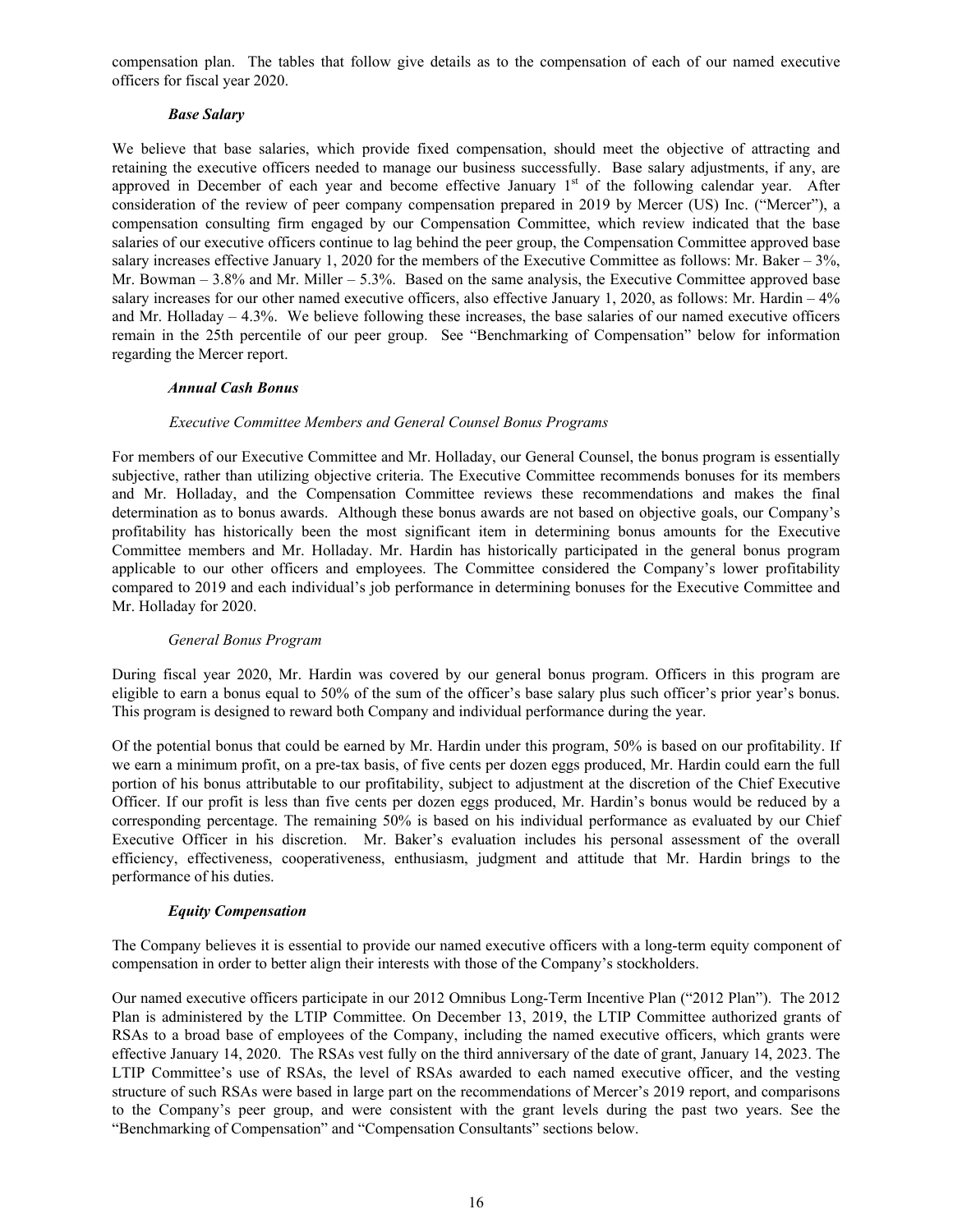compensation plan. The tables that follow give details as to the compensation of each of our named executive officers for fiscal year 2020.

***Base Salary***

We believe that base salaries, which provide fixed compensation, should meet the objective of attracting and retaining the executive officers needed to manage our business successfully. Base salary adjustments, if any, are approved in December of each year and become effective January 1st of the following calendar year. After consideration of the review of peer company compensation prepared in 2019 by Mercer (US) Inc. ("Mercer"), a compensation consulting firm engaged by our Compensation Committee, which review indicated that the base salaries of our executive officers continue to lag behind the peer group, the Compensation Committee approved base salary increases effective January 1, 2020 for the members of the Executive Committee as follows: Mr. Baker – 3%, Mr. Bowman – 3.8% and Mr. Miller – 5.3%. Based on the same analysis, the Executive Committee approved base salary increases for our other named executive officers, also effective January 1, 2020, as follows: Mr. Hardin – 4% and Mr. Holladay – 4.3%. We believe following these increases, the base salaries of our named executive officers remain in the 25th percentile of our peer group. See "Benchmarking of Compensation" below for information regarding the Mercer report.

***Annual Cash Bonus***

*Executive Committee Members and General Counsel Bonus Programs*

For members of our Executive Committee and Mr. Holladay, our General Counsel, the bonus program is essentially subjective, rather than utilizing objective criteria. The Executive Committee recommends bonuses for its members and Mr. Holladay, and the Compensation Committee reviews these recommendations and makes the final determination as to bonus awards. Although these bonus awards are not based on objective goals, our Company's profitability has historically been the most significant item in determining bonus amounts for the Executive Committee members and Mr. Holladay. Mr. Hardin has historically participated in the general bonus program applicable to our other officers and employees. The Committee considered the Company's lower profitability compared to 2019 and each individual's job performance in determining bonuses for the Executive Committee and Mr. Holladay for 2020.

*General Bonus Program*

During fiscal year 2020, Mr. Hardin was covered by our general bonus program. Officers in this program are eligible to earn a bonus equal to 50% of the sum of the officer's base salary plus such officer's prior year's bonus. This program is designed to reward both Company and individual performance during the year.

Of the potential bonus that could be earned by Mr. Hardin under this program, 50% is based on our profitability. If we earn a minimum profit, on a pre-tax basis, of five cents per dozen eggs produced, Mr. Hardin could earn the full portion of his bonus attributable to our profitability, subject to adjustment at the discretion of the Chief Executive Officer. If our profit is less than five cents per dozen eggs produced, Mr. Hardin's bonus would be reduced by a corresponding percentage. The remaining 50% is based on his individual performance as evaluated by our Chief Executive Officer in his discretion. Mr. Baker's evaluation includes his personal assessment of the overall efficiency, effectiveness, cooperativeness, enthusiasm, judgment and attitude that Mr. Hardin brings to the performance of his duties.

***Equity Compensation***

The Company believes it is essential to provide our named executive officers with a long-term equity component of compensation in order to better align their interests with those of the Company's stockholders.

Our named executive officers participate in our 2012 Omnibus Long-Term Incentive Plan ("2012 Plan"). The 2012 Plan is administered by the LTIP Committee. On December 13, 2019, the LTIP Committee authorized grants of RSAs to a broad base of employees of the Company, including the named executive officers, which grants were effective January 14, 2020. The RSAs vest fully on the third anniversary of the date of grant, January 14, 2023. The LTIP Committee's use of RSAs, the level of RSAs awarded to each named executive officer, and the vesting structure of such RSAs were based in large part on the recommendations of Mercer's 2019 report, and comparisons to the Company's peer group, and were consistent with the grant levels during the past two years. See the "Benchmarking of Compensation" and "Compensation Consultants" sections below.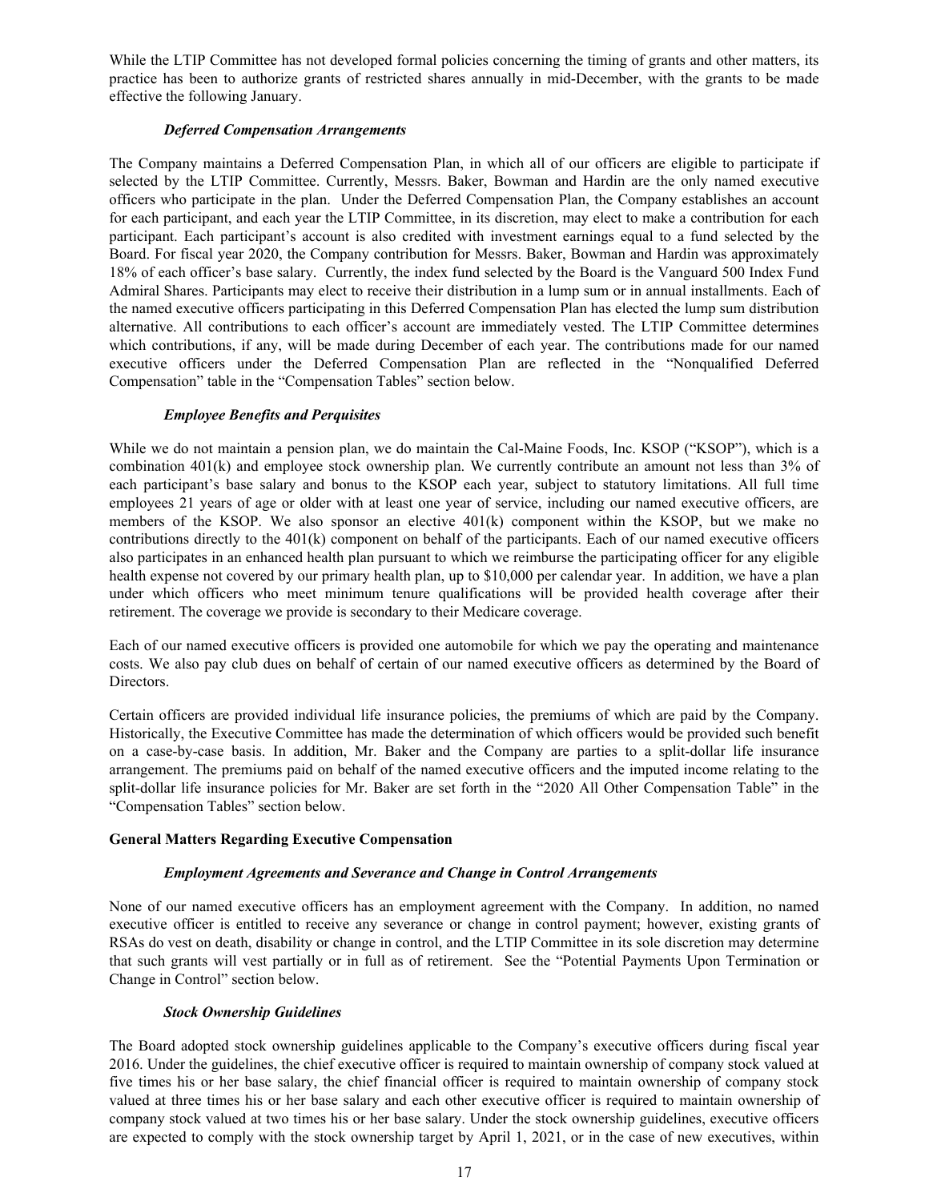While the LTIP Committee has not developed formal policies concerning the timing of grants and other matters, its practice has been to authorize grants of restricted shares annually in mid-December, with the grants to be made effective the following January.

#### *Deferred Compensation Arrangements*

The Company maintains a Deferred Compensation Plan, in which all of our officers are eligible to participate if selected by the LTIP Committee. Currently, Messrs. Baker, Bowman and Hardin are the only named executive officers who participate in the plan. Under the Deferred Compensation Plan, the Company establishes an account for each participant, and each year the LTIP Committee, in its discretion, may elect to make a contribution for each participant. Each participant's account is also credited with investment earnings equal to a fund selected by the Board. For fiscal year 2020, the Company contribution for Messrs. Baker, Bowman and Hardin was approximately 18% of each officer's base salary. Currently, the index fund selected by the Board is the Vanguard 500 Index Fund Admiral Shares. Participants may elect to receive their distribution in a lump sum or in annual installments. Each of the named executive officers participating in this Deferred Compensation Plan has elected the lump sum distribution alternative. All contributions to each officer's account are immediately vested. The LTIP Committee determines which contributions, if any, will be made during December of each year. The contributions made for our named executive officers under the Deferred Compensation Plan are reflected in the "Nonqualified Deferred Compensation" table in the "Compensation Tables" section below.

#### *Employee Benefits and Perquisites*

While we do not maintain a pension plan, we do maintain the Cal-Maine Foods, Inc. KSOP ("KSOP"), which is a combination 401(k) and employee stock ownership plan. We currently contribute an amount not less than 3% of each participant's base salary and bonus to the KSOP each year, subject to statutory limitations. All full time employees 21 years of age or older with at least one year of service, including our named executive officers, are members of the KSOP. We also sponsor an elective 401(k) component within the KSOP, but we make no contributions directly to the 401(k) component on behalf of the participants. Each of our named executive officers also participates in an enhanced health plan pursuant to which we reimburse the participating officer for any eligible health expense not covered by our primary health plan, up to $10,000 per calendar year. In addition, we have a plan under which officers who meet minimum tenure qualifications will be provided health coverage after their retirement. The coverage we provide is secondary to their Medicare coverage.

Each of our named executive officers is provided one automobile for which we pay the operating and maintenance costs. We also pay club dues on behalf of certain of our named executive officers as determined by the Board of Directors.

Certain officers are provided individual life insurance policies, the premiums of which are paid by the Company. Historically, the Executive Committee has made the determination of which officers would be provided such benefit on a case-by-case basis. In addition, Mr. Baker and the Company are parties to a split-dollar life insurance arrangement. The premiums paid on behalf of the named executive officers and the imputed income relating to the split-dollar life insurance policies for Mr. Baker are set forth in the "2020 All Other Compensation Table" in the "Compensation Tables" section below.

### General Matters Regarding Executive Compensation

#### *Employment Agreements and Severance and Change in Control Arrangements*

None of our named executive officers has an employment agreement with the Company. In addition, no named executive officer is entitled to receive any severance or change in control payment; however, existing grants of RSAs do vest on death, disability or change in control, and the LTIP Committee in its sole discretion may determine that such grants will vest partially or in full as of retirement. See the "Potential Payments Upon Termination or Change in Control" section below.

#### *Stock Ownership Guidelines*

The Board adopted stock ownership guidelines applicable to the Company's executive officers during fiscal year 2016. Under the guidelines, the chief executive officer is required to maintain ownership of company stock valued at five times his or her base salary, the chief financial officer is required to maintain ownership of company stock valued at three times his or her base salary and each other executive officer is required to maintain ownership of company stock valued at two times his or her base salary. Under the stock ownership guidelines, executive officers are expected to comply with the stock ownership target by April 1, 2021, or in the case of new executives, within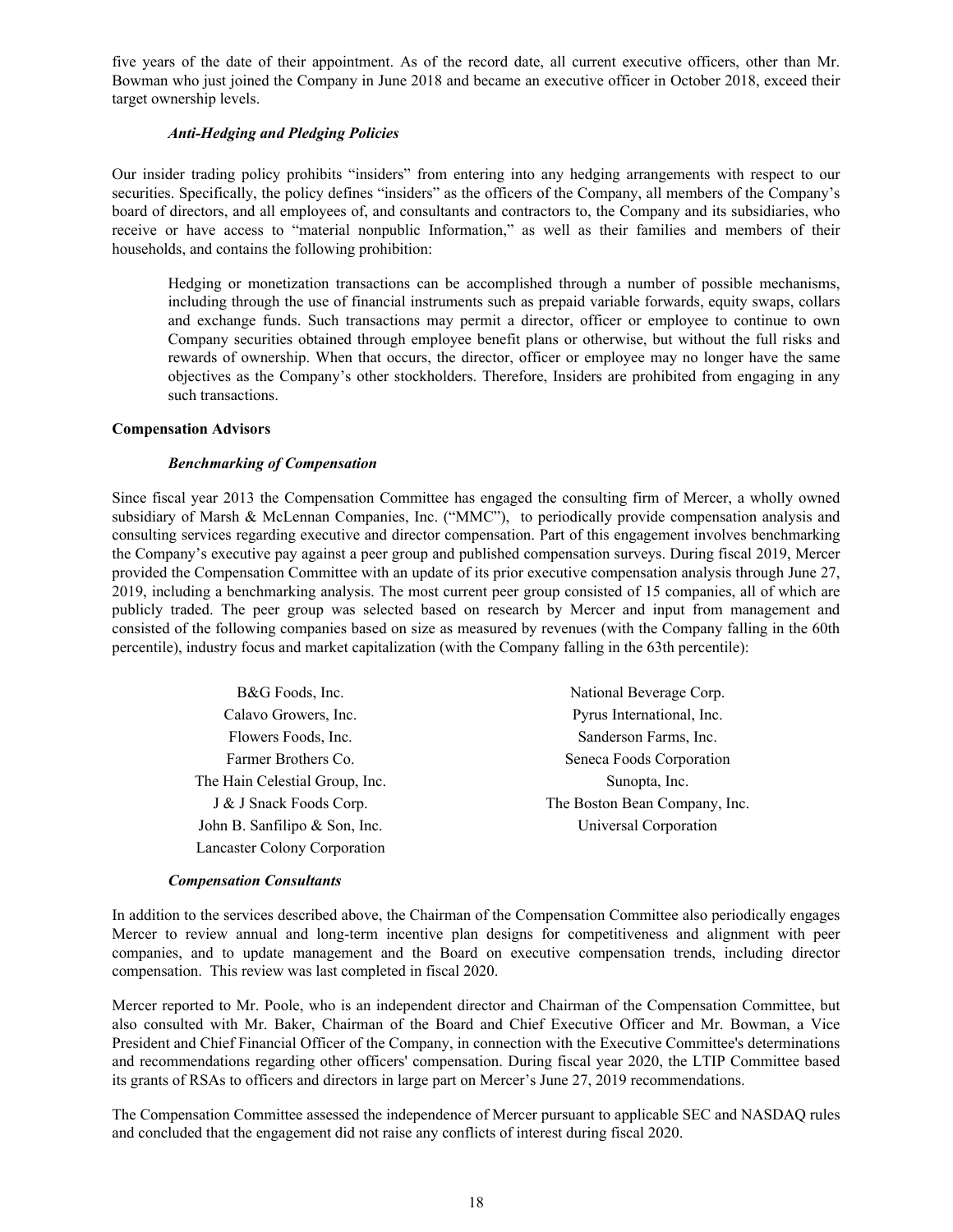five years of the date of their appointment. As of the record date, all current executive officers, other than Mr. Bowman who just joined the Company in June 2018 and became an executive officer in October 2018, exceed their target ownership levels.

***Anti-Hedging and Pledging Policies***

Our insider trading policy prohibits "insiders" from entering into any hedging arrangements with respect to our securities. Specifically, the policy defines "insiders" as the officers of the Company, all members of the Company's board of directors, and all employees of, and consultants and contractors to, the Company and its subsidiaries, who receive or have access to "material nonpublic Information," as well as their families and members of their households, and contains the following prohibition:

> Hedging or monetization transactions can be accomplished through a number of possible mechanisms, including through the use of financial instruments such as prepaid variable forwards, equity swaps, collars and exchange funds. Such transactions may permit a director, officer or employee to continue to own Company securities obtained through employee benefit plans or otherwise, but without the full risks and rewards of ownership. When that occurs, the director, officer or employee may no longer have the same objectives as the Company's other stockholders. Therefore, Insiders are prohibited from engaging in any such transactions.

**Compensation Advisors**

***Benchmarking of Compensation***

Since fiscal year 2013 the Compensation Committee has engaged the consulting firm of Mercer, a wholly owned subsidiary of Marsh & McLennan Companies, Inc. ("MMC"), to periodically provide compensation analysis and consulting services regarding executive and director compensation. Part of this engagement involves benchmarking the Company's executive pay against a peer group and published compensation surveys. During fiscal 2019, Mercer provided the Compensation Committee with an update of its prior executive compensation analysis through June 27, 2019, including a benchmarking analysis. The most current peer group consisted of 15 companies, all of which are publicly traded. The peer group was selected based on research by Mercer and input from management and consisted of the following companies based on size as measured by revenues (with the Company falling in the 60th percentile), industry focus and market capitalization (with the Company falling in the 63th percentile):

| | |
|---|---|
| B&G Foods, Inc. | National Beverage Corp. |
| Calavo Growers, Inc. | Pyrus International, Inc. |
| Flowers Foods, Inc. | Sanderson Farms, Inc. |
| Farmer Brothers Co. | Seneca Foods Corporation |
| The Hain Celestial Group, Inc. | Sunopta, Inc. |
| J & J Snack Foods Corp. | The Boston Bean Company, Inc. |
| John B. Sanfilipo & Son, Inc. | Universal Corporation |
| Lancaster Colony Corporation | |

***Compensation Consultants***

In addition to the services described above, the Chairman of the Compensation Committee also periodically engages Mercer to review annual and long-term incentive plan designs for competitiveness and alignment with peer companies, and to update management and the Board on executive compensation trends, including director compensation. This review was last completed in fiscal 2020.

Mercer reported to Mr. Poole, who is an independent director and Chairman of the Compensation Committee, but also consulted with Mr. Baker, Chairman of the Board and Chief Executive Officer and Mr. Bowman, a Vice President and Chief Financial Officer of the Company, in connection with the Executive Committee's determinations and recommendations regarding other officers' compensation. During fiscal year 2020, the LTIP Committee based its grants of RSAs to officers and directors in large part on Mercer's June 27, 2019 recommendations.

The Compensation Committee assessed the independence of Mercer pursuant to applicable SEC and NASDAQ rules and concluded that the engagement did not raise any conflicts of interest during fiscal 2020.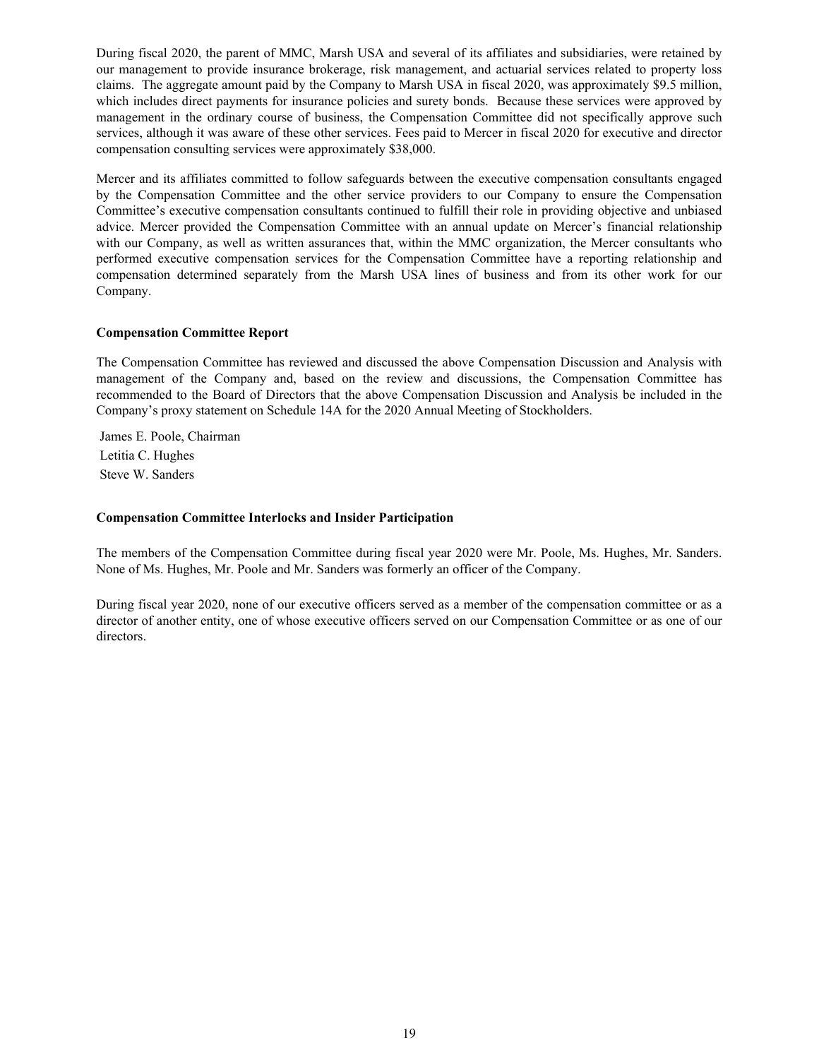During fiscal 2020, the parent of MMC, Marsh USA and several of its affiliates and subsidiaries, were retained by our management to provide insurance brokerage, risk management, and actuarial services related to property loss claims. The aggregate amount paid by the Company to Marsh USA in fiscal 2020, was approximately $9.5 million, which includes direct payments for insurance policies and surety bonds. Because these services were approved by management in the ordinary course of business, the Compensation Committee did not specifically approve such services, although it was aware of these other services. Fees paid to Mercer in fiscal 2020 for executive and director compensation consulting services were approximately $38,000.

Mercer and its affiliates committed to follow safeguards between the executive compensation consultants engaged by the Compensation Committee and the other service providers to our Company to ensure the Compensation Committee's executive compensation consultants continued to fulfill their role in providing objective and unbiased advice. Mercer provided the Compensation Committee with an annual update on Mercer's financial relationship with our Company, as well as written assurances that, within the MMC organization, the Mercer consultants who performed executive compensation services for the Compensation Committee have a reporting relationship and compensation determined separately from the Marsh USA lines of business and from its other work for our Company.

**Compensation Committee Report**

The Compensation Committee has reviewed and discussed the above Compensation Discussion and Analysis with management of the Company and, based on the review and discussions, the Compensation Committee has recommended to the Board of Directors that the above Compensation Discussion and Analysis be included in the Company's proxy statement on Schedule 14A for the 2020 Annual Meeting of Stockholders.

James E. Poole, Chairman
Letitia C. Hughes
Steve W. Sanders

**Compensation Committee Interlocks and Insider Participation**

The members of the Compensation Committee during fiscal year 2020 were Mr. Poole, Ms. Hughes, Mr. Sanders. None of Ms. Hughes, Mr. Poole and Mr. Sanders was formerly an officer of the Company.

During fiscal year 2020, none of our executive officers served as a member of the compensation committee or as a director of another entity, one of whose executive officers served on our Compensation Committee or as one of our directors.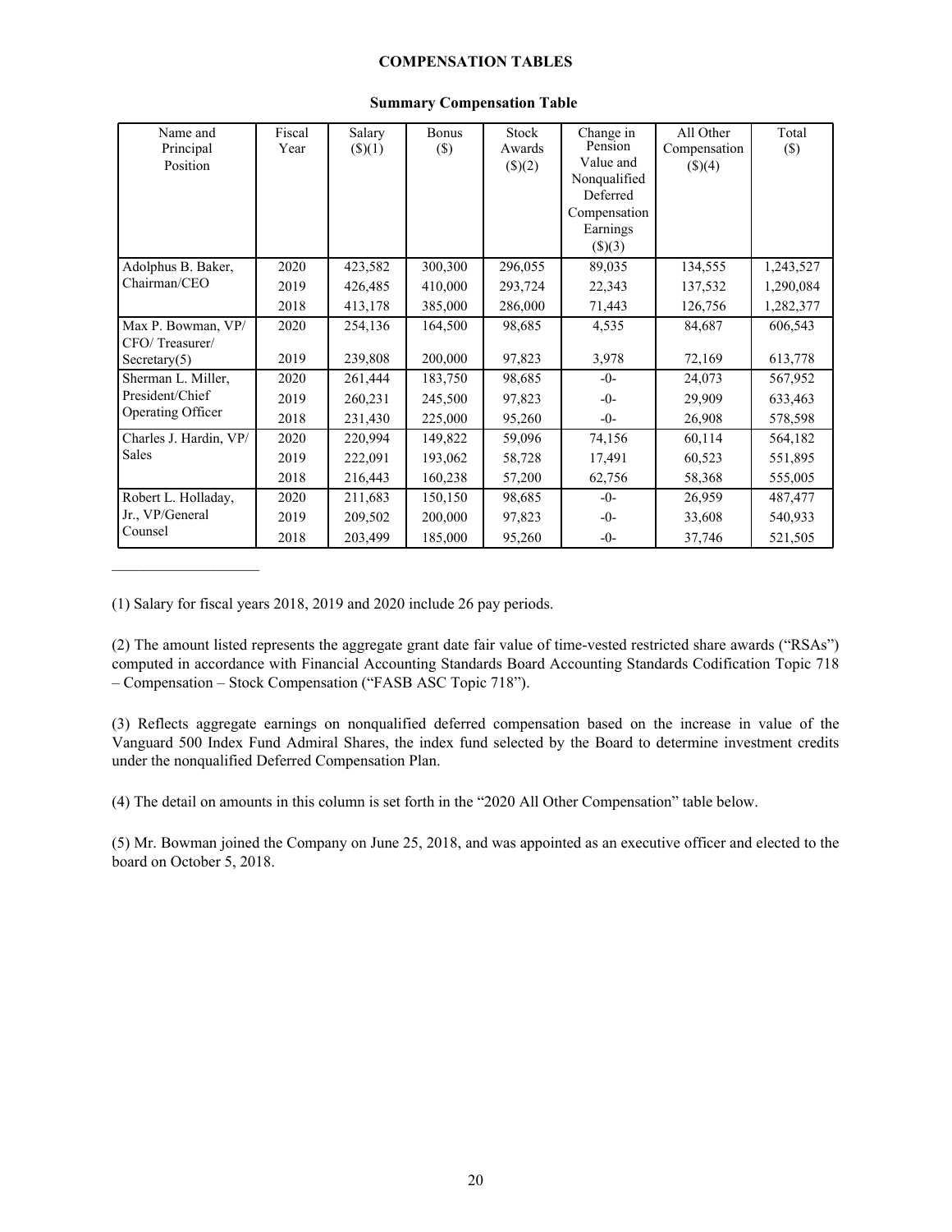## COMPENSATION TABLES

### Summary Compensation Table

| Name and Principal Position | Fiscal Year | Salary ($)(1) | Bonus ($) | Stock Awards ($)(2) | Change in Pension Value and Nonqualified Deferred Compensation Earnings ($)(3) | All Other Compensation ($)(4) | Total ($) |
|---|---|---|---|---|---|---|---|
| Adolphus B. Baker, Chairman/CEO | 2020 | 423,582 | 300,300 | 296,055 | 89,035 | 134,555 | 1,243,527 |
| | 2019 | 426,485 | 410,000 | 293,724 | 22,343 | 137,532 | 1,290,084 |
| | 2018 | 413,178 | 385,000 | 286,000 | 71,443 | 126,756 | 1,282,377 |
| Max P. Bowman, VP/ CFO/ Treasurer/ Secretary(5) | 2020 | 254,136 | 164,500 | 98,685 | 4,535 | 84,687 | 606,543 |
| | 2019 | 239,808 | 200,000 | 97,823 | 3,978 | 72,169 | 613,778 |
| Sherman L. Miller, President/Chief Operating Officer | 2020 | 261,444 | 183,750 | 98,685 | -0- | 24,073 | 567,952 |
| | 2019 | 260,231 | 245,500 | 97,823 | -0- | 29,909 | 633,463 |
| | 2018 | 231,430 | 225,000 | 95,260 | -0- | 26,908 | 578,598 |
| Charles J. Hardin, VP/ Sales | 2020 | 220,994 | 149,822 | 59,096 | 74,156 | 60,114 | 564,182 |
| | 2019 | 222,091 | 193,062 | 58,728 | 17,491 | 60,523 | 551,895 |
| | 2018 | 216,443 | 160,238 | 57,200 | 62,756 | 58,368 | 555,005 |
| Robert L. Holladay, Jr., VP/General Counsel | 2020 | 211,683 | 150,150 | 98,685 | -0- | 26,959 | 487,477 |
| | 2019 | 209,502 | 200,000 | 97,823 | -0- | 33,608 | 540,933 |
| | 2018 | 203,499 | 185,000 | 95,260 | -0- | 37,746 | 521,505 |

(1) Salary for fiscal years 2018, 2019 and 2020 include 26 pay periods.

(2) The amount listed represents the aggregate grant date fair value of time-vested restricted share awards ("RSAs") computed in accordance with Financial Accounting Standards Board Accounting Standards Codification Topic 718 – Compensation – Stock Compensation ("FASB ASC Topic 718").

(3) Reflects aggregate earnings on nonqualified deferred compensation based on the increase in value of the Vanguard 500 Index Fund Admiral Shares, the index fund selected by the Board to determine investment credits under the nonqualified Deferred Compensation Plan.

(4) The detail on amounts in this column is set forth in the "2020 All Other Compensation" table below.

(5) Mr. Bowman joined the Company on June 25, 2018, and was appointed as an executive officer and elected to the board on October 5, 2018.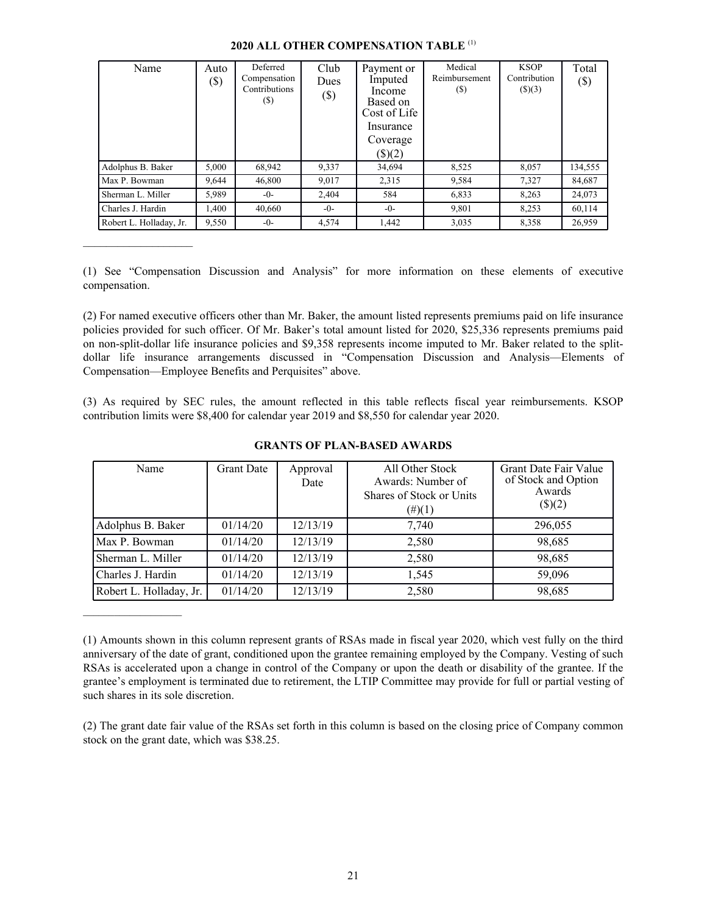**2020 ALL OTHER COMPENSATION TABLE** (1)

| Name | Auto ($) | Deferred Compensation Contributions ($) | Club Dues ($) | Payment or Imputed Income Based on Cost of Life Insurance Coverage ($)(2) | Medical Reimbursement ($) | KSOP Contribution ($)(3) | Total ($) |
|---|---|---|---|---|---|---|---|
| Adolphus B. Baker | 5,000 | 68,942 | 9,337 | 34,694 | 8,525 | 8,057 | 134,555 |
| Max P. Bowman | 9,644 | 46,800 | 9,017 | 2,315 | 9,584 | 7,327 | 84,687 |
| Sherman L. Miller | 5,989 | -0- | 2,404 | 584 | 6,833 | 8,263 | 24,073 |
| Charles J. Hardin | 1,400 | 40,660 | -0- | -0- | 9,801 | 8,253 | 60,114 |
| Robert L. Holladay, Jr. | 9,550 | -0- | 4,574 | 1,442 | 3,035 | 8,358 | 26,959 |

---

(1) See “Compensation Discussion and Analysis” for more information on these elements of executive compensation.

(2) For named executive officers other than Mr. Baker, the amount listed represents premiums paid on life insurance policies provided for such officer. Of Mr. Baker’s total amount listed for 2020, $25,336 represents premiums paid on non-split-dollar life insurance policies and $9,358 represents income imputed to Mr. Baker related to the split-dollar life insurance arrangements discussed in “Compensation Discussion and Analysis—Elements of Compensation—Employee Benefits and Perquisites” above.

(3) As required by SEC rules, the amount reflected in this table reflects fiscal year reimbursements. KSOP contribution limits were $8,400 for calendar year 2019 and $8,550 for calendar year 2020.

**GRANTS OF PLAN-BASED AWARDS**

| Name | Grant Date | Approval Date | All Other Stock Awards: Number of Shares of Stock or Units (#)(1) | Grant Date Fair Value of Stock and Option Awards ($)(2) |
|---|---|---|---|---|
| Adolphus B. Baker | 01/14/20 | 12/13/19 | 7,740 | 296,055 |
| Max P. Bowman | 01/14/20 | 12/13/19 | 2,580 | 98,685 |
| Sherman L. Miller | 01/14/20 | 12/13/19 | 2,580 | 98,685 |
| Charles J. Hardin | 01/14/20 | 12/13/19 | 1,545 | 59,096 |
| Robert L. Holladay, Jr. | 01/14/20 | 12/13/19 | 2,580 | 98,685 |

---

(1) Amounts shown in this column represent grants of RSAs made in fiscal year 2020, which vest fully on the third anniversary of the date of grant, conditioned upon the grantee remaining employed by the Company. Vesting of such RSAs is accelerated upon a change in control of the Company or upon the death or disability of the grantee. If the grantee’s employment is terminated due to retirement, the LTIP Committee may provide for full or partial vesting of such shares in its sole discretion.

(2) The grant date fair value of the RSAs set forth in this column is based on the closing price of Company common stock on the grant date, which was $38.25.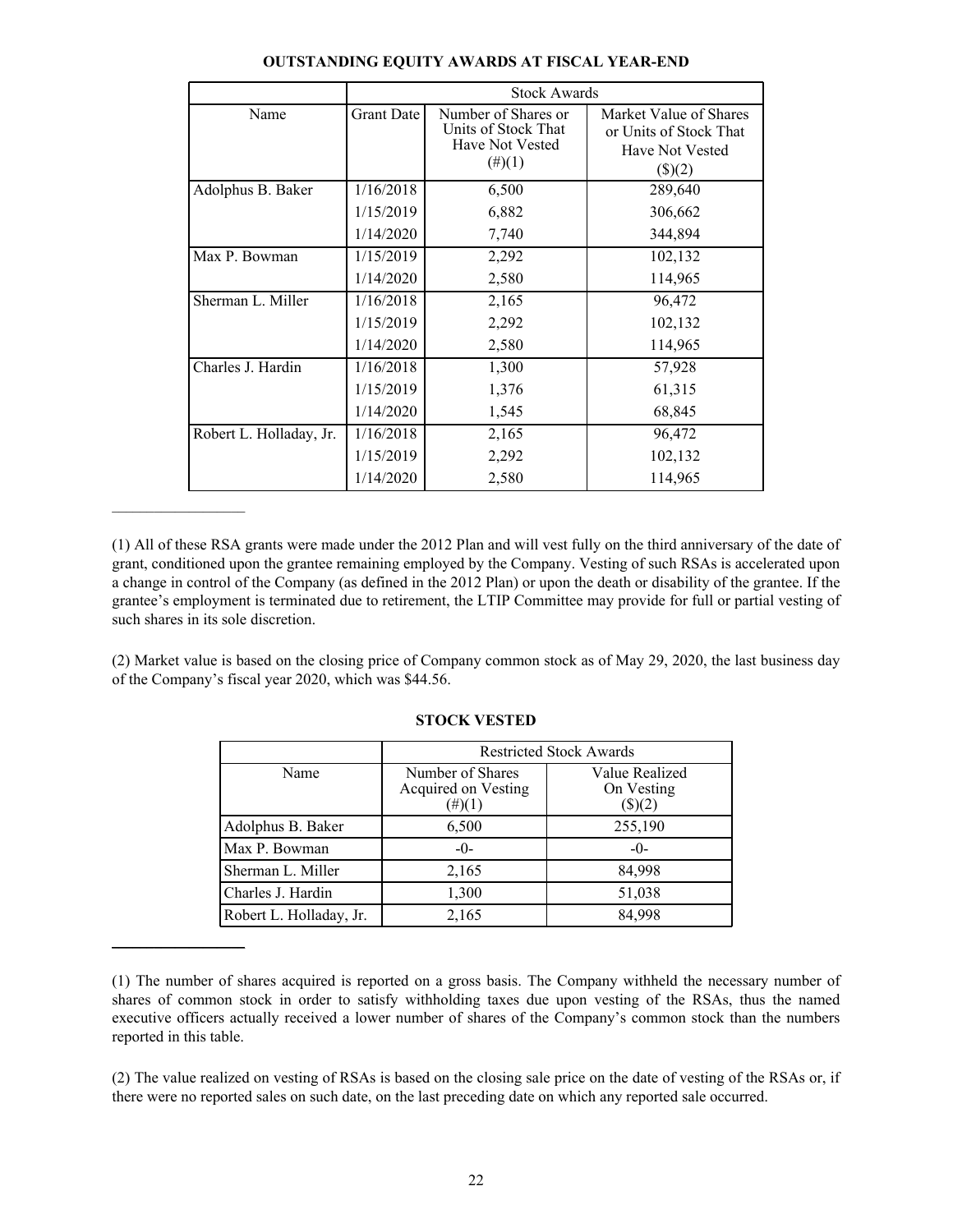**OUTSTANDING EQUITY AWARDS AT FISCAL YEAR-END**

| | Stock Awards | | |
|---|---|---|---|
| Name | Grant Date | Number of Shares or Units of Stock That Have Not Vested (#)(1) | Market Value of Shares or Units of Stock That Have Not Vested ($)(2) |
| Adolphus B. Baker | 1/16/2018 | 6,500 | 289,640 |
| | 1/15/2019 | 6,882 | 306,662 |
| | 1/14/2020 | 7,740 | 344,894 |
| Max P. Bowman | 1/15/2019 | 2,292 | 102,132 |
| | 1/14/2020 | 2,580 | 114,965 |
| Sherman L. Miller | 1/16/2018 | 2,165 | 96,472 |
| | 1/15/2019 | 2,292 | 102,132 |
| | 1/14/2020 | 2,580 | 114,965 |
| Charles J. Hardin | 1/16/2018 | 1,300 | 57,928 |
| | 1/15/2019 | 1,376 | 61,315 |
| | 1/14/2020 | 1,545 | 68,845 |
| Robert L. Holladay, Jr. | 1/16/2018 | 2,165 | 96,472 |
| | 1/15/2019 | 2,292 | 102,132 |
| | 1/14/2020 | 2,580 | 114,965 |

---

(1) All of these RSA grants were made under the 2012 Plan and will vest fully on the third anniversary of the date of grant, conditioned upon the grantee remaining employed by the Company. Vesting of such RSAs is accelerated upon a change in control of the Company (as defined in the 2012 Plan) or upon the death or disability of the grantee. If the grantee's employment is terminated due to retirement, the LTIP Committee may provide for full or partial vesting of such shares in its sole discretion.

(2) Market value is based on the closing price of Company common stock as of May 29, 2020, the last business day of the Company's fiscal year 2020, which was $44.56.

**STOCK VESTED**

| | Restricted Stock Awards | |
|---|---|---|
| Name | Number of Shares Acquired on Vesting (#)(1) | Value Realized On Vesting ($)(2) |
| Adolphus B. Baker | 6,500 | 255,190 |
| Max P. Bowman | -0- | -0- |
| Sherman L. Miller | 2,165 | 84,998 |
| Charles J. Hardin | 1,300 | 51,038 |
| Robert L. Holladay, Jr. | 2,165 | 84,998 |

---

(1) The number of shares acquired is reported on a gross basis. The Company withheld the necessary number of shares of common stock in order to satisfy withholding taxes due upon vesting of the RSAs, thus the named executive officers actually received a lower number of shares of the Company's common stock than the numbers reported in this table.

(2) The value realized on vesting of RSAs is based on the closing sale price on the date of vesting of the RSAs or, if there were no reported sales on such date, on the last preceding date on which any reported sale occurred.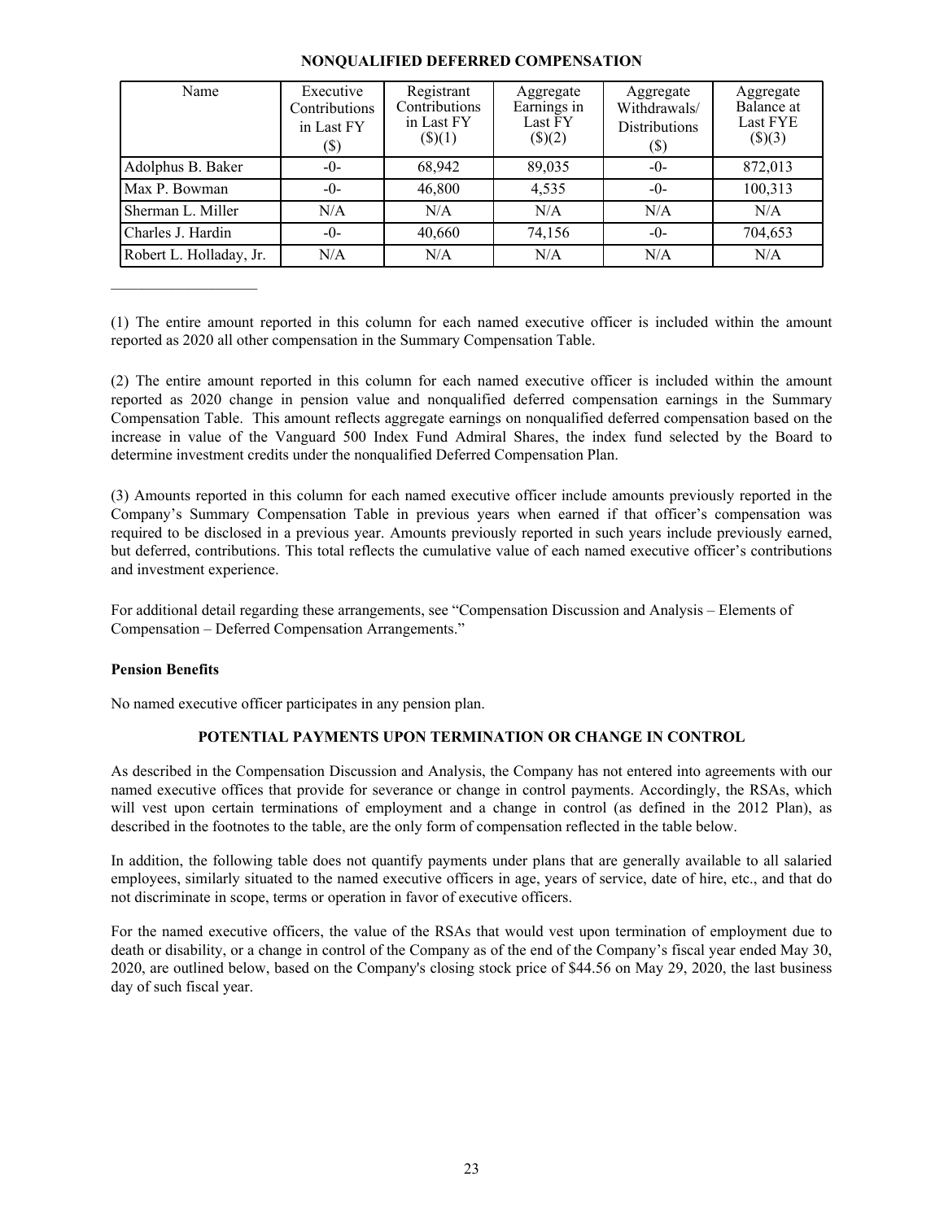## NONQUALIFIED DEFERRED COMPENSATION

| Name | Executive Contributions in Last FY ($) | Registrant Contributions in Last FY ($)(1) | Aggregate Earnings in Last FY ($)(2) | Aggregate Withdrawals/ Distributions ($) | Aggregate Balance at Last FYE ($)(3) |
|---|---|---|---|---|---|
| Adolphus B. Baker | -0- | 68,942 | 89,035 | -0- | 872,013 |
| Max P. Bowman | -0- | 46,800 | 4,535 | -0- | 100,313 |
| Sherman L. Miller | N/A | N/A | N/A | N/A | N/A |
| Charles J. Hardin | -0- | 40,660 | 74,156 | -0- | 704,653 |
| Robert L. Holladay, Jr. | N/A | N/A | N/A | N/A | N/A |

(1) The entire amount reported in this column for each named executive officer is included within the amount reported as 2020 all other compensation in the Summary Compensation Table.

(2) The entire amount reported in this column for each named executive officer is included within the amount reported as 2020 change in pension value and nonqualified deferred compensation earnings in the Summary Compensation Table. This amount reflects aggregate earnings on nonqualified deferred compensation based on the increase in value of the Vanguard 500 Index Fund Admiral Shares, the index fund selected by the Board to determine investment credits under the nonqualified Deferred Compensation Plan.

(3) Amounts reported in this column for each named executive officer include amounts previously reported in the Company's Summary Compensation Table in previous years when earned if that officer's compensation was required to be disclosed in a previous year. Amounts previously reported in such years include previously earned, but deferred, contributions. This total reflects the cumulative value of each named executive officer's contributions and investment experience.

For additional detail regarding these arrangements, see "Compensation Discussion and Analysis – Elements of Compensation – Deferred Compensation Arrangements."

**Pension Benefits**

No named executive officer participates in any pension plan.

## POTENTIAL PAYMENTS UPON TERMINATION OR CHANGE IN CONTROL

As described in the Compensation Discussion and Analysis, the Company has not entered into agreements with our named executive offices that provide for severance or change in control payments. Accordingly, the RSAs, which will vest upon certain terminations of employment and a change in control (as defined in the 2012 Plan), as described in the footnotes to the table, are the only form of compensation reflected in the table below.

In addition, the following table does not quantify payments under plans that are generally available to all salaried employees, similarly situated to the named executive officers in age, years of service, date of hire, etc., and that do not discriminate in scope, terms or operation in favor of executive officers.

For the named executive officers, the value of the RSAs that would vest upon termination of employment due to death or disability, or a change in control of the Company as of the end of the Company's fiscal year ended May 30, 2020, are outlined below, based on the Company's closing stock price of $44.56 on May 29, 2020, the last business day of such fiscal year.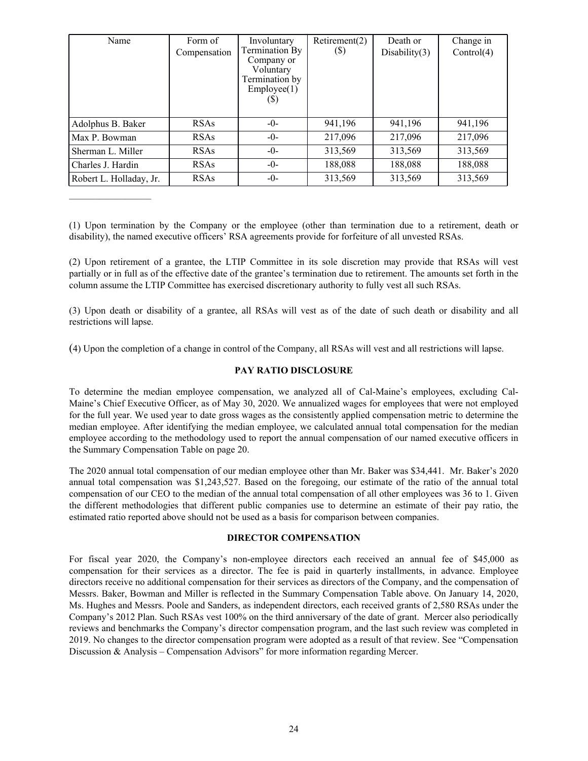| Name | Form of Compensation | Involuntary Termination By Company or Voluntary Termination by Employee(1) ($) | Retirement(2) ($) | Death or Disability(3) | Change in Control(4) |
|---|---|---|---|---|---|
| Adolphus B. Baker | RSAs | -0- | 941,196 | 941,196 | 941,196 |
| Max P. Bowman | RSAs | -0- | 217,096 | 217,096 | 217,096 |
| Sherman L. Miller | RSAs | -0- | 313,569 | 313,569 | 313,569 |
| Charles J. Hardin | RSAs | -0- | 188,088 | 188,088 | 188,088 |
| Robert L. Holladay, Jr. | RSAs | -0- | 313,569 | 313,569 | 313,569 |

(1) Upon termination by the Company or the employee (other than termination due to a retirement, death or disability), the named executive officers' RSA agreements provide for forfeiture of all unvested RSAs.

(2) Upon retirement of a grantee, the LTIP Committee in its sole discretion may provide that RSAs will vest partially or in full as of the effective date of the grantee's termination due to retirement. The amounts set forth in the column assume the LTIP Committee has exercised discretionary authority to fully vest all such RSAs.

(3) Upon death or disability of a grantee, all RSAs will vest as of the date of such death or disability and all restrictions will lapse.

(4) Upon the completion of a change in control of the Company, all RSAs will vest and all restrictions will lapse.

## PAY RATIO DISCLOSURE

To determine the median employee compensation, we analyzed all of Cal-Maine's employees, excluding Cal-Maine's Chief Executive Officer, as of May 30, 2020. We annualized wages for employees that were not employed for the full year. We used year to date gross wages as the consistently applied compensation metric to determine the median employee. After identifying the median employee, we calculated annual total compensation for the median employee according to the methodology used to report the annual compensation of our named executive officers in the Summary Compensation Table on page 20.

The 2020 annual total compensation of our median employee other than Mr. Baker was $34,441. Mr. Baker's 2020 annual total compensation was $1,243,527. Based on the foregoing, our estimate of the ratio of the annual total compensation of our CEO to the median of the annual total compensation of all other employees was 36 to 1. Given the different methodologies that different public companies use to determine an estimate of their pay ratio, the estimated ratio reported above should not be used as a basis for comparison between companies.

## DIRECTOR COMPENSATION

For fiscal year 2020, the Company's non-employee directors each received an annual fee of $45,000 as compensation for their services as a director. The fee is paid in quarterly installments, in advance. Employee directors receive no additional compensation for their services as directors of the Company, and the compensation of Messrs. Baker, Bowman and Miller is reflected in the Summary Compensation Table above. On January 14, 2020, Ms. Hughes and Messrs. Poole and Sanders, as independent directors, each received grants of 2,580 RSAs under the Company's 2012 Plan. Such RSAs vest 100% on the third anniversary of the date of grant. Mercer also periodically reviews and benchmarks the Company's director compensation program, and the last such review was completed in 2019. No changes to the director compensation program were adopted as a result of that review. See "Compensation Discussion & Analysis – Compensation Advisors" for more information regarding Mercer.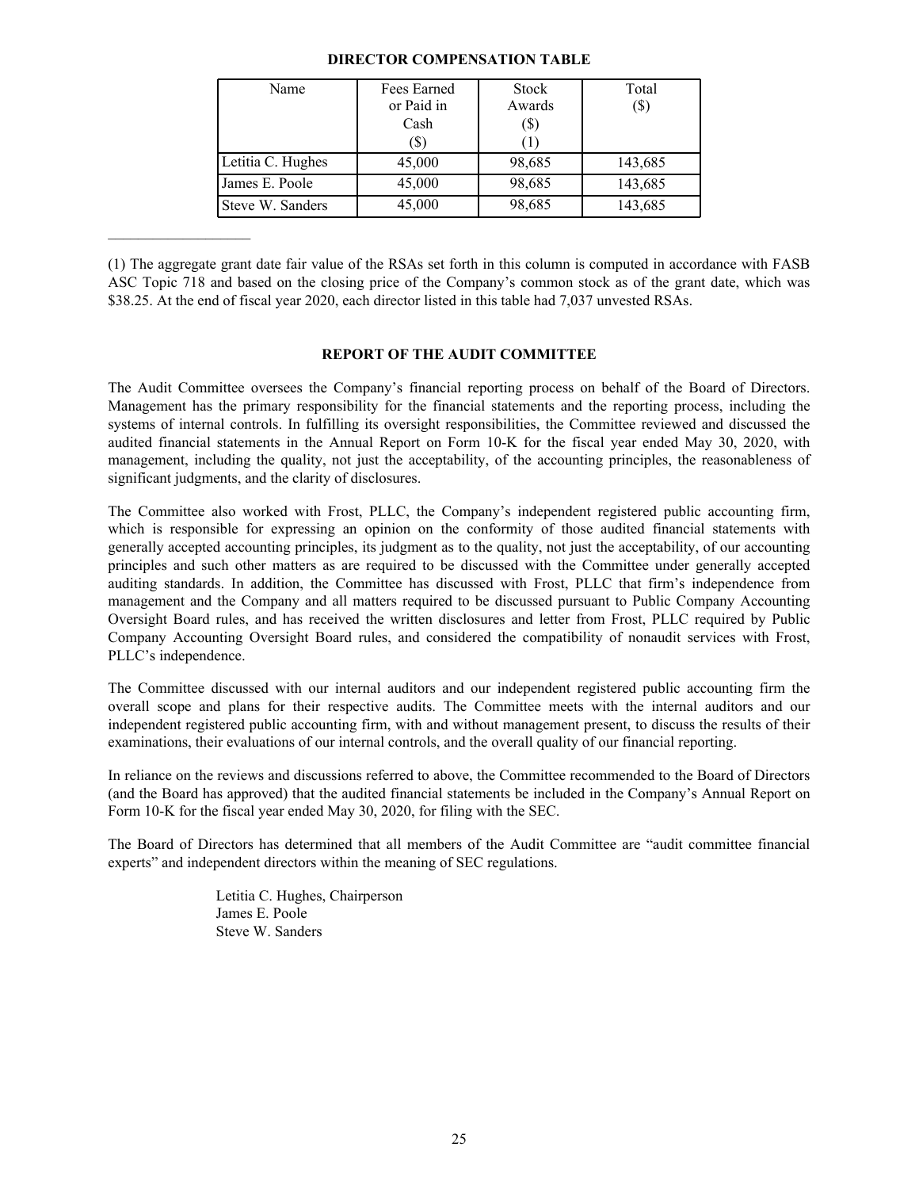## DIRECTOR COMPENSATION TABLE

| Name | Fees Earned or Paid in Cash ($) | Stock Awards ($) (1) | Total ($) |
|---|---|---|---|
| Letitia C. Hughes | 45,000 | 98,685 | 143,685 |
| James E. Poole | 45,000 | 98,685 | 143,685 |
| Steve W. Sanders | 45,000 | 98,685 | 143,685 |

(1) The aggregate grant date fair value of the RSAs set forth in this column is computed in accordance with FASB ASC Topic 718 and based on the closing price of the Company's common stock as of the grant date, which was $38.25. At the end of fiscal year 2020, each director listed in this table had 7,037 unvested RSAs.

## REPORT OF THE AUDIT COMMITTEE

The Audit Committee oversees the Company's financial reporting process on behalf of the Board of Directors. Management has the primary responsibility for the financial statements and the reporting process, including the systems of internal controls. In fulfilling its oversight responsibilities, the Committee reviewed and discussed the audited financial statements in the Annual Report on Form 10-K for the fiscal year ended May 30, 2020, with management, including the quality, not just the acceptability, of the accounting principles, the reasonableness of significant judgments, and the clarity of disclosures.

The Committee also worked with Frost, PLLC, the Company's independent registered public accounting firm, which is responsible for expressing an opinion on the conformity of those audited financial statements with generally accepted accounting principles, its judgment as to the quality, not just the acceptability, of our accounting principles and such other matters as are required to be discussed with the Committee under generally accepted auditing standards. In addition, the Committee has discussed with Frost, PLLC that firm's independence from management and the Company and all matters required to be discussed pursuant to Public Company Accounting Oversight Board rules, and has received the written disclosures and letter from Frost, PLLC required by Public Company Accounting Oversight Board rules, and considered the compatibility of nonaudit services with Frost, PLLC's independence.

The Committee discussed with our internal auditors and our independent registered public accounting firm the overall scope and plans for their respective audits. The Committee meets with the internal auditors and our independent registered public accounting firm, with and without management present, to discuss the results of their examinations, their evaluations of our internal controls, and the overall quality of our financial reporting.

In reliance on the reviews and discussions referred to above, the Committee recommended to the Board of Directors (and the Board has approved) that the audited financial statements be included in the Company's Annual Report on Form 10-K for the fiscal year ended May 30, 2020, for filing with the SEC.

The Board of Directors has determined that all members of the Audit Committee are "audit committee financial experts" and independent directors within the meaning of SEC regulations.

Letitia C. Hughes, Chairperson
James E. Poole
Steve W. Sanders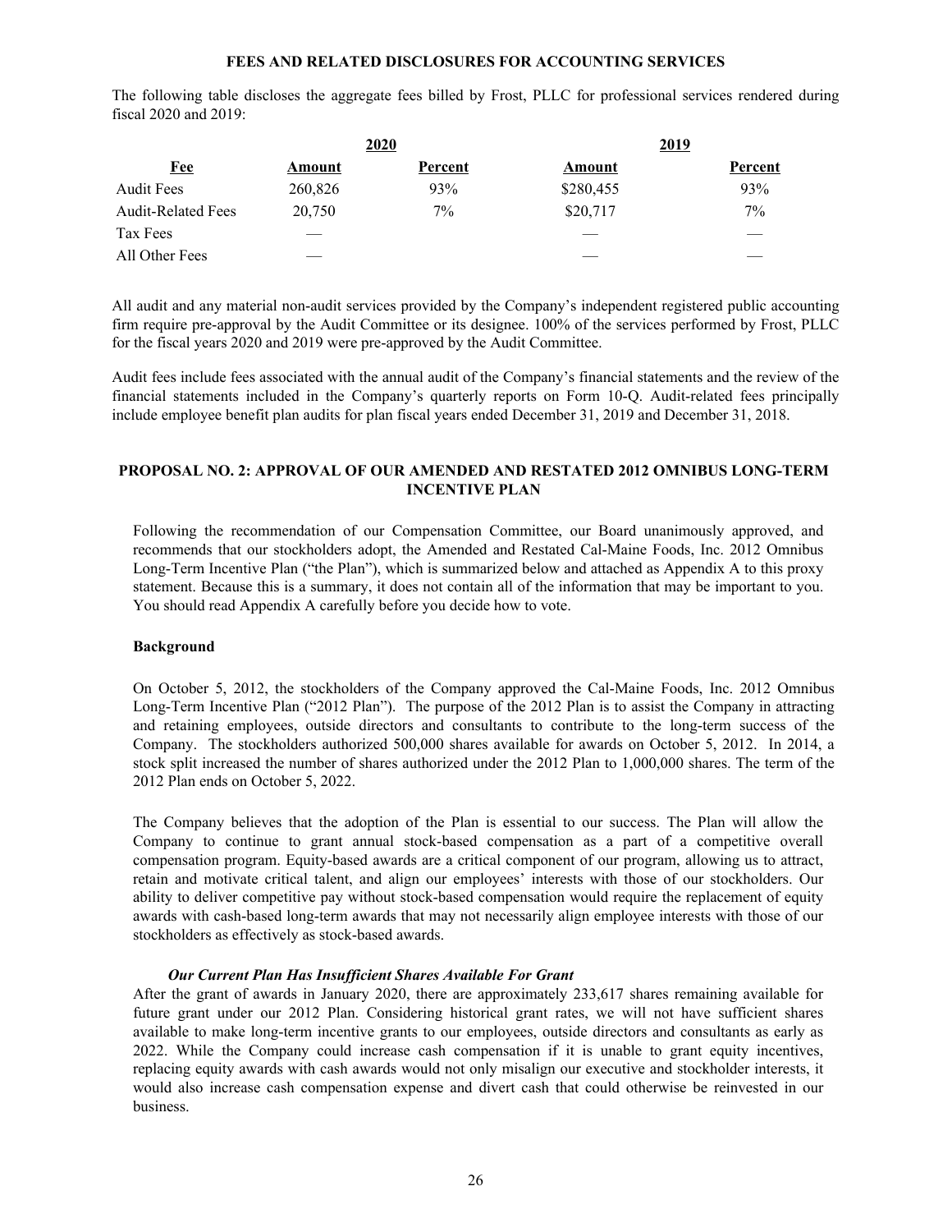## FEES AND RELATED DISCLOSURES FOR ACCOUNTING SERVICES

The following table discloses the aggregate fees billed by Frost, PLLC for professional services rendered during fiscal 2020 and 2019:

| | 2020 | | 2019 | |
|---|---|---|---|---|
| **Fee** | **Amount** | **Percent** | **Amount** | **Percent** |
| Audit Fees | 260,826 | 93% | $280,455 | 93% |
| Audit-Related Fees | 20,750 | 7% | $20,717 | 7% |
| Tax Fees | — | | — | — |
| All Other Fees | — | | — | — |

All audit and any material non-audit services provided by the Company's independent registered public accounting firm require pre-approval by the Audit Committee or its designee. 100% of the services performed by Frost, PLLC for the fiscal years 2020 and 2019 were pre-approved by the Audit Committee.

Audit fees include fees associated with the annual audit of the Company's financial statements and the review of the financial statements included in the Company's quarterly reports on Form 10-Q. Audit-related fees principally include employee benefit plan audits for plan fiscal years ended December 31, 2019 and December 31, 2018.

## PROPOSAL NO. 2: APPROVAL OF OUR AMENDED AND RESTATED 2012 OMNIBUS LONG-TERM INCENTIVE PLAN

Following the recommendation of our Compensation Committee, our Board unanimously approved, and recommends that our stockholders adopt, the Amended and Restated Cal-Maine Foods, Inc. 2012 Omnibus Long-Term Incentive Plan ("the Plan"), which is summarized below and attached as Appendix A to this proxy statement. Because this is a summary, it does not contain all of the information that may be important to you. You should read Appendix A carefully before you decide how to vote.

**Background**

On October 5, 2012, the stockholders of the Company approved the Cal-Maine Foods, Inc. 2012 Omnibus Long-Term Incentive Plan ("2012 Plan"). The purpose of the 2012 Plan is to assist the Company in attracting and retaining employees, outside directors and consultants to contribute to the long-term success of the Company. The stockholders authorized 500,000 shares available for awards on October 5, 2012. In 2014, a stock split increased the number of shares authorized under the 2012 Plan to 1,000,000 shares. The term of the 2012 Plan ends on October 5, 2022.

The Company believes that the adoption of the Plan is essential to our success. The Plan will allow the Company to continue to grant annual stock-based compensation as a part of a competitive overall compensation program. Equity-based awards are a critical component of our program, allowing us to attract, retain and motivate critical talent, and align our employees' interests with those of our stockholders. Our ability to deliver competitive pay without stock-based compensation would require the replacement of equity awards with cash-based long-term awards that may not necessarily align employee interests with those of our stockholders as effectively as stock-based awards.

***Our Current Plan Has Insufficient Shares Available For Grant***

After the grant of awards in January 2020, there are approximately 233,617 shares remaining available for future grant under our 2012 Plan. Considering historical grant rates, we will not have sufficient shares available to make long-term incentive grants to our employees, outside directors and consultants as early as 2022. While the Company could increase cash compensation if it is unable to grant equity incentives, replacing equity awards with cash awards would not only misalign our executive and stockholder interests, it would also increase cash compensation expense and divert cash that could otherwise be reinvested in our business.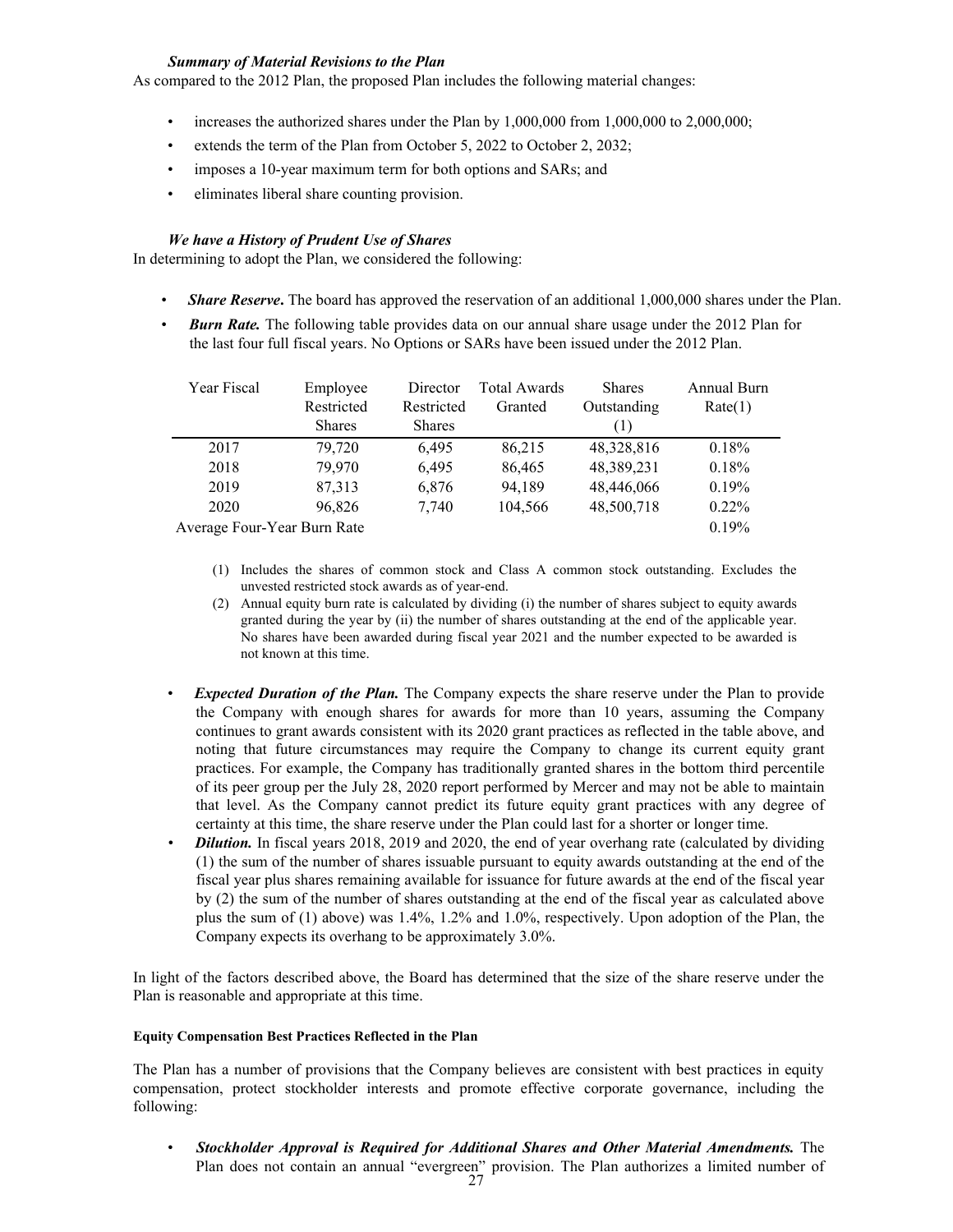*Summary of Material Revisions to the Plan*

As compared to the 2012 Plan, the proposed Plan includes the following material changes:

- increases the authorized shares under the Plan by 1,000,000 from 1,000,000 to 2,000,000;
- extends the term of the Plan from October 5, 2022 to October 2, 2032;
- imposes a 10-year maximum term for both options and SARs; and
- eliminates liberal share counting provision.

*We have a History of Prudent Use of Shares*

In determining to adopt the Plan, we considered the following:

- ***Share Reserve***. The board has approved the reservation of an additional 1,000,000 shares under the Plan.
- ***Burn Rate.*** The following table provides data on our annual share usage under the 2012 Plan for the last four full fiscal years. No Options or SARs have been issued under the 2012 Plan.

| Year Fiscal | Employee Restricted Shares | Director Restricted Shares | Total Awards Granted | Shares Outstanding (1) | Annual Burn Rate(1) |
|---|---|---|---|---|---|
| 2017 | 79,720 | 6,495 | 86,215 | 48,328,816 | 0.18% |
| 2018 | 79,970 | 6,495 | 86,465 | 48,389,231 | 0.18% |
| 2019 | 87,313 | 6,876 | 94,189 | 48,446,066 | 0.19% |
| 2020 | 96,826 | 7,740 | 104,566 | 48,500,718 | 0.22% |
| Average Four-Year Burn Rate | | | | | 0.19% |

(1) Includes the shares of common stock and Class A common stock outstanding. Excludes the unvested restricted stock awards as of year-end.

(2) Annual equity burn rate is calculated by dividing (i) the number of shares subject to equity awards granted during the year by (ii) the number of shares outstanding at the end of the applicable year. No shares have been awarded during fiscal year 2021 and the number expected to be awarded is not known at this time.

- ***Expected Duration of the Plan.*** The Company expects the share reserve under the Plan to provide the Company with enough shares for awards for more than 10 years, assuming the Company continues to grant awards consistent with its 2020 grant practices as reflected in the table above, and noting that future circumstances may require the Company to change its current equity grant practices. For example, the Company has traditionally granted shares in the bottom third percentile of its peer group per the July 28, 2020 report performed by Mercer and may not be able to maintain that level. As the Company cannot predict its future equity grant practices with any degree of certainty at this time, the share reserve under the Plan could last for a shorter or longer time.
- ***Dilution.*** In fiscal years 2018, 2019 and 2020, the end of year overhang rate (calculated by dividing (1) the sum of the number of shares issuable pursuant to equity awards outstanding at the end of the fiscal year plus shares remaining available for issuance for future awards at the end of the fiscal year by (2) the sum of the number of shares outstanding at the end of the fiscal year as calculated above plus the sum of (1) above) was 1.4%, 1.2% and 1.0%, respectively. Upon adoption of the Plan, the Company expects its overhang to be approximately 3.0%.

In light of the factors described above, the Board has determined that the size of the share reserve under the Plan is reasonable and appropriate at this time.

**Equity Compensation Best Practices Reflected in the Plan**

The Plan has a number of provisions that the Company believes are consistent with best practices in equity compensation, protect stockholder interests and promote effective corporate governance, including the following:

- ***Stockholder Approval is Required for Additional Shares and Other Material Amendments.*** The Plan does not contain an annual "evergreen" provision. The Plan authorizes a limited number of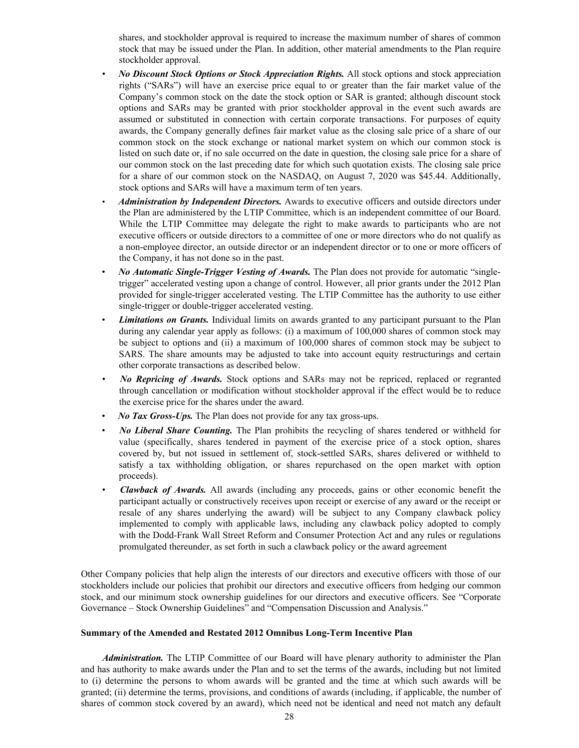shares, and stockholder approval is required to increase the maximum number of shares of common stock that may be issued under the Plan. In addition, other material amendments to the Plan require stockholder approval.

- ***No Discount Stock Options or Stock Appreciation Rights.*** All stock options and stock appreciation rights ("SARs") will have an exercise price equal to or greater than the fair market value of the Company's common stock on the date the stock option or SAR is granted; although discount stock options and SARs may be granted with prior stockholder approval in the event such awards are assumed or substituted in connection with certain corporate transactions. For purposes of equity awards, the Company generally defines fair market value as the closing sale price of a share of our common stock on the stock exchange or national market system on which our common stock is listed on such date or, if no sale occurred on the date in question, the closing sale price for a share of our common stock on the last preceding date for which such quotation exists. The closing sale price for a share of our common stock on the NASDAQ, on August 7, 2020 was $45.44. Additionally, stock options and SARs will have a maximum term of ten years.
- ***Administration by Independent Directors.*** Awards to executive officers and outside directors under the Plan are administered by the LTIP Committee, which is an independent committee of our Board. While the LTIP Committee may delegate the right to make awards to participants who are not executive officers or outside directors to a committee of one or more directors who do not qualify as a non-employee director, an outside director or an independent director or to one or more officers of the Company, it has not done so in the past.
- ***No Automatic Single-Trigger Vesting of Awards.*** The Plan does not provide for automatic "single-trigger" accelerated vesting upon a change of control. However, all prior grants under the 2012 Plan provided for single-trigger accelerated vesting. The LTIP Committee has the authority to use either single-trigger or double-trigger accelerated vesting.
- ***Limitations on Grants.*** Individual limits on awards granted to any participant pursuant to the Plan during any calendar year apply as follows: (i) a maximum of 100,000 shares of common stock may be subject to options and (ii) a maximum of 100,000 shares of common stock may be subject to SARS. The share amounts may be adjusted to take into account equity restructurings and certain other corporate transactions as described below.
- ***No Repricing of Awards.*** Stock options and SARs may not be repriced, replaced or regranted through cancellation or modification without stockholder approval if the effect would be to reduce the exercise price for the shares under the award.
- ***No Tax Gross-Ups.*** The Plan does not provide for any tax gross-ups.
- ***No Liberal Share Counting.*** The Plan prohibits the recycling of shares tendered or withheld for value (specifically, shares tendered in payment of the exercise price of a stock option, shares covered by, but not issued in settlement of, stock-settled SARs, shares delivered or withheld to satisfy a tax withholding obligation, or shares repurchased on the open market with option proceeds).
- ***Clawback of Awards.*** All awards (including any proceeds, gains or other economic benefit the participant actually or constructively receives upon receipt or exercise of any award or the receipt or resale of any shares underlying the award) will be subject to any Company clawback policy implemented to comply with applicable laws, including any clawback policy adopted to comply with the Dodd-Frank Wall Street Reform and Consumer Protection Act and any rules or regulations promulgated thereunder, as set forth in such a clawback policy or the award agreement

Other Company policies that help align the interests of our directors and executive officers with those of our stockholders include our policies that prohibit our directors and executive officers from hedging our common stock, and our minimum stock ownership guidelines for our directors and executive officers. See "Corporate Governance – Stock Ownership Guidelines" and "Compensation Discussion and Analysis."

**Summary of the Amended and Restated 2012 Omnibus Long-Term Incentive Plan**

*Administration.* The LTIP Committee of our Board will have plenary authority to administer the Plan and has authority to make awards under the Plan and to set the terms of the awards, including but not limited to (i) determine the persons to whom awards will be granted and the time at which such awards will be granted; (ii) determine the terms, provisions, and conditions of awards (including, if applicable, the number of shares of common stock covered by an award), which need not be identical and need not match any default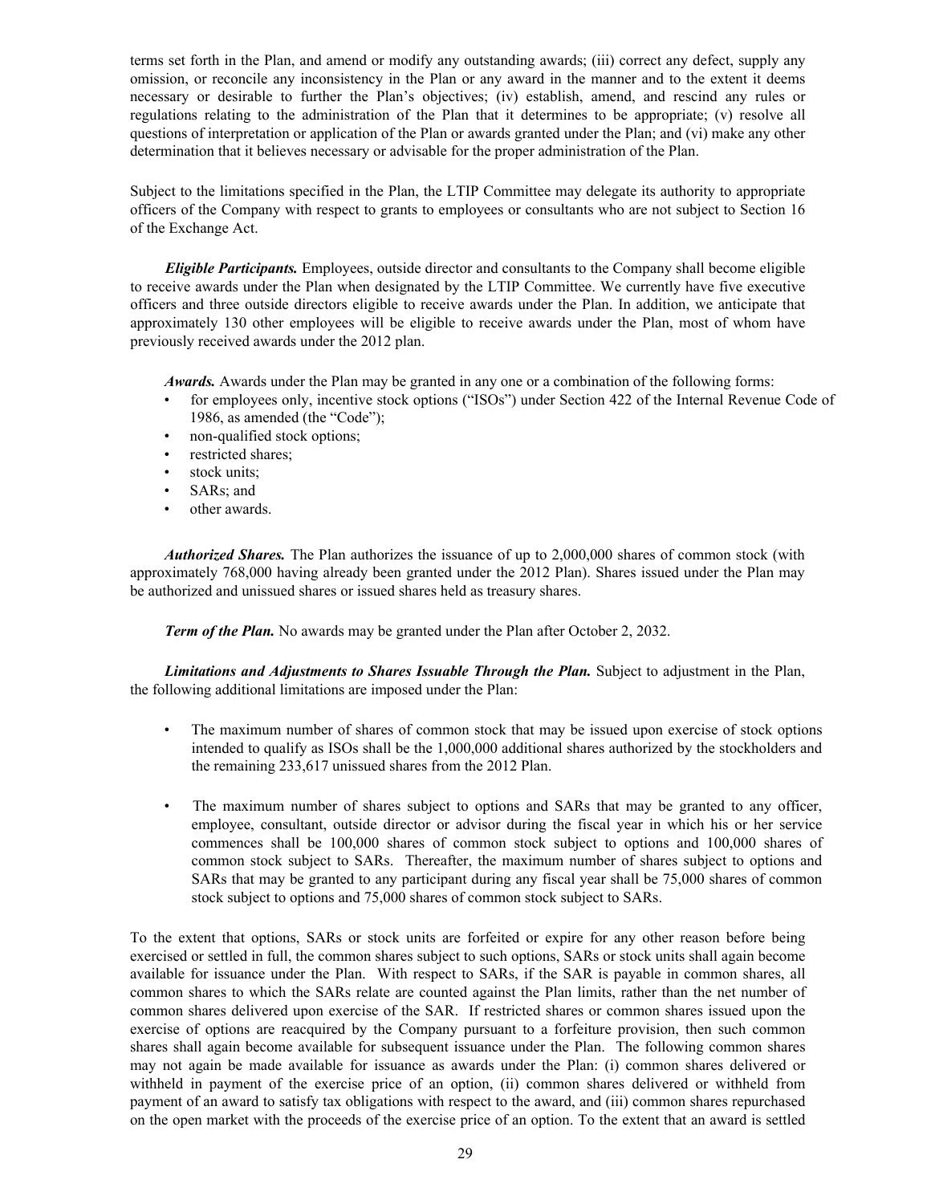terms set forth in the Plan, and amend or modify any outstanding awards; (iii) correct any defect, supply any omission, or reconcile any inconsistency in the Plan or any award in the manner and to the extent it deems necessary or desirable to further the Plan's objectives; (iv) establish, amend, and rescind any rules or regulations relating to the administration of the Plan that it determines to be appropriate; (v) resolve all questions of interpretation or application of the Plan or awards granted under the Plan; and (vi) make any other determination that it believes necessary or advisable for the proper administration of the Plan.

Subject to the limitations specified in the Plan, the LTIP Committee may delegate its authority to appropriate officers of the Company with respect to grants to employees or consultants who are not subject to Section 16 of the Exchange Act.

***Eligible Participants.*** Employees, outside director and consultants to the Company shall become eligible to receive awards under the Plan when designated by the LTIP Committee. We currently have five executive officers and three outside directors eligible to receive awards under the Plan. In addition, we anticipate that approximately 130 other employees will be eligible to receive awards under the Plan, most of whom have previously received awards under the 2012 plan.

***Awards.*** Awards under the Plan may be granted in any one or a combination of the following forms:

- for employees only, incentive stock options ("ISOs") under Section 422 of the Internal Revenue Code of 1986, as amended (the "Code");
- non-qualified stock options;
- restricted shares;
- stock units;
- SARs; and
- other awards.

***Authorized Shares.*** The Plan authorizes the issuance of up to 2,000,000 shares of common stock (with approximately 768,000 having already been granted under the 2012 Plan). Shares issued under the Plan may be authorized and unissued shares or issued shares held as treasury shares.

***Term of the Plan.*** No awards may be granted under the Plan after October 2, 2032.

***Limitations and Adjustments to Shares Issuable Through the Plan.*** Subject to adjustment in the Plan, the following additional limitations are imposed under the Plan:

- The maximum number of shares of common stock that may be issued upon exercise of stock options intended to qualify as ISOs shall be the 1,000,000 additional shares authorized by the stockholders and the remaining 233,617 unissued shares from the 2012 Plan.

- The maximum number of shares subject to options and SARs that may be granted to any officer, employee, consultant, outside director or advisor during the fiscal year in which his or her service commences shall be 100,000 shares of common stock subject to options and 100,000 shares of common stock subject to SARs. Thereafter, the maximum number of shares subject to options and SARs that may be granted to any participant during any fiscal year shall be 75,000 shares of common stock subject to options and 75,000 shares of common stock subject to SARs.

To the extent that options, SARs or stock units are forfeited or expire for any other reason before being exercised or settled in full, the common shares subject to such options, SARs or stock units shall again become available for issuance under the Plan. With respect to SARs, if the SAR is payable in common shares, all common shares to which the SARs relate are counted against the Plan limits, rather than the net number of common shares delivered upon exercise of the SAR. If restricted shares or common shares issued upon the exercise of options are reacquired by the Company pursuant to a forfeiture provision, then such common shares shall again become available for subsequent issuance under the Plan. The following common shares may not again be made available for issuance as awards under the Plan: (i) common shares delivered or withheld in payment of the exercise price of an option, (ii) common shares delivered or withheld from payment of an award to satisfy tax obligations with respect to the award, and (iii) common shares repurchased on the open market with the proceeds of the exercise price of an option. To the extent that an award is settled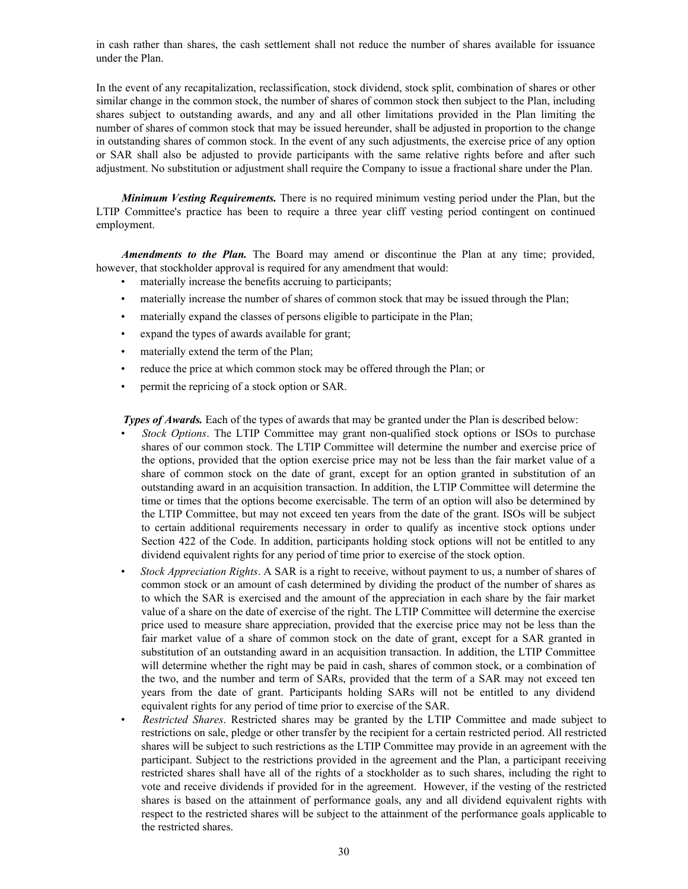in cash rather than shares, the cash settlement shall not reduce the number of shares available for issuance under the Plan.

In the event of any recapitalization, reclassification, stock dividend, stock split, combination of shares or other similar change in the common stock, the number of shares of common stock then subject to the Plan, including shares subject to outstanding awards, and any and all other limitations provided in the Plan limiting the number of shares of common stock that may be issued hereunder, shall be adjusted in proportion to the change in outstanding shares of common stock. In the event of any such adjustments, the exercise price of any option or SAR shall also be adjusted to provide participants with the same relative rights before and after such adjustment. No substitution or adjustment shall require the Company to issue a fractional share under the Plan.

***Minimum Vesting Requirements.*** There is no required minimum vesting period under the Plan, but the LTIP Committee's practice has been to require a three year cliff vesting period contingent on continued employment.

***Amendments to the Plan.*** The Board may amend or discontinue the Plan at any time; provided, however, that stockholder approval is required for any amendment that would:

- materially increase the benefits accruing to participants;
- materially increase the number of shares of common stock that may be issued through the Plan;
- materially expand the classes of persons eligible to participate in the Plan;
- expand the types of awards available for grant;
- materially extend the term of the Plan;
- reduce the price at which common stock may be offered through the Plan; or
- permit the repricing of a stock option or SAR.

***Types of Awards.*** Each of the types of awards that may be granted under the Plan is described below:

- *Stock Options*. The LTIP Committee may grant non-qualified stock options or ISOs to purchase shares of our common stock. The LTIP Committee will determine the number and exercise price of the options, provided that the option exercise price may not be less than the fair market value of a share of common stock on the date of grant, except for an option granted in substitution of an outstanding award in an acquisition transaction. In addition, the LTIP Committee will determine the time or times that the options become exercisable. The term of an option will also be determined by the LTIP Committee, but may not exceed ten years from the date of the grant. ISOs will be subject to certain additional requirements necessary in order to qualify as incentive stock options under Section 422 of the Code. In addition, participants holding stock options will not be entitled to any dividend equivalent rights for any period of time prior to exercise of the stock option.
- *Stock Appreciation Rights*. A SAR is a right to receive, without payment to us, a number of shares of common stock or an amount of cash determined by dividing the product of the number of shares as to which the SAR is exercised and the amount of the appreciation in each share by the fair market value of a share on the date of exercise of the right. The LTIP Committee will determine the exercise price used to measure share appreciation, provided that the exercise price may not be less than the fair market value of a share of common stock on the date of grant, except for a SAR granted in substitution of an outstanding award in an acquisition transaction. In addition, the LTIP Committee will determine whether the right may be paid in cash, shares of common stock, or a combination of the two, and the number and term of SARs, provided that the term of a SAR may not exceed ten years from the date of grant. Participants holding SARs will not be entitled to any dividend equivalent rights for any period of time prior to exercise of the SAR.
- *Restricted Shares*. Restricted shares may be granted by the LTIP Committee and made subject to restrictions on sale, pledge or other transfer by the recipient for a certain restricted period. All restricted shares will be subject to such restrictions as the LTIP Committee may provide in an agreement with the participant. Subject to the restrictions provided in the agreement and the Plan, a participant receiving restricted shares shall have all of the rights of a stockholder as to such shares, including the right to vote and receive dividends if provided for in the agreement. However, if the vesting of the restricted shares is based on the attainment of performance goals, any and all dividend equivalent rights with respect to the restricted shares will be subject to the attainment of the performance goals applicable to the restricted shares.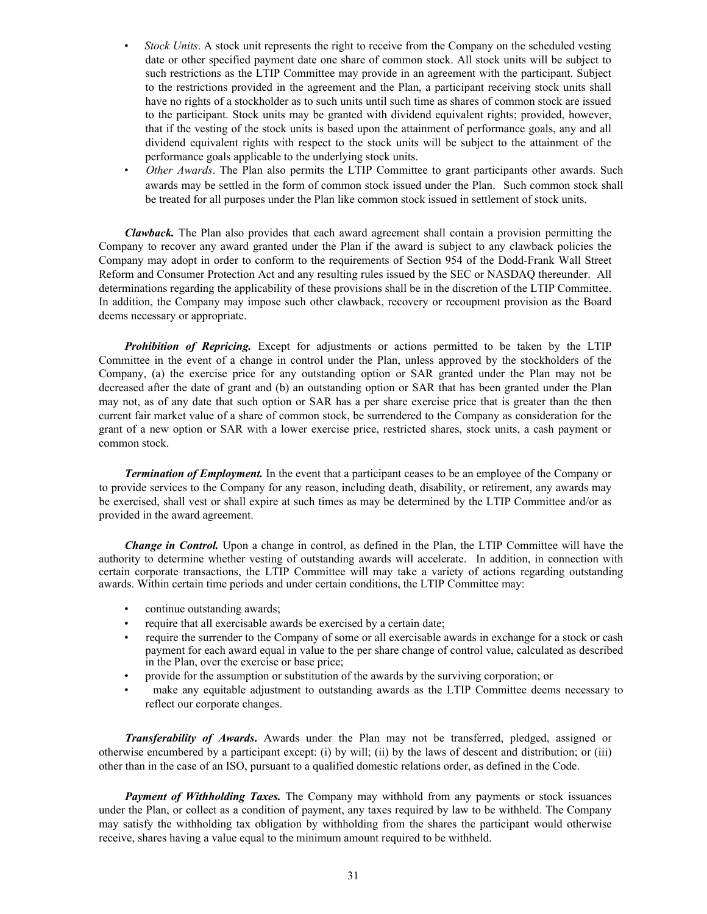- *Stock Units*. A stock unit represents the right to receive from the Company on the scheduled vesting date or other specified payment date one share of common stock. All stock units will be subject to such restrictions as the LTIP Committee may provide in an agreement with the participant. Subject to the restrictions provided in the agreement and the Plan, a participant receiving stock units shall have no rights of a stockholder as to such units until such time as shares of common stock are issued to the participant. Stock units may be granted with dividend equivalent rights; provided, however, that if the vesting of the stock units is based upon the attainment of performance goals, any and all dividend equivalent rights with respect to the stock units will be subject to the attainment of the performance goals applicable to the underlying stock units.
- *Other Awards*. The Plan also permits the LTIP Committee to grant participants other awards. Such awards may be settled in the form of common stock issued under the Plan. Such common stock shall be treated for all purposes under the Plan like common stock issued in settlement of stock units.

***Clawback.*** The Plan also provides that each award agreement shall contain a provision permitting the Company to recover any award granted under the Plan if the award is subject to any clawback policies the Company may adopt in order to conform to the requirements of Section 954 of the Dodd-Frank Wall Street Reform and Consumer Protection Act and any resulting rules issued by the SEC or NASDAQ thereunder. All determinations regarding the applicability of these provisions shall be in the discretion of the LTIP Committee. In addition, the Company may impose such other clawback, recovery or recoupment provision as the Board deems necessary or appropriate.

***Prohibition of Repricing.*** Except for adjustments or actions permitted to be taken by the LTIP Committee in the event of a change in control under the Plan, unless approved by the stockholders of the Company, (a) the exercise price for any outstanding option or SAR granted under the Plan may not be decreased after the date of grant and (b) an outstanding option or SAR that has been granted under the Plan may not, as of any date that such option or SAR has a per share exercise price that is greater than the then current fair market value of a share of common stock, be surrendered to the Company as consideration for the grant of a new option or SAR with a lower exercise price, restricted shares, stock units, a cash payment or common stock.

***Termination of Employment.*** In the event that a participant ceases to be an employee of the Company or to provide services to the Company for any reason, including death, disability, or retirement, any awards may be exercised, shall vest or shall expire at such times as may be determined by the LTIP Committee and/or as provided in the award agreement.

***Change in Control.*** Upon a change in control, as defined in the Plan, the LTIP Committee will have the authority to determine whether vesting of outstanding awards will accelerate. In addition, in connection with certain corporate transactions, the LTIP Committee will may take a variety of actions regarding outstanding awards. Within certain time periods and under certain conditions, the LTIP Committee may:

- continue outstanding awards;
- require that all exercisable awards be exercised by a certain date;
- require the surrender to the Company of some or all exercisable awards in exchange for a stock or cash payment for each award equal in value to the per share change of control value, calculated as described in the Plan, over the exercise or base price;
- provide for the assumption or substitution of the awards by the surviving corporation; or
- make any equitable adjustment to outstanding awards as the LTIP Committee deems necessary to reflect our corporate changes.

***Transferability of Awards.*** Awards under the Plan may not be transferred, pledged, assigned or otherwise encumbered by a participant except: (i) by will; (ii) by the laws of descent and distribution; or (iii) other than in the case of an ISO, pursuant to a qualified domestic relations order, as defined in the Code.

***Payment of Withholding Taxes.*** The Company may withhold from any payments or stock issuances under the Plan, or collect as a condition of payment, any taxes required by law to be withheld. The Company may satisfy the withholding tax obligation by withholding from the shares the participant would otherwise receive, shares having a value equal to the minimum amount required to be withheld.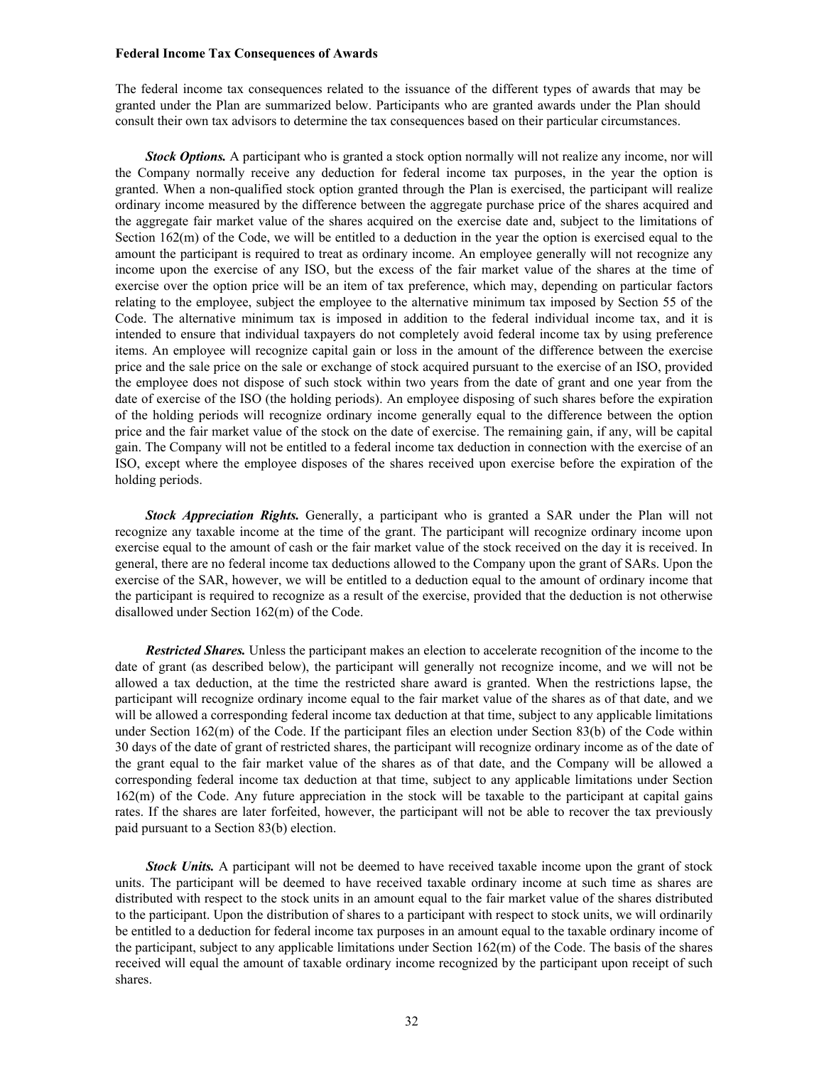**Federal Income Tax Consequences of Awards**

The federal income tax consequences related to the issuance of the different types of awards that may be granted under the Plan are summarized below. Participants who are granted awards under the Plan should consult their own tax advisors to determine the tax consequences based on their particular circumstances.

***Stock Options.*** A participant who is granted a stock option normally will not realize any income, nor will the Company normally receive any deduction for federal income tax purposes, in the year the option is granted. When a non-qualified stock option granted through the Plan is exercised, the participant will realize ordinary income measured by the difference between the aggregate purchase price of the shares acquired and the aggregate fair market value of the shares acquired on the exercise date and, subject to the limitations of Section 162(m) of the Code, we will be entitled to a deduction in the year the option is exercised equal to the amount the participant is required to treat as ordinary income. An employee generally will not recognize any income upon the exercise of any ISO, but the excess of the fair market value of the shares at the time of exercise over the option price will be an item of tax preference, which may, depending on particular factors relating to the employee, subject the employee to the alternative minimum tax imposed by Section 55 of the Code. The alternative minimum tax is imposed in addition to the federal individual income tax, and it is intended to ensure that individual taxpayers do not completely avoid federal income tax by using preference items. An employee will recognize capital gain or loss in the amount of the difference between the exercise price and the sale price on the sale or exchange of stock acquired pursuant to the exercise of an ISO, provided the employee does not dispose of such stock within two years from the date of grant and one year from the date of exercise of the ISO (the holding periods). An employee disposing of such shares before the expiration of the holding periods will recognize ordinary income generally equal to the difference between the option price and the fair market value of the stock on the date of exercise. The remaining gain, if any, will be capital gain. The Company will not be entitled to a federal income tax deduction in connection with the exercise of an ISO, except where the employee disposes of the shares received upon exercise before the expiration of the holding periods.

***Stock Appreciation Rights.*** Generally, a participant who is granted a SAR under the Plan will not recognize any taxable income at the time of the grant. The participant will recognize ordinary income upon exercise equal to the amount of cash or the fair market value of the stock received on the day it is received. In general, there are no federal income tax deductions allowed to the Company upon the grant of SARs. Upon the exercise of the SAR, however, we will be entitled to a deduction equal to the amount of ordinary income that the participant is required to recognize as a result of the exercise, provided that the deduction is not otherwise disallowed under Section 162(m) of the Code.

***Restricted Shares.*** Unless the participant makes an election to accelerate recognition of the income to the date of grant (as described below), the participant will generally not recognize income, and we will not be allowed a tax deduction, at the time the restricted share award is granted. When the restrictions lapse, the participant will recognize ordinary income equal to the fair market value of the shares as of that date, and we will be allowed a corresponding federal income tax deduction at that time, subject to any applicable limitations under Section 162(m) of the Code. If the participant files an election under Section 83(b) of the Code within 30 days of the date of grant of restricted shares, the participant will recognize ordinary income as of the date of the grant equal to the fair market value of the shares as of that date, and the Company will be allowed a corresponding federal income tax deduction at that time, subject to any applicable limitations under Section 162(m) of the Code. Any future appreciation in the stock will be taxable to the participant at capital gains rates. If the shares are later forfeited, however, the participant will not be able to recover the tax previously paid pursuant to a Section 83(b) election.

***Stock Units.*** A participant will not be deemed to have received taxable income upon the grant of stock units. The participant will be deemed to have received taxable ordinary income at such time as shares are distributed with respect to the stock units in an amount equal to the fair market value of the shares distributed to the participant. Upon the distribution of shares to a participant with respect to stock units, we will ordinarily be entitled to a deduction for federal income tax purposes in an amount equal to the taxable ordinary income of the participant, subject to any applicable limitations under Section 162(m) of the Code. The basis of the shares received will equal the amount of taxable ordinary income recognized by the participant upon receipt of such shares.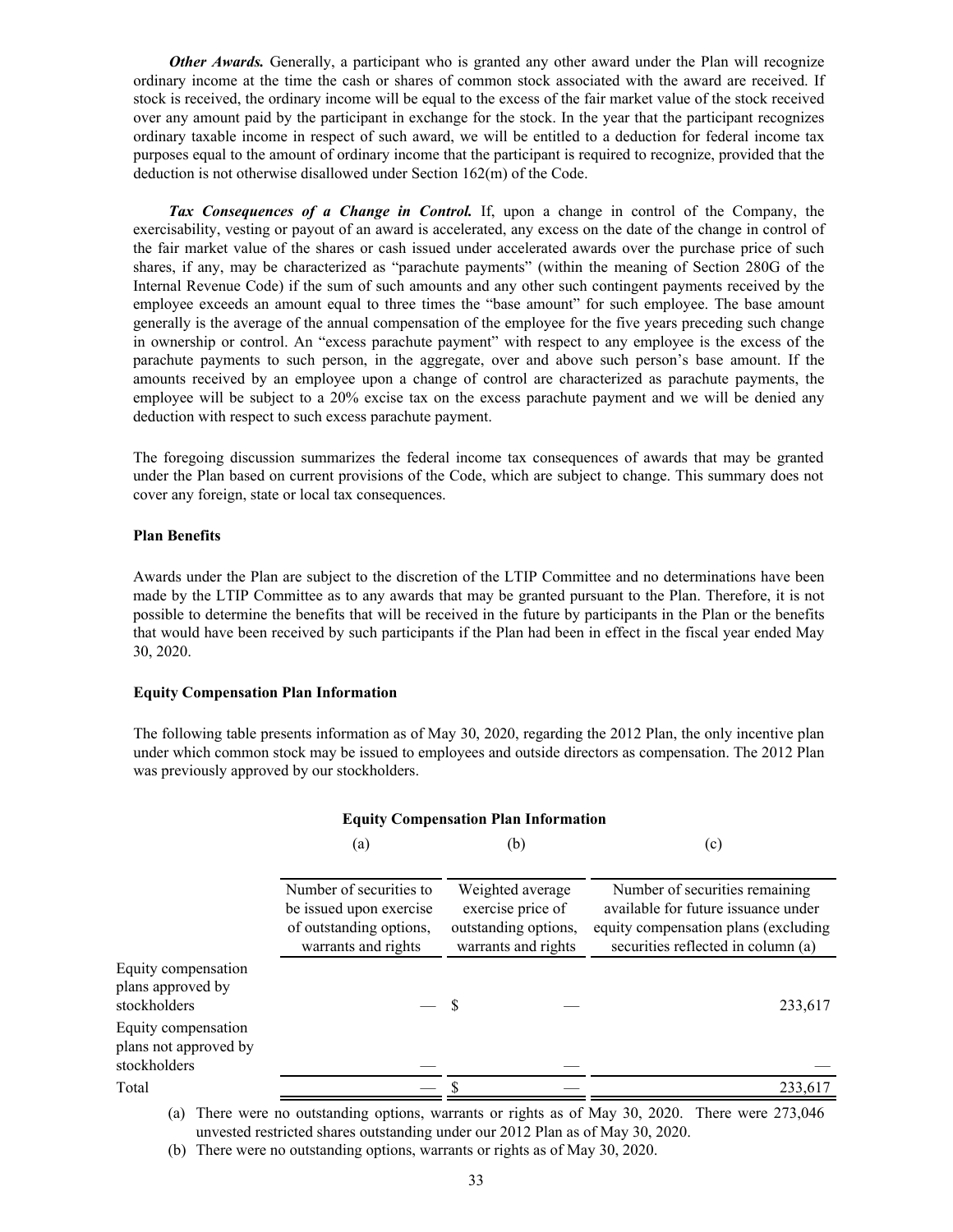***Other Awards.*** Generally, a participant who is granted any other award under the Plan will recognize ordinary income at the time the cash or shares of common stock associated with the award are received. If stock is received, the ordinary income will be equal to the excess of the fair market value of the stock received over any amount paid by the participant in exchange for the stock. In the year that the participant recognizes ordinary taxable income in respect of such award, we will be entitled to a deduction for federal income tax purposes equal to the amount of ordinary income that the participant is required to recognize, provided that the deduction is not otherwise disallowed under Section 162(m) of the Code.

***Tax Consequences of a Change in Control.*** If, upon a change in control of the Company, the exercisability, vesting or payout of an award is accelerated, any excess on the date of the change in control of the fair market value of the shares or cash issued under accelerated awards over the purchase price of such shares, if any, may be characterized as "parachute payments" (within the meaning of Section 280G of the Internal Revenue Code) if the sum of such amounts and any other such contingent payments received by the employee exceeds an amount equal to three times the "base amount" for such employee. The base amount generally is the average of the annual compensation of the employee for the five years preceding such change in ownership or control. An "excess parachute payment" with respect to any employee is the excess of the parachute payments to such person, in the aggregate, over and above such person's base amount. If the amounts received by an employee upon a change of control are characterized as parachute payments, the employee will be subject to a 20% excise tax on the excess parachute payment and we will be denied any deduction with respect to such excess parachute payment.

The foregoing discussion summarizes the federal income tax consequences of awards that may be granted under the Plan based on current provisions of the Code, which are subject to change. This summary does not cover any foreign, state or local tax consequences.

**Plan Benefits**

Awards under the Plan are subject to the discretion of the LTIP Committee and no determinations have been made by the LTIP Committee as to any awards that may be granted pursuant to the Plan. Therefore, it is not possible to determine the benefits that will be received in the future by participants in the Plan or the benefits that would have been received by such participants if the Plan had been in effect in the fiscal year ended May 30, 2020.

**Equity Compensation Plan Information**

The following table presents information as of May 30, 2020, regarding the 2012 Plan, the only incentive plan under which common stock may be issued to employees and outside directors as compensation. The 2012 Plan was previously approved by our stockholders.

**Equity Compensation Plan Information**

| | (a) | (b) | (c) |
|---|---|---|---|
| | Number of securities to be issued upon exercise of outstanding options, warrants and rights | Weighted average exercise price of outstanding options, warrants and rights | Number of securities remaining available for future issuance under equity compensation plans (excluding securities reflected in column (a) |
| Equity compensation plans approved by stockholders | — | $ — | 233,617 |
| Equity compensation plans not approved by stockholders | — | — | — |
| Total | — | $ — | 233,617 |

(a) There were no outstanding options, warrants or rights as of May 30, 2020. There were 273,046 unvested restricted shares outstanding under our 2012 Plan as of May 30, 2020.

(b) There were no outstanding options, warrants or rights as of May 30, 2020.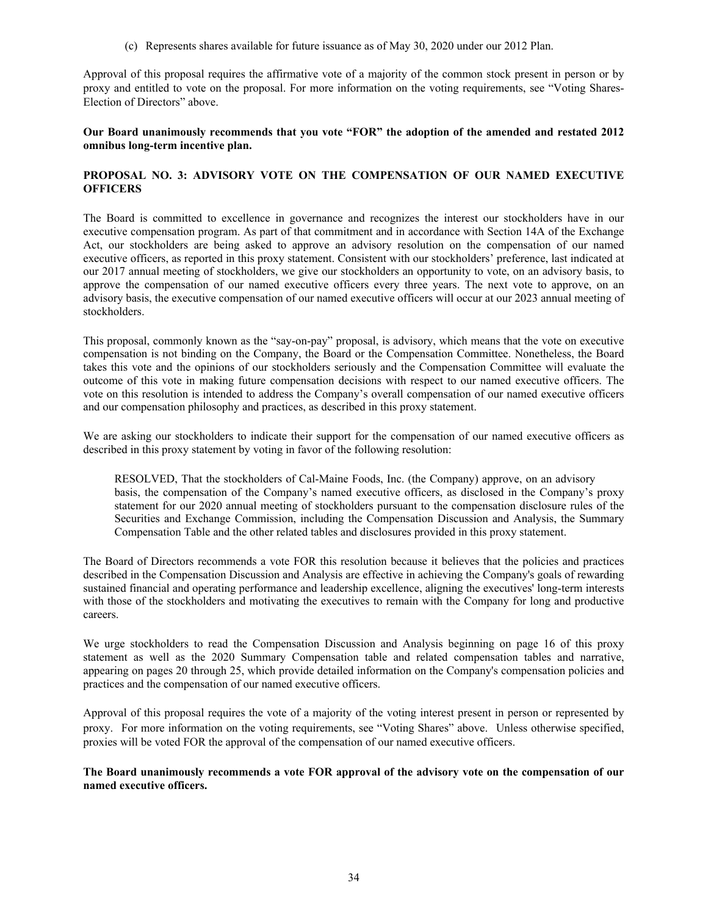(c) Represents shares available for future issuance as of May 30, 2020 under our 2012 Plan.

Approval of this proposal requires the affirmative vote of a majority of the common stock present in person or by proxy and entitled to vote on the proposal. For more information on the voting requirements, see "Voting Shares-Election of Directors" above.

**Our Board unanimously recommends that you vote "FOR" the adoption of the amended and restated 2012 omnibus long-term incentive plan.**

## PROPOSAL NO. 3: ADVISORY VOTE ON THE COMPENSATION OF OUR NAMED EXECUTIVE OFFICERS

The Board is committed to excellence in governance and recognizes the interest our stockholders have in our executive compensation program. As part of that commitment and in accordance with Section 14A of the Exchange Act, our stockholders are being asked to approve an advisory resolution on the compensation of our named executive officers, as reported in this proxy statement. Consistent with our stockholders' preference, last indicated at our 2017 annual meeting of stockholders, we give our stockholders an opportunity to vote, on an advisory basis, to approve the compensation of our named executive officers every three years. The next vote to approve, on an advisory basis, the executive compensation of our named executive officers will occur at our 2023 annual meeting of stockholders.

This proposal, commonly known as the "say-on-pay" proposal, is advisory, which means that the vote on executive compensation is not binding on the Company, the Board or the Compensation Committee. Nonetheless, the Board takes this vote and the opinions of our stockholders seriously and the Compensation Committee will evaluate the outcome of this vote in making future compensation decisions with respect to our named executive officers. The vote on this resolution is intended to address the Company's overall compensation of our named executive officers and our compensation philosophy and practices, as described in this proxy statement.

We are asking our stockholders to indicate their support for the compensation of our named executive officers as described in this proxy statement by voting in favor of the following resolution:

> RESOLVED, That the stockholders of Cal-Maine Foods, Inc. (the Company) approve, on an advisory basis, the compensation of the Company's named executive officers, as disclosed in the Company's proxy statement for our 2020 annual meeting of stockholders pursuant to the compensation disclosure rules of the Securities and Exchange Commission, including the Compensation Discussion and Analysis, the Summary Compensation Table and the other related tables and disclosures provided in this proxy statement.

The Board of Directors recommends a vote FOR this resolution because it believes that the policies and practices described in the Compensation Discussion and Analysis are effective in achieving the Company's goals of rewarding sustained financial and operating performance and leadership excellence, aligning the executives' long-term interests with those of the stockholders and motivating the executives to remain with the Company for long and productive careers.

We urge stockholders to read the Compensation Discussion and Analysis beginning on page 16 of this proxy statement as well as the 2020 Summary Compensation table and related compensation tables and narrative, appearing on pages 20 through 25, which provide detailed information on the Company's compensation policies and practices and the compensation of our named executive officers.

Approval of this proposal requires the vote of a majority of the voting interest present in person or represented by proxy. For more information on the voting requirements, see "Voting Shares" above. Unless otherwise specified, proxies will be voted FOR the approval of the compensation of our named executive officers.

**The Board unanimously recommends a vote FOR approval of the advisory vote on the compensation of our named executive officers.**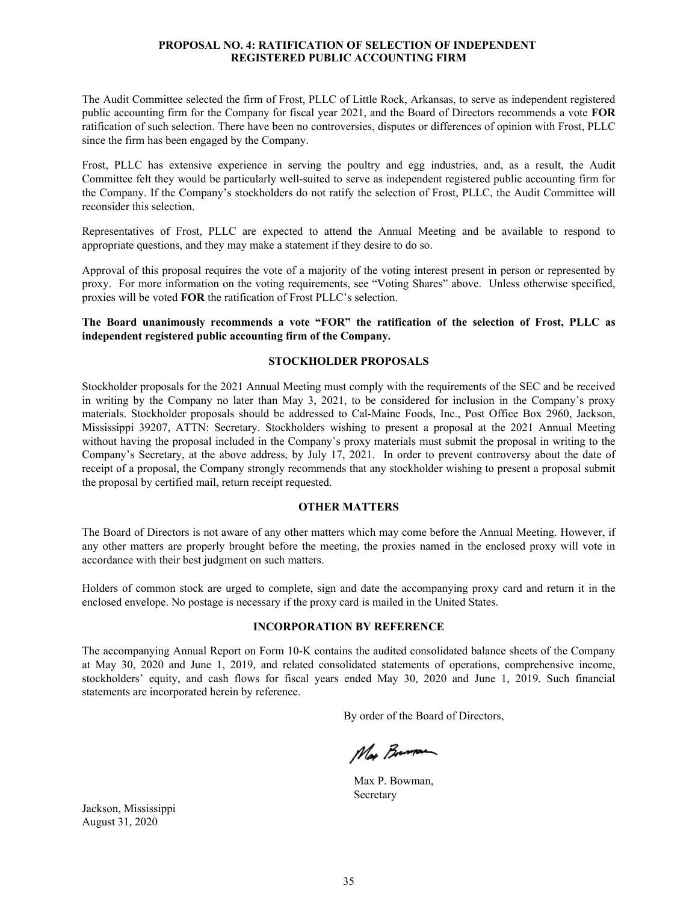## PROPOSAL NO. 4: RATIFICATION OF SELECTION OF INDEPENDENT REGISTERED PUBLIC ACCOUNTING FIRM

The Audit Committee selected the firm of Frost, PLLC of Little Rock, Arkansas, to serve as independent registered public accounting firm for the Company for fiscal year 2021, and the Board of Directors recommends a vote **FOR** ratification of such selection. There have been no controversies, disputes or differences of opinion with Frost, PLLC since the firm has been engaged by the Company.

Frost, PLLC has extensive experience in serving the poultry and egg industries, and, as a result, the Audit Committee felt they would be particularly well-suited to serve as independent registered public accounting firm for the Company. If the Company's stockholders do not ratify the selection of Frost, PLLC, the Audit Committee will reconsider this selection.

Representatives of Frost, PLLC are expected to attend the Annual Meeting and be available to respond to appropriate questions, and they may make a statement if they desire to do so.

Approval of this proposal requires the vote of a majority of the voting interest present in person or represented by proxy. For more information on the voting requirements, see "Voting Shares" above. Unless otherwise specified, proxies will be voted **FOR** the ratification of Frost PLLC's selection.

**The Board unanimously recommends a vote "FOR" the ratification of the selection of Frost, PLLC as independent registered public accounting firm of the Company.**

## STOCKHOLDER PROPOSALS

Stockholder proposals for the 2021 Annual Meeting must comply with the requirements of the SEC and be received in writing by the Company no later than May 3, 2021, to be considered for inclusion in the Company's proxy materials. Stockholder proposals should be addressed to Cal-Maine Foods, Inc., Post Office Box 2960, Jackson, Mississippi 39207, ATTN: Secretary. Stockholders wishing to present a proposal at the 2021 Annual Meeting without having the proposal included in the Company's proxy materials must submit the proposal in writing to the Company's Secretary, at the above address, by July 17, 2021. In order to prevent controversy about the date of receipt of a proposal, the Company strongly recommends that any stockholder wishing to present a proposal submit the proposal by certified mail, return receipt requested.

## OTHER MATTERS

The Board of Directors is not aware of any other matters which may come before the Annual Meeting. However, if any other matters are properly brought before the meeting, the proxies named in the enclosed proxy will vote in accordance with their best judgment on such matters.

Holders of common stock are urged to complete, sign and date the accompanying proxy card and return it in the enclosed envelope. No postage is necessary if the proxy card is mailed in the United States.

## INCORPORATION BY REFERENCE

The accompanying Annual Report on Form 10-K contains the audited consolidated balance sheets of the Company at May 30, 2020 and June 1, 2019, and related consolidated statements of operations, comprehensive income, stockholders' equity, and cash flows for fiscal years ended May 30, 2020 and June 1, 2019. Such financial statements are incorporated herein by reference.

By order of the Board of Directors,

Max P. Bowman,
Secretary

Jackson, Mississippi
August 31, 2020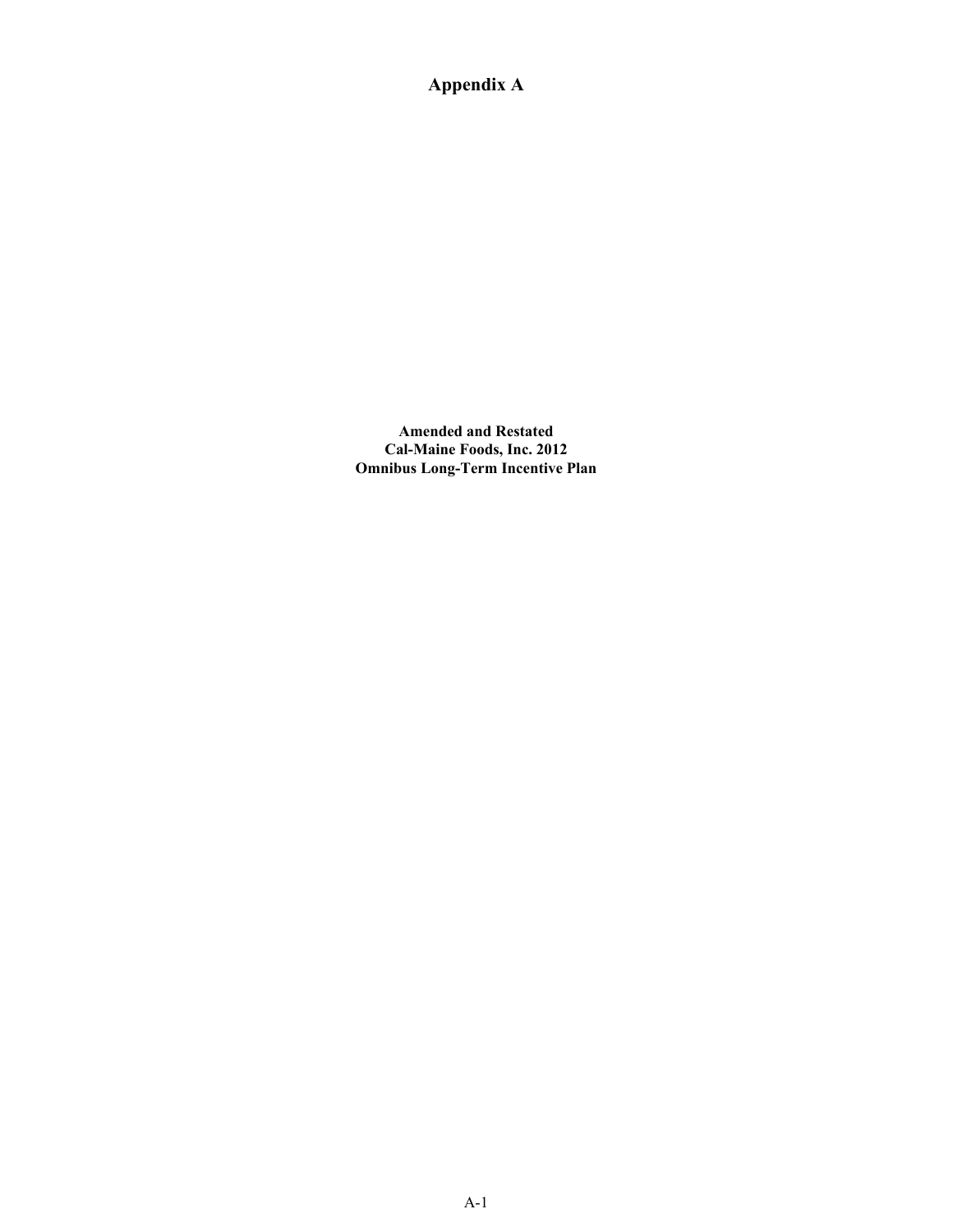# Appendix A

**Amended and Restated**
**Cal-Maine Foods, Inc. 2012**
**Omnibus Long-Term Incentive Plan**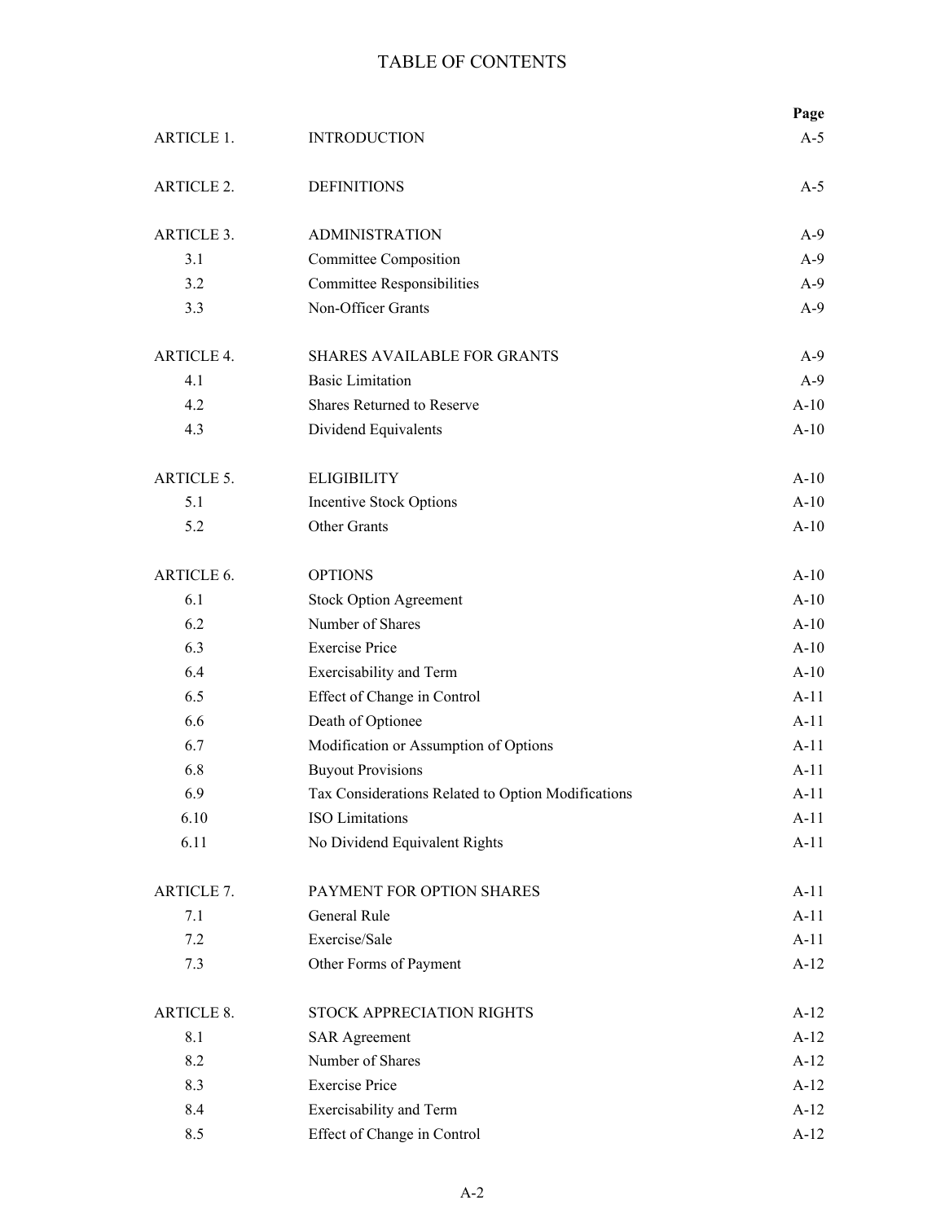# TABLE OF CONTENTS

| | | Page |
|---|---|---|
| ARTICLE 1. | INTRODUCTION | A-5 |
| ARTICLE 2. | DEFINITIONS | A-5 |
| ARTICLE 3. | ADMINISTRATION | A-9 |
| 3.1 | Committee Composition | A-9 |
| 3.2 | Committee Responsibilities | A-9 |
| 3.3 | Non-Officer Grants | A-9 |
| ARTICLE 4. | SHARES AVAILABLE FOR GRANTS | A-9 |
| 4.1 | Basic Limitation | A-9 |
| 4.2 | Shares Returned to Reserve | A-10 |
| 4.3 | Dividend Equivalents | A-10 |
| ARTICLE 5. | ELIGIBILITY | A-10 |
| 5.1 | Incentive Stock Options | A-10 |
| 5.2 | Other Grants | A-10 |
| ARTICLE 6. | OPTIONS | A-10 |
| 6.1 | Stock Option Agreement | A-10 |
| 6.2 | Number of Shares | A-10 |
| 6.3 | Exercise Price | A-10 |
| 6.4 | Exercisability and Term | A-10 |
| 6.5 | Effect of Change in Control | A-11 |
| 6.6 | Death of Optionee | A-11 |
| 6.7 | Modification or Assumption of Options | A-11 |
| 6.8 | Buyout Provisions | A-11 |
| 6.9 | Tax Considerations Related to Option Modifications | A-11 |
| 6.10 | ISO Limitations | A-11 |
| 6.11 | No Dividend Equivalent Rights | A-11 |
| ARTICLE 7. | PAYMENT FOR OPTION SHARES | A-11 |
| 7.1 | General Rule | A-11 |
| 7.2 | Exercise/Sale | A-11 |
| 7.3 | Other Forms of Payment | A-12 |
| ARTICLE 8. | STOCK APPRECIATION RIGHTS | A-12 |
| 8.1 | SAR Agreement | A-12 |
| 8.2 | Number of Shares | A-12 |
| 8.3 | Exercise Price | A-12 |
| 8.4 | Exercisability and Term | A-12 |
| 8.5 | Effect of Change in Control | A-12 |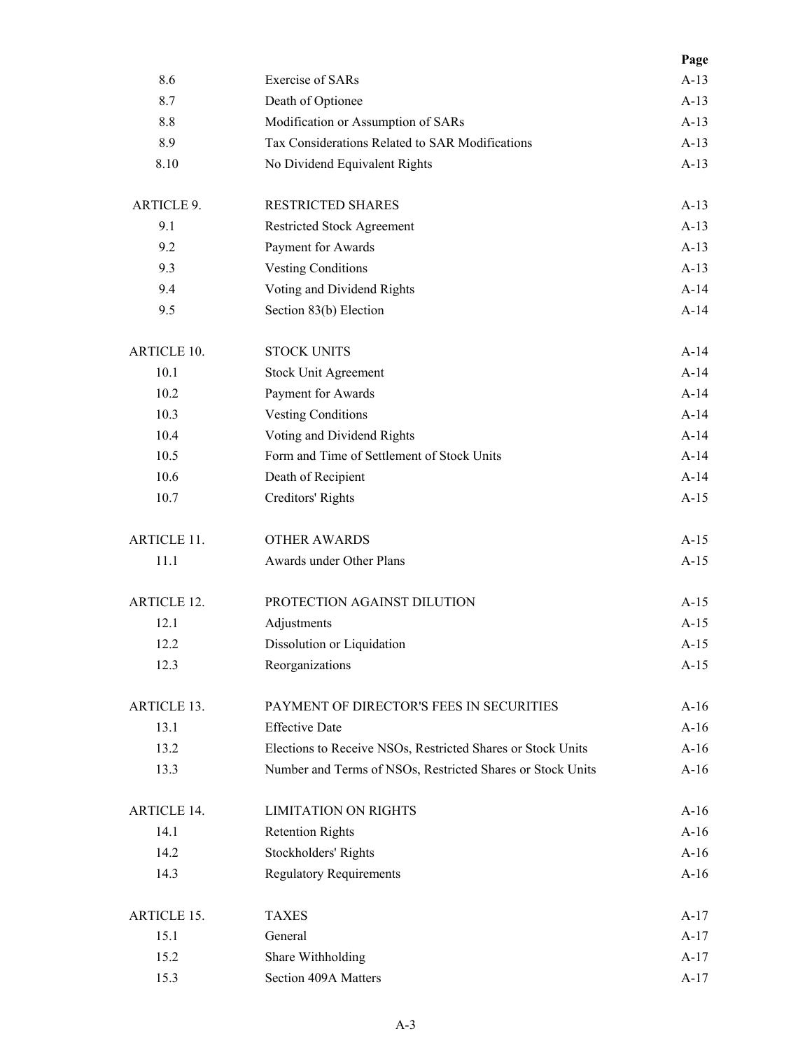| | | Page |
|---|---|---|
| 8.6 | Exercise of SARs | A-13 |
| 8.7 | Death of Optionee | A-13 |
| 8.8 | Modification or Assumption of SARs | A-13 |
| 8.9 | Tax Considerations Related to SAR Modifications | A-13 |
| 8.10 | No Dividend Equivalent Rights | A-13 |
| ARTICLE 9. | RESTRICTED SHARES | A-13 |
| 9.1 | Restricted Stock Agreement | A-13 |
| 9.2 | Payment for Awards | A-13 |
| 9.3 | Vesting Conditions | A-13 |
| 9.4 | Voting and Dividend Rights | A-14 |
| 9.5 | Section 83(b) Election | A-14 |
| ARTICLE 10. | STOCK UNITS | A-14 |
| 10.1 | Stock Unit Agreement | A-14 |
| 10.2 | Payment for Awards | A-14 |
| 10.3 | Vesting Conditions | A-14 |
| 10.4 | Voting and Dividend Rights | A-14 |
| 10.5 | Form and Time of Settlement of Stock Units | A-14 |
| 10.6 | Death of Recipient | A-14 |
| 10.7 | Creditors' Rights | A-15 |
| ARTICLE 11. | OTHER AWARDS | A-15 |
| 11.1 | Awards under Other Plans | A-15 |
| ARTICLE 12. | PROTECTION AGAINST DILUTION | A-15 |
| 12.1 | Adjustments | A-15 |
| 12.2 | Dissolution or Liquidation | A-15 |
| 12.3 | Reorganizations | A-15 |
| ARTICLE 13. | PAYMENT OF DIRECTOR'S FEES IN SECURITIES | A-16 |
| 13.1 | Effective Date | A-16 |
| 13.2 | Elections to Receive NSOs, Restricted Shares or Stock Units | A-16 |
| 13.3 | Number and Terms of NSOs, Restricted Shares or Stock Units | A-16 |
| ARTICLE 14. | LIMITATION ON RIGHTS | A-16 |
| 14.1 | Retention Rights | A-16 |
| 14.2 | Stockholders' Rights | A-16 |
| 14.3 | Regulatory Requirements | A-16 |
| ARTICLE 15. | TAXES | A-17 |
| 15.1 | General | A-17 |
| 15.2 | Share Withholding | A-17 |
| 15.3 | Section 409A Matters | A-17 |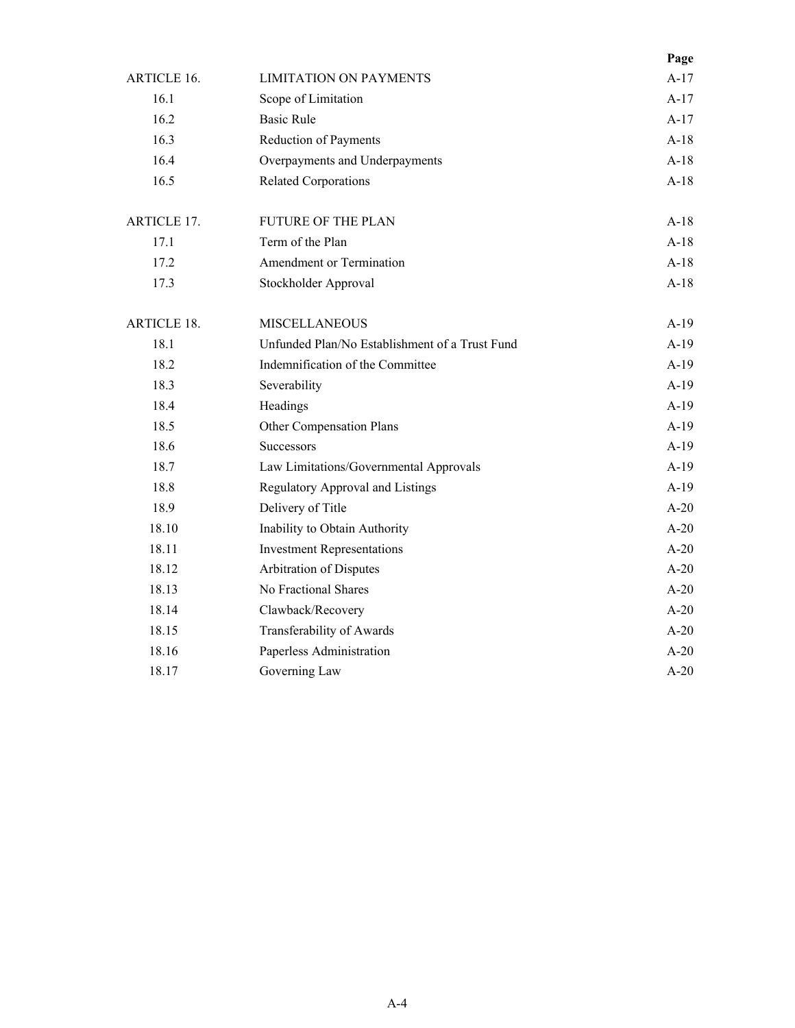| | | Page |
|---|---|---|
| ARTICLE 16. | LIMITATION ON PAYMENTS | A-17 |
| 16.1 | Scope of Limitation | A-17 |
| 16.2 | Basic Rule | A-17 |
| 16.3 | Reduction of Payments | A-18 |
| 16.4 | Overpayments and Underpayments | A-18 |
| 16.5 | Related Corporations | A-18 |
| ARTICLE 17. | FUTURE OF THE PLAN | A-18 |
| 17.1 | Term of the Plan | A-18 |
| 17.2 | Amendment or Termination | A-18 |
| 17.3 | Stockholder Approval | A-18 |
| ARTICLE 18. | MISCELLANEOUS | A-19 |
| 18.1 | Unfunded Plan/No Establishment of a Trust Fund | A-19 |
| 18.2 | Indemnification of the Committee | A-19 |
| 18.3 | Severability | A-19 |
| 18.4 | Headings | A-19 |
| 18.5 | Other Compensation Plans | A-19 |
| 18.6 | Successors | A-19 |
| 18.7 | Law Limitations/Governmental Approvals | A-19 |
| 18.8 | Regulatory Approval and Listings | A-19 |
| 18.9 | Delivery of Title | A-20 |
| 18.10 | Inability to Obtain Authority | A-20 |
| 18.11 | Investment Representations | A-20 |
| 18.12 | Arbitration of Disputes | A-20 |
| 18.13 | No Fractional Shares | A-20 |
| 18.14 | Clawback/Recovery | A-20 |
| 18.15 | Transferability of Awards | A-20 |
| 18.16 | Paperless Administration | A-20 |
| 18.17 | Governing Law | A-20 |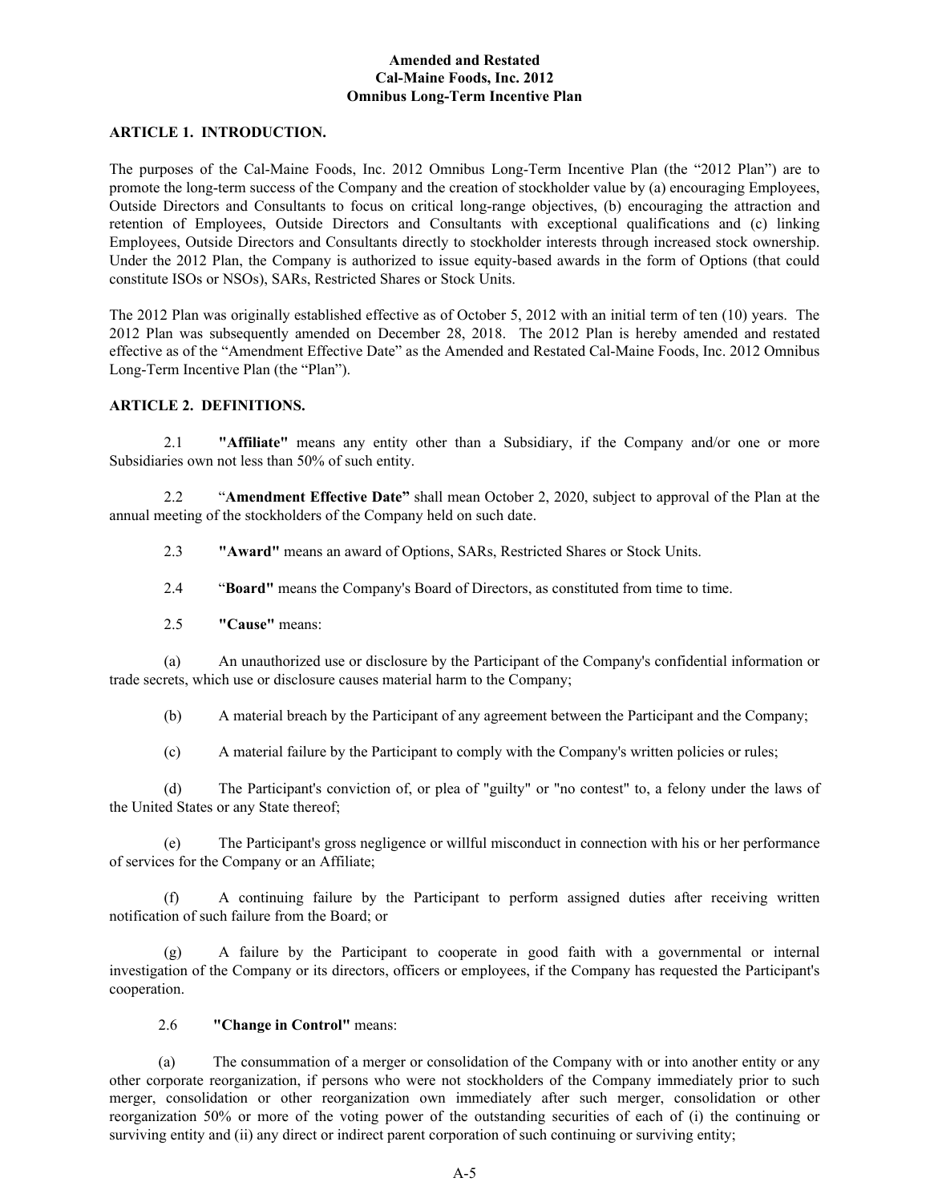**Amended and Restated**
**Cal-Maine Foods, Inc. 2012**
**Omnibus Long-Term Incentive Plan**

## ARTICLE 1. INTRODUCTION.

The purposes of the Cal-Maine Foods, Inc. 2012 Omnibus Long-Term Incentive Plan (the "2012 Plan") are to promote the long-term success of the Company and the creation of stockholder value by (a) encouraging Employees, Outside Directors and Consultants to focus on critical long-range objectives, (b) encouraging the attraction and retention of Employees, Outside Directors and Consultants with exceptional qualifications and (c) linking Employees, Outside Directors and Consultants directly to stockholder interests through increased stock ownership. Under the 2012 Plan, the Company is authorized to issue equity-based awards in the form of Options (that could constitute ISOs or NSOs), SARs, Restricted Shares or Stock Units.

The 2012 Plan was originally established effective as of October 5, 2012 with an initial term of ten (10) years. The 2012 Plan was subsequently amended on December 28, 2018. The 2012 Plan is hereby amended and restated effective as of the "Amendment Effective Date" as the Amended and Restated Cal-Maine Foods, Inc. 2012 Omnibus Long-Term Incentive Plan (the "Plan").

## ARTICLE 2. DEFINITIONS.

2.1 **"Affiliate"** means any entity other than a Subsidiary, if the Company and/or one or more Subsidiaries own not less than 50% of such entity.

2.2 "**Amendment Effective Date"** shall mean October 2, 2020, subject to approval of the Plan at the annual meeting of the stockholders of the Company held on such date.

2.3 **"Award"** means an award of Options, SARs, Restricted Shares or Stock Units.

2.4 "**Board"** means the Company's Board of Directors, as constituted from time to time.

2.5 **"Cause"** means:

(a) An unauthorized use or disclosure by the Participant of the Company's confidential information or trade secrets, which use or disclosure causes material harm to the Company;

(b) A material breach by the Participant of any agreement between the Participant and the Company;

(c) A material failure by the Participant to comply with the Company's written policies or rules;

(d) The Participant's conviction of, or plea of "guilty" or "no contest" to, a felony under the laws of the United States or any State thereof;

(e) The Participant's gross negligence or willful misconduct in connection with his or her performance of services for the Company or an Affiliate;

(f) A continuing failure by the Participant to perform assigned duties after receiving written notification of such failure from the Board; or

(g) A failure by the Participant to cooperate in good faith with a governmental or internal investigation of the Company or its directors, officers or employees, if the Company has requested the Participant's cooperation.

2.6 **"Change in Control"** means:

(a) The consummation of a merger or consolidation of the Company with or into another entity or any other corporate reorganization, if persons who were not stockholders of the Company immediately prior to such merger, consolidation or other reorganization own immediately after such merger, consolidation or other reorganization 50% or more of the voting power of the outstanding securities of each of (i) the continuing or surviving entity and (ii) any direct or indirect parent corporation of such continuing or surviving entity;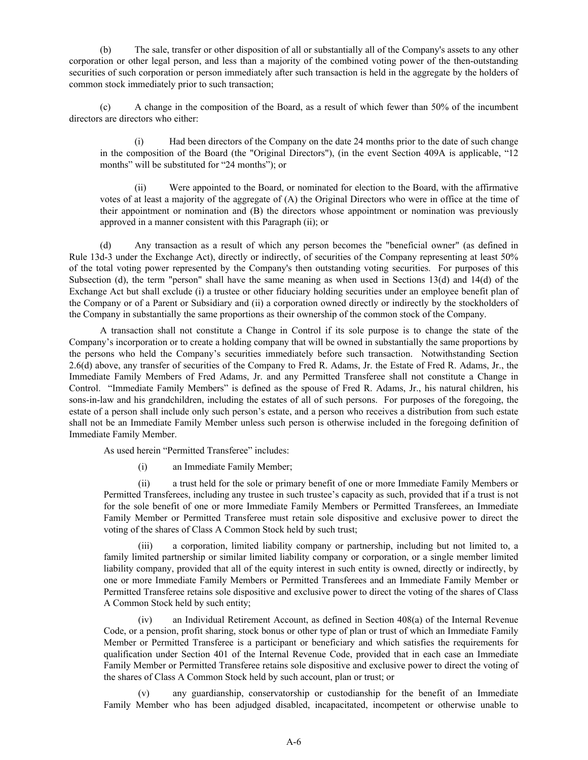(b) The sale, transfer or other disposition of all or substantially all of the Company's assets to any other corporation or other legal person, and less than a majority of the combined voting power of the then-outstanding securities of such corporation or person immediately after such transaction is held in the aggregate by the holders of common stock immediately prior to such transaction;

(c) A change in the composition of the Board, as a result of which fewer than 50% of the incumbent directors are directors who either:

(i) Had been directors of the Company on the date 24 months prior to the date of such change in the composition of the Board (the "Original Directors"), (in the event Section 409A is applicable, "12 months" will be substituted for "24 months"); or

(ii) Were appointed to the Board, or nominated for election to the Board, with the affirmative votes of at least a majority of the aggregate of (A) the Original Directors who were in office at the time of their appointment or nomination and (B) the directors whose appointment or nomination was previously approved in a manner consistent with this Paragraph (ii); or

(d) Any transaction as a result of which any person becomes the "beneficial owner" (as defined in Rule 13d-3 under the Exchange Act), directly or indirectly, of securities of the Company representing at least 50% of the total voting power represented by the Company's then outstanding voting securities. For purposes of this Subsection (d), the term "person" shall have the same meaning as when used in Sections 13(d) and 14(d) of the Exchange Act but shall exclude (i) a trustee or other fiduciary holding securities under an employee benefit plan of the Company or of a Parent or Subsidiary and (ii) a corporation owned directly or indirectly by the stockholders of the Company in substantially the same proportions as their ownership of the common stock of the Company.

A transaction shall not constitute a Change in Control if its sole purpose is to change the state of the Company's incorporation or to create a holding company that will be owned in substantially the same proportions by the persons who held the Company's securities immediately before such transaction. Notwithstanding Section 2.6(d) above, any transfer of securities of the Company to Fred R. Adams, Jr. the Estate of Fred R. Adams, Jr., the Immediate Family Members of Fred Adams, Jr. and any Permitted Transferee shall not constitute a Change in Control. "Immediate Family Members" is defined as the spouse of Fred R. Adams, Jr., his natural children, his sons-in-law and his grandchildren, including the estates of all of such persons. For purposes of the foregoing, the estate of a person shall include only such person's estate, and a person who receives a distribution from such estate shall not be an Immediate Family Member unless such person is otherwise included in the foregoing definition of Immediate Family Member.

As used herein "Permitted Transferee" includes:

(i) an Immediate Family Member;

(ii) a trust held for the sole or primary benefit of one or more Immediate Family Members or Permitted Transferees, including any trustee in such trustee's capacity as such, provided that if a trust is not for the sole benefit of one or more Immediate Family Members or Permitted Transferees, an Immediate Family Member or Permitted Transferee must retain sole dispositive and exclusive power to direct the voting of the shares of Class A Common Stock held by such trust;

(iii) a corporation, limited liability company or partnership, including but not limited to, a family limited partnership or similar limited liability company or corporation, or a single member limited liability company, provided that all of the equity interest in such entity is owned, directly or indirectly, by one or more Immediate Family Members or Permitted Transferees and an Immediate Family Member or Permitted Transferee retains sole dispositive and exclusive power to direct the voting of the shares of Class A Common Stock held by such entity;

(iv) an Individual Retirement Account, as defined in Section 408(a) of the Internal Revenue Code, or a pension, profit sharing, stock bonus or other type of plan or trust of which an Immediate Family Member or Permitted Transferee is a participant or beneficiary and which satisfies the requirements for qualification under Section 401 of the Internal Revenue Code, provided that in each case an Immediate Family Member or Permitted Transferee retains sole dispositive and exclusive power to direct the voting of the shares of Class A Common Stock held by such account, plan or trust; or

(v) any guardianship, conservatorship or custodianship for the benefit of an Immediate Family Member who has been adjudged disabled, incapacitated, incompetent or otherwise unable to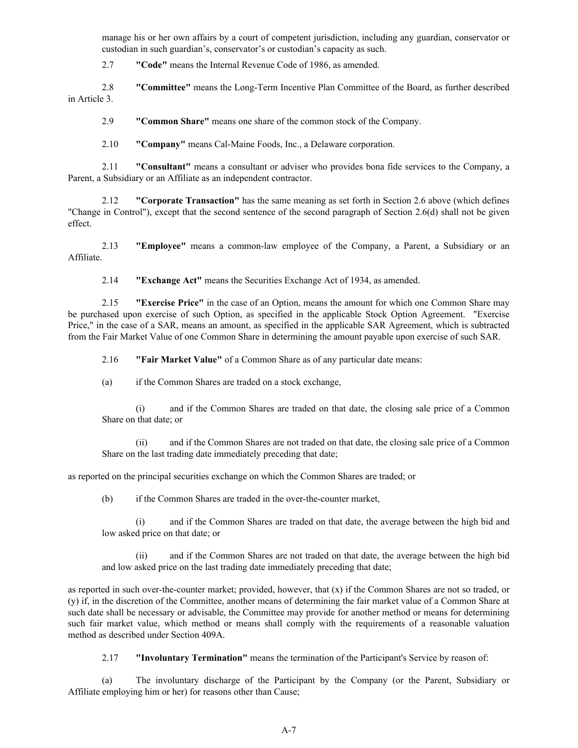manage his or her own affairs by a court of competent jurisdiction, including any guardian, conservator or custodian in such guardian's, conservator's or custodian's capacity as such.

2.7 **"Code"** means the Internal Revenue Code of 1986, as amended.

2.8 **"Committee"** means the Long-Term Incentive Plan Committee of the Board, as further described in Article 3.

2.9 **"Common Share"** means one share of the common stock of the Company.

2.10 **"Company"** means Cal-Maine Foods, Inc., a Delaware corporation.

2.11 **"Consultant"** means a consultant or adviser who provides bona fide services to the Company, a Parent, a Subsidiary or an Affiliate as an independent contractor.

2.12 **"Corporate Transaction"** has the same meaning as set forth in Section 2.6 above (which defines "Change in Control"), except that the second sentence of the second paragraph of Section 2.6(d) shall not be given effect.

2.13 **"Employee"** means a common-law employee of the Company, a Parent, a Subsidiary or an Affiliate.

2.14 **"Exchange Act"** means the Securities Exchange Act of 1934, as amended.

2.15 **"Exercise Price"** in the case of an Option, means the amount for which one Common Share may be purchased upon exercise of such Option, as specified in the applicable Stock Option Agreement. "Exercise Price," in the case of a SAR, means an amount, as specified in the applicable SAR Agreement, which is subtracted from the Fair Market Value of one Common Share in determining the amount payable upon exercise of such SAR.

2.16 **"Fair Market Value"** of a Common Share as of any particular date means:

(a) if the Common Shares are traded on a stock exchange,

(i) and if the Common Shares are traded on that date, the closing sale price of a Common Share on that date; or

(ii) and if the Common Shares are not traded on that date, the closing sale price of a Common Share on the last trading date immediately preceding that date;

as reported on the principal securities exchange on which the Common Shares are traded; or

(b) if the Common Shares are traded in the over-the-counter market,

(i) and if the Common Shares are traded on that date, the average between the high bid and low asked price on that date; or

(ii) and if the Common Shares are not traded on that date, the average between the high bid and low asked price on the last trading date immediately preceding that date;

as reported in such over-the-counter market; provided, however, that (x) if the Common Shares are not so traded, or (y) if, in the discretion of the Committee, another means of determining the fair market value of a Common Share at such date shall be necessary or advisable, the Committee may provide for another method or means for determining such fair market value, which method or means shall comply with the requirements of a reasonable valuation method as described under Section 409A.

2.17 **"Involuntary Termination"** means the termination of the Participant's Service by reason of:

(a) The involuntary discharge of the Participant by the Company (or the Parent, Subsidiary or Affiliate employing him or her) for reasons other than Cause;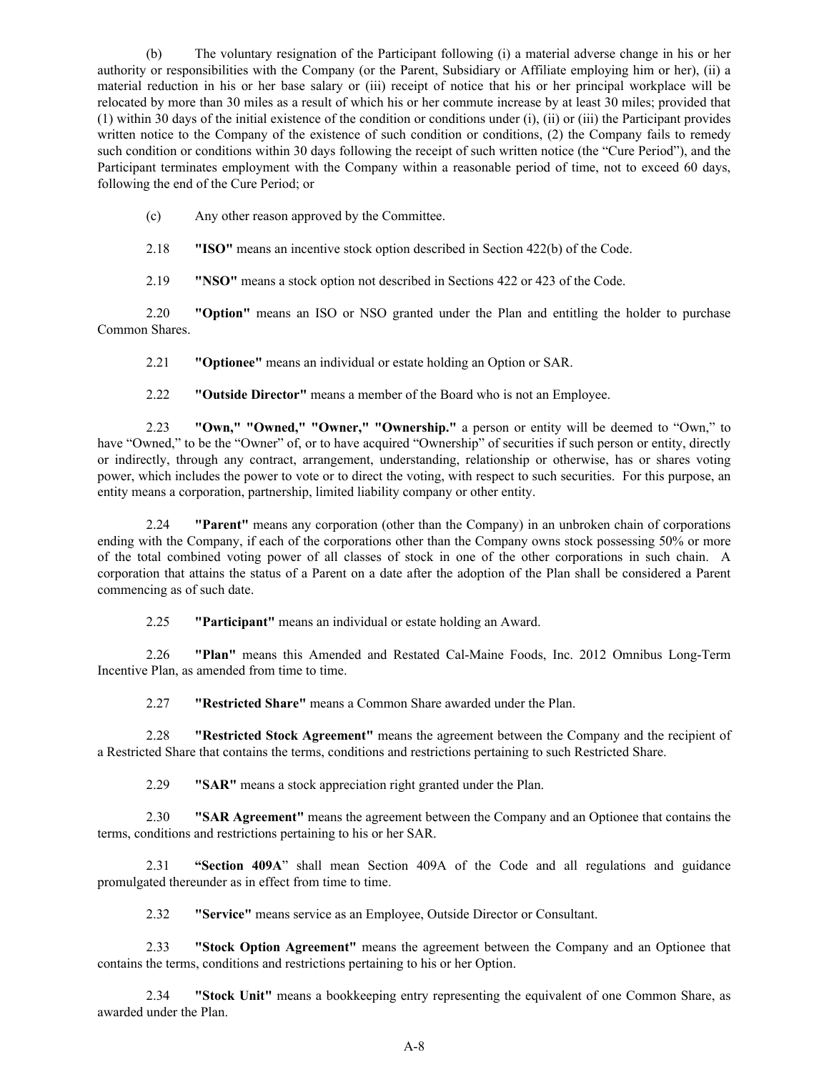(b) The voluntary resignation of the Participant following (i) a material adverse change in his or her authority or responsibilities with the Company (or the Parent, Subsidiary or Affiliate employing him or her), (ii) a material reduction in his or her base salary or (iii) receipt of notice that his or her principal workplace will be relocated by more than 30 miles as a result of which his or her commute increase by at least 30 miles; provided that (1) within 30 days of the initial existence of the condition or conditions under (i), (ii) or (iii) the Participant provides written notice to the Company of the existence of such condition or conditions, (2) the Company fails to remedy such condition or conditions within 30 days following the receipt of such written notice (the "Cure Period"), and the Participant terminates employment with the Company within a reasonable period of time, not to exceed 60 days, following the end of the Cure Period; or

(c) Any other reason approved by the Committee.

2.18 **"ISO"** means an incentive stock option described in Section 422(b) of the Code.

2.19 **"NSO"** means a stock option not described in Sections 422 or 423 of the Code.

2.20 **"Option"** means an ISO or NSO granted under the Plan and entitling the holder to purchase Common Shares.

2.21 **"Optionee"** means an individual or estate holding an Option or SAR.

2.22 **"Outside Director"** means a member of the Board who is not an Employee.

2.23 **"Own," "Owned," "Owner," "Ownership."** a person or entity will be deemed to "Own," to have "Owned," to be the "Owner" of, or to have acquired "Ownership" of securities if such person or entity, directly or indirectly, through any contract, arrangement, understanding, relationship or otherwise, has or shares voting power, which includes the power to vote or to direct the voting, with respect to such securities. For this purpose, an entity means a corporation, partnership, limited liability company or other entity.

2.24 **"Parent"** means any corporation (other than the Company) in an unbroken chain of corporations ending with the Company, if each of the corporations other than the Company owns stock possessing 50% or more of the total combined voting power of all classes of stock in one of the other corporations in such chain. A corporation that attains the status of a Parent on a date after the adoption of the Plan shall be considered a Parent commencing as of such date.

2.25 **"Participant"** means an individual or estate holding an Award.

2.26 **"Plan"** means this Amended and Restated Cal-Maine Foods, Inc. 2012 Omnibus Long-Term Incentive Plan, as amended from time to time.

2.27 **"Restricted Share"** means a Common Share awarded under the Plan.

2.28 **"Restricted Stock Agreement"** means the agreement between the Company and the recipient of a Restricted Share that contains the terms, conditions and restrictions pertaining to such Restricted Share.

2.29 **"SAR"** means a stock appreciation right granted under the Plan.

2.30 **"SAR Agreement"** means the agreement between the Company and an Optionee that contains the terms, conditions and restrictions pertaining to his or her SAR.

2.31 **"Section 409A"** shall mean Section 409A of the Code and all regulations and guidance promulgated thereunder as in effect from time to time.

2.32 **"Service"** means service as an Employee, Outside Director or Consultant.

2.33 **"Stock Option Agreement"** means the agreement between the Company and an Optionee that contains the terms, conditions and restrictions pertaining to his or her Option.

2.34 **"Stock Unit"** means a bookkeeping entry representing the equivalent of one Common Share, as awarded under the Plan.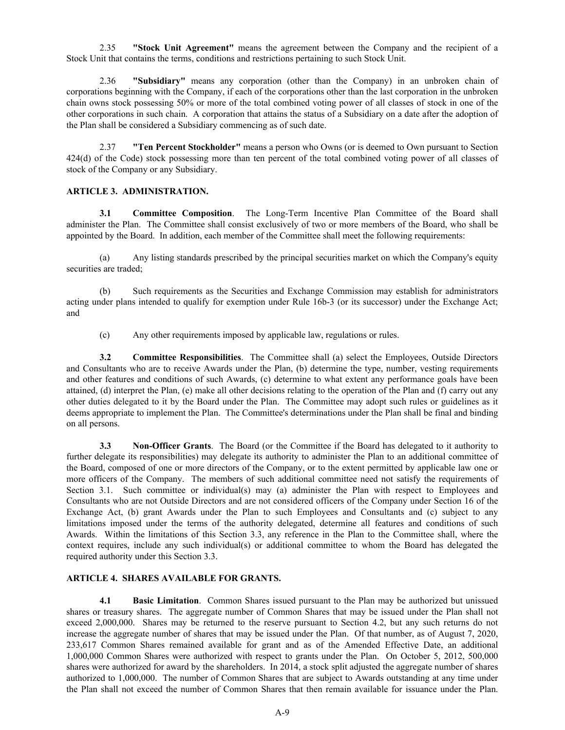2.35 **"Stock Unit Agreement"** means the agreement between the Company and the recipient of a Stock Unit that contains the terms, conditions and restrictions pertaining to such Stock Unit.

2.36 **"Subsidiary"** means any corporation (other than the Company) in an unbroken chain of corporations beginning with the Company, if each of the corporations other than the last corporation in the unbroken chain owns stock possessing 50% or more of the total combined voting power of all classes of stock in one of the other corporations in such chain. A corporation that attains the status of a Subsidiary on a date after the adoption of the Plan shall be considered a Subsidiary commencing as of such date.

2.37 **"Ten Percent Stockholder"** means a person who Owns (or is deemed to Own pursuant to Section 424(d) of the Code) stock possessing more than ten percent of the total combined voting power of all classes of stock of the Company or any Subsidiary.

## ARTICLE 3. ADMINISTRATION.

**3.1 Committee Composition**. The Long-Term Incentive Plan Committee of the Board shall administer the Plan. The Committee shall consist exclusively of two or more members of the Board, who shall be appointed by the Board. In addition, each member of the Committee shall meet the following requirements:

(a) Any listing standards prescribed by the principal securities market on which the Company's equity securities are traded;

(b) Such requirements as the Securities and Exchange Commission may establish for administrators acting under plans intended to qualify for exemption under Rule 16b-3 (or its successor) under the Exchange Act; and

(c) Any other requirements imposed by applicable law, regulations or rules.

**3.2 Committee Responsibilities**. The Committee shall (a) select the Employees, Outside Directors and Consultants who are to receive Awards under the Plan, (b) determine the type, number, vesting requirements and other features and conditions of such Awards, (c) determine to what extent any performance goals have been attained, (d) interpret the Plan, (e) make all other decisions relating to the operation of the Plan and (f) carry out any other duties delegated to it by the Board under the Plan. The Committee may adopt such rules or guidelines as it deems appropriate to implement the Plan. The Committee's determinations under the Plan shall be final and binding on all persons.

**3.3 Non-Officer Grants**. The Board (or the Committee if the Board has delegated to it authority to further delegate its responsibilities) may delegate its authority to administer the Plan to an additional committee of the Board, composed of one or more directors of the Company, or to the extent permitted by applicable law one or more officers of the Company. The members of such additional committee need not satisfy the requirements of Section 3.1. Such committee or individual(s) may (a) administer the Plan with respect to Employees and Consultants who are not Outside Directors and are not considered officers of the Company under Section 16 of the Exchange Act, (b) grant Awards under the Plan to such Employees and Consultants and (c) subject to any limitations imposed under the terms of the authority delegated, determine all features and conditions of such Awards. Within the limitations of this Section 3.3, any reference in the Plan to the Committee shall, where the context requires, include any such individual(s) or additional committee to whom the Board has delegated the required authority under this Section 3.3.

## ARTICLE 4. SHARES AVAILABLE FOR GRANTS.

**4.1 Basic Limitation**. Common Shares issued pursuant to the Plan may be authorized but unissued shares or treasury shares. The aggregate number of Common Shares that may be issued under the Plan shall not exceed 2,000,000. Shares may be returned to the reserve pursuant to Section 4.2, but any such returns do not increase the aggregate number of shares that may be issued under the Plan. Of that number, as of August 7, 2020, 233,617 Common Shares remained available for grant and as of the Amended Effective Date, an additional 1,000,000 Common Shares were authorized with respect to grants under the Plan. On October 5, 2012, 500,000 shares were authorized for award by the shareholders. In 2014, a stock split adjusted the aggregate number of shares authorized to 1,000,000. The number of Common Shares that are subject to Awards outstanding at any time under the Plan shall not exceed the number of Common Shares that then remain available for issuance under the Plan.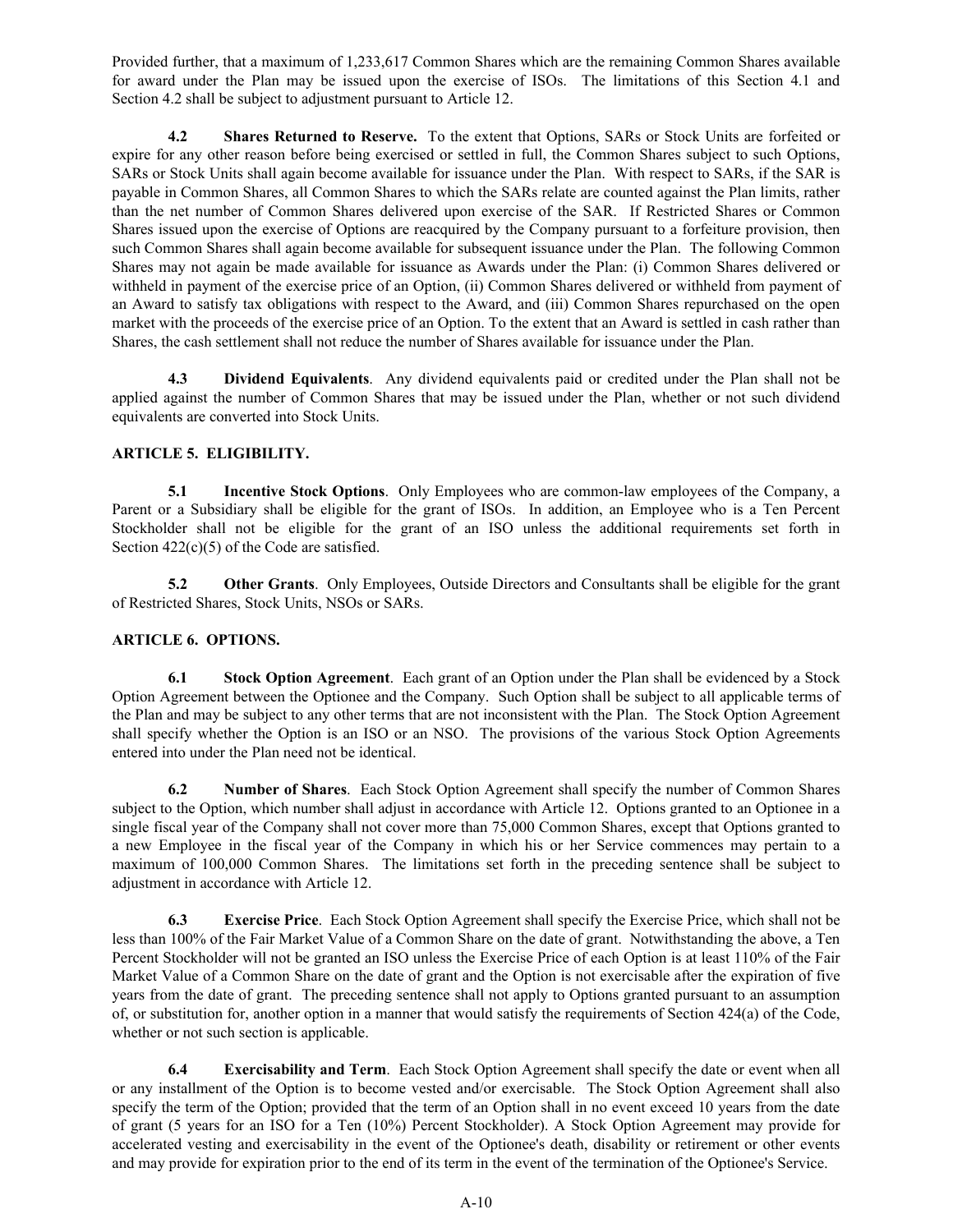Provided further, that a maximum of 1,233,617 Common Shares which are the remaining Common Shares available for award under the Plan may be issued upon the exercise of ISOs. The limitations of this Section 4.1 and Section 4.2 shall be subject to adjustment pursuant to Article 12.

**4.2 Shares Returned to Reserve.** To the extent that Options, SARs or Stock Units are forfeited or expire for any other reason before being exercised or settled in full, the Common Shares subject to such Options, SARs or Stock Units shall again become available for issuance under the Plan. With respect to SARs, if the SAR is payable in Common Shares, all Common Shares to which the SARs relate are counted against the Plan limits, rather than the net number of Common Shares delivered upon exercise of the SAR. If Restricted Shares or Common Shares issued upon the exercise of Options are reacquired by the Company pursuant to a forfeiture provision, then such Common Shares shall again become available for subsequent issuance under the Plan. The following Common Shares may not again be made available for issuance as Awards under the Plan: (i) Common Shares delivered or withheld in payment of the exercise price of an Option, (ii) Common Shares delivered or withheld from payment of an Award to satisfy tax obligations with respect to the Award, and (iii) Common Shares repurchased on the open market with the proceeds of the exercise price of an Option. To the extent that an Award is settled in cash rather than Shares, the cash settlement shall not reduce the number of Shares available for issuance under the Plan.

**4.3 Dividend Equivalents**. Any dividend equivalents paid or credited under the Plan shall not be applied against the number of Common Shares that may be issued under the Plan, whether or not such dividend equivalents are converted into Stock Units.

## ARTICLE 5. ELIGIBILITY.

**5.1 Incentive Stock Options**. Only Employees who are common-law employees of the Company, a Parent or a Subsidiary shall be eligible for the grant of ISOs. In addition, an Employee who is a Ten Percent Stockholder shall not be eligible for the grant of an ISO unless the additional requirements set forth in Section 422(c)(5) of the Code are satisfied.

**5.2 Other Grants**. Only Employees, Outside Directors and Consultants shall be eligible for the grant of Restricted Shares, Stock Units, NSOs or SARs.

## ARTICLE 6. OPTIONS.

**6.1 Stock Option Agreement**. Each grant of an Option under the Plan shall be evidenced by a Stock Option Agreement between the Optionee and the Company. Such Option shall be subject to all applicable terms of the Plan and may be subject to any other terms that are not inconsistent with the Plan. The Stock Option Agreement shall specify whether the Option is an ISO or an NSO. The provisions of the various Stock Option Agreements entered into under the Plan need not be identical.

**6.2 Number of Shares**. Each Stock Option Agreement shall specify the number of Common Shares subject to the Option, which number shall adjust in accordance with Article 12. Options granted to an Optionee in a single fiscal year of the Company shall not cover more than 75,000 Common Shares, except that Options granted to a new Employee in the fiscal year of the Company in which his or her Service commences may pertain to a maximum of 100,000 Common Shares. The limitations set forth in the preceding sentence shall be subject to adjustment in accordance with Article 12.

**6.3 Exercise Price**. Each Stock Option Agreement shall specify the Exercise Price, which shall not be less than 100% of the Fair Market Value of a Common Share on the date of grant. Notwithstanding the above, a Ten Percent Stockholder will not be granted an ISO unless the Exercise Price of each Option is at least 110% of the Fair Market Value of a Common Share on the date of grant and the Option is not exercisable after the expiration of five years from the date of grant. The preceding sentence shall not apply to Options granted pursuant to an assumption of, or substitution for, another option in a manner that would satisfy the requirements of Section 424(a) of the Code, whether or not such section is applicable.

**6.4 Exercisability and Term**. Each Stock Option Agreement shall specify the date or event when all or any installment of the Option is to become vested and/or exercisable. The Stock Option Agreement shall also specify the term of the Option; provided that the term of an Option shall in no event exceed 10 years from the date of grant (5 years for an ISO for a Ten (10%) Percent Stockholder). A Stock Option Agreement may provide for accelerated vesting and exercisability in the event of the Optionee's death, disability or retirement or other events and may provide for expiration prior to the end of its term in the event of the termination of the Optionee's Service.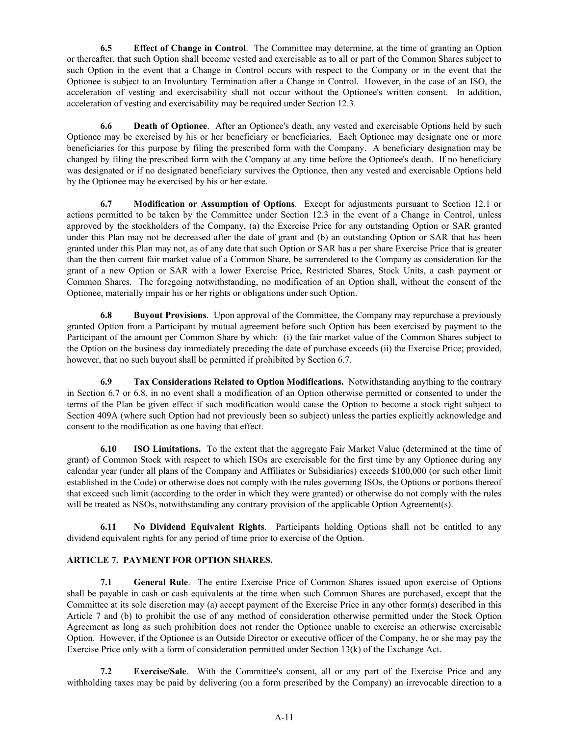**6.5 Effect of Change in Control**. The Committee may determine, at the time of granting an Option or thereafter, that such Option shall become vested and exercisable as to all or part of the Common Shares subject to such Option in the event that a Change in Control occurs with respect to the Company or in the event that the Optionee is subject to an Involuntary Termination after a Change in Control. However, in the case of an ISO, the acceleration of vesting and exercisability shall not occur without the Optionee's written consent. In addition, acceleration of vesting and exercisability may be required under Section 12.3.

**6.6 Death of Optionee**. After an Optionee's death, any vested and exercisable Options held by such Optionee may be exercised by his or her beneficiary or beneficiaries. Each Optionee may designate one or more beneficiaries for this purpose by filing the prescribed form with the Company. A beneficiary designation may be changed by filing the prescribed form with the Company at any time before the Optionee's death. If no beneficiary was designated or if no designated beneficiary survives the Optionee, then any vested and exercisable Options held by the Optionee may be exercised by his or her estate.

**6.7 Modification or Assumption of Options**. Except for adjustments pursuant to Section 12.1 or actions permitted to be taken by the Committee under Section 12.3 in the event of a Change in Control, unless approved by the stockholders of the Company, (a) the Exercise Price for any outstanding Option or SAR granted under this Plan may not be decreased after the date of grant and (b) an outstanding Option or SAR that has been granted under this Plan may not, as of any date that such Option or SAR has a per share Exercise Price that is greater than the then current fair market value of a Common Share, be surrendered to the Company as consideration for the grant of a new Option or SAR with a lower Exercise Price, Restricted Shares, Stock Units, a cash payment or Common Shares. The foregoing notwithstanding, no modification of an Option shall, without the consent of the Optionee, materially impair his or her rights or obligations under such Option.

**6.8 Buyout Provisions**. Upon approval of the Committee, the Company may repurchase a previously granted Option from a Participant by mutual agreement before such Option has been exercised by payment to the Participant of the amount per Common Share by which: (i) the fair market value of the Common Shares subject to the Option on the business day immediately preceding the date of purchase exceeds (ii) the Exercise Price; provided, however, that no such buyout shall be permitted if prohibited by Section 6.7.

**6.9 Tax Considerations Related to Option Modifications.** Notwithstanding anything to the contrary in Section 6.7 or 6.8, in no event shall a modification of an Option otherwise permitted or consented to under the terms of the Plan be given effect if such modification would cause the Option to become a stock right subject to Section 409A (where such Option had not previously been so subject) unless the parties explicitly acknowledge and consent to the modification as one having that effect.

**6.10 ISO Limitations.** To the extent that the aggregate Fair Market Value (determined at the time of grant) of Common Stock with respect to which ISOs are exercisable for the first time by any Optionee during any calendar year (under all plans of the Company and Affiliates or Subsidiaries) exceeds $100,000 (or such other limit established in the Code) or otherwise does not comply with the rules governing ISOs, the Options or portions thereof that exceed such limit (according to the order in which they were granted) or otherwise do not comply with the rules will be treated as NSOs, notwithstanding any contrary provision of the applicable Option Agreement(s).

**6.11 No Dividend Equivalent Rights**. Participants holding Options shall not be entitled to any dividend equivalent rights for any period of time prior to exercise of the Option.

## ARTICLE 7. PAYMENT FOR OPTION SHARES.

**7.1 General Rule**. The entire Exercise Price of Common Shares issued upon exercise of Options shall be payable in cash or cash equivalents at the time when such Common Shares are purchased, except that the Committee at its sole discretion may (a) accept payment of the Exercise Price in any other form(s) described in this Article 7 and (b) to prohibit the use of any method of consideration otherwise permitted under the Stock Option Agreement as long as such prohibition does not render the Optionee unable to exercise an otherwise exercisable Option. However, if the Optionee is an Outside Director or executive officer of the Company, he or she may pay the Exercise Price only with a form of consideration permitted under Section 13(k) of the Exchange Act.

**7.2 Exercise/Sale**. With the Committee's consent, all or any part of the Exercise Price and any withholding taxes may be paid by delivering (on a form prescribed by the Company) an irrevocable direction to a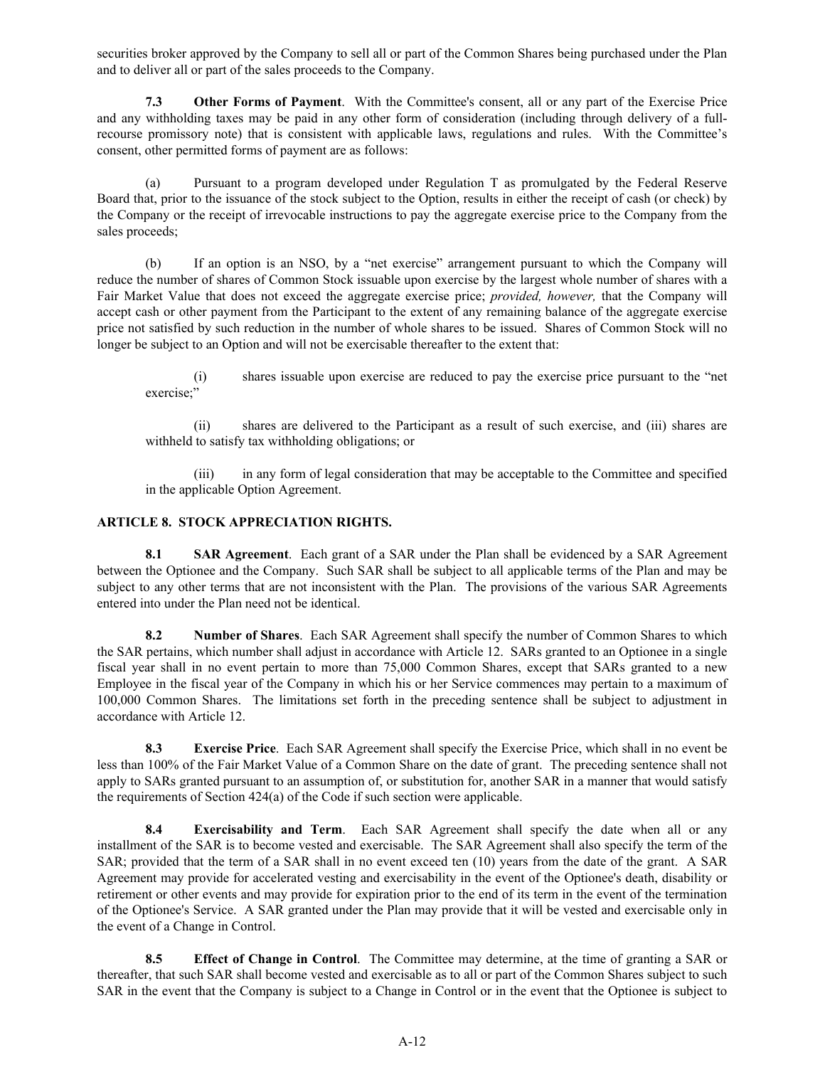securities broker approved by the Company to sell all or part of the Common Shares being purchased under the Plan and to deliver all or part of the sales proceeds to the Company.

**7.3 Other Forms of Payment**. With the Committee's consent, all or any part of the Exercise Price and any withholding taxes may be paid in any other form of consideration (including through delivery of a full-recourse promissory note) that is consistent with applicable laws, regulations and rules. With the Committee's consent, other permitted forms of payment are as follows:

(a) Pursuant to a program developed under Regulation T as promulgated by the Federal Reserve Board that, prior to the issuance of the stock subject to the Option, results in either the receipt of cash (or check) by the Company or the receipt of irrevocable instructions to pay the aggregate exercise price to the Company from the sales proceeds;

(b) If an option is an NSO, by a "net exercise" arrangement pursuant to which the Company will reduce the number of shares of Common Stock issuable upon exercise by the largest whole number of shares with a Fair Market Value that does not exceed the aggregate exercise price; *provided, however,* that the Company will accept cash or other payment from the Participant to the extent of any remaining balance of the aggregate exercise price not satisfied by such reduction in the number of whole shares to be issued. Shares of Common Stock will no longer be subject to an Option and will not be exercisable thereafter to the extent that:

(i) shares issuable upon exercise are reduced to pay the exercise price pursuant to the "net exercise;"

(ii) shares are delivered to the Participant as a result of such exercise, and (iii) shares are withheld to satisfy tax withholding obligations; or

(iii) in any form of legal consideration that may be acceptable to the Committee and specified in the applicable Option Agreement.

## ARTICLE 8. STOCK APPRECIATION RIGHTS.

**8.1 SAR Agreement**. Each grant of a SAR under the Plan shall be evidenced by a SAR Agreement between the Optionee and the Company. Such SAR shall be subject to all applicable terms of the Plan and may be subject to any other terms that are not inconsistent with the Plan. The provisions of the various SAR Agreements entered into under the Plan need not be identical.

**8.2 Number of Shares**. Each SAR Agreement shall specify the number of Common Shares to which the SAR pertains, which number shall adjust in accordance with Article 12. SARs granted to an Optionee in a single fiscal year shall in no event pertain to more than 75,000 Common Shares, except that SARs granted to a new Employee in the fiscal year of the Company in which his or her Service commences may pertain to a maximum of 100,000 Common Shares. The limitations set forth in the preceding sentence shall be subject to adjustment in accordance with Article 12.

**8.3 Exercise Price**. Each SAR Agreement shall specify the Exercise Price, which shall in no event be less than 100% of the Fair Market Value of a Common Share on the date of grant. The preceding sentence shall not apply to SARs granted pursuant to an assumption of, or substitution for, another SAR in a manner that would satisfy the requirements of Section 424(a) of the Code if such section were applicable.

**8.4 Exercisability and Term**. Each SAR Agreement shall specify the date when all or any installment of the SAR is to become vested and exercisable. The SAR Agreement shall also specify the term of the SAR; provided that the term of a SAR shall in no event exceed ten (10) years from the date of the grant. A SAR Agreement may provide for accelerated vesting and exercisability in the event of the Optionee's death, disability or retirement or other events and may provide for expiration prior to the end of its term in the event of the termination of the Optionee's Service. A SAR granted under the Plan may provide that it will be vested and exercisable only in the event of a Change in Control.

**8.5 Effect of Change in Control**. The Committee may determine, at the time of granting a SAR or thereafter, that such SAR shall become vested and exercisable as to all or part of the Common Shares subject to such SAR in the event that the Company is subject to a Change in Control or in the event that the Optionee is subject to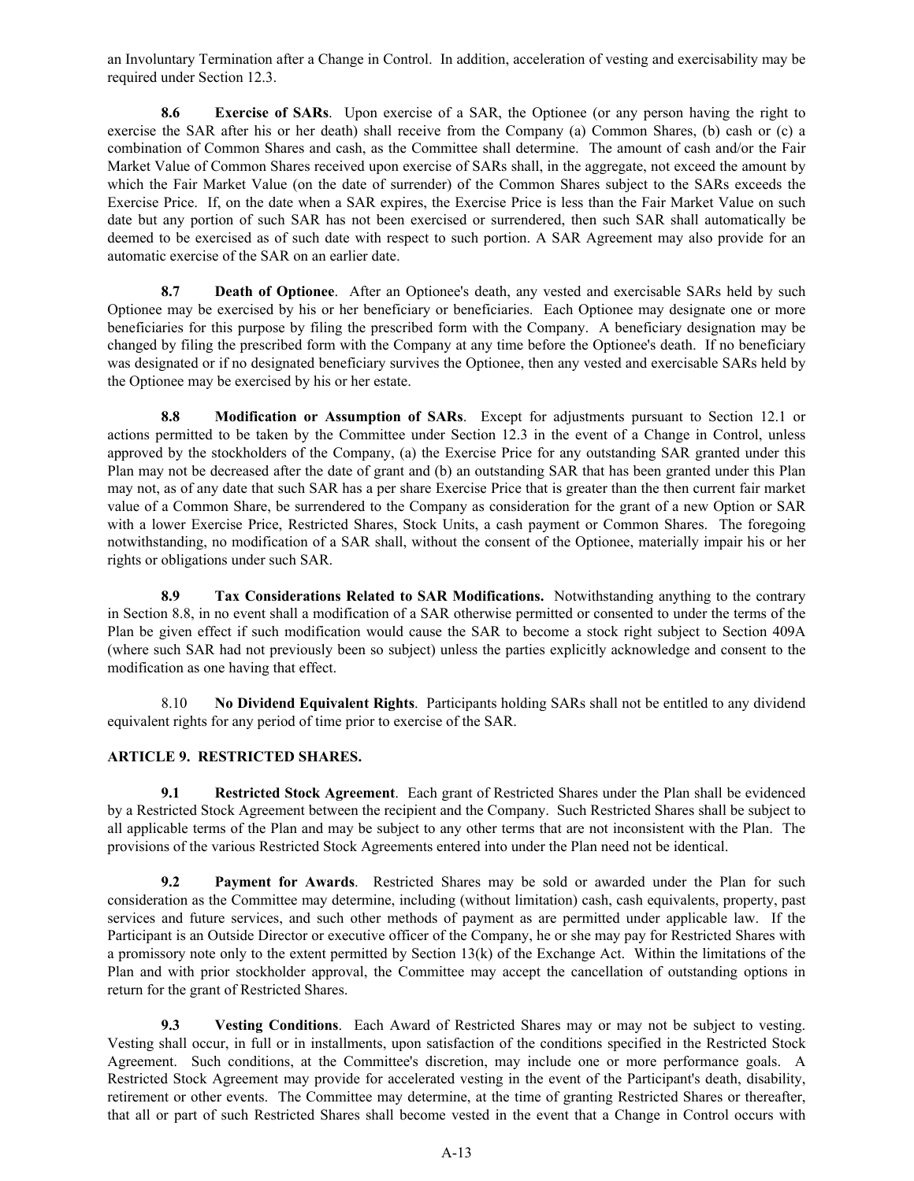an Involuntary Termination after a Change in Control. In addition, acceleration of vesting and exercisability may be required under Section 12.3.

**8.6 Exercise of SARs**. Upon exercise of a SAR, the Optionee (or any person having the right to exercise the SAR after his or her death) shall receive from the Company (a) Common Shares, (b) cash or (c) a combination of Common Shares and cash, as the Committee shall determine. The amount of cash and/or the Fair Market Value of Common Shares received upon exercise of SARs shall, in the aggregate, not exceed the amount by which the Fair Market Value (on the date of surrender) of the Common Shares subject to the SARs exceeds the Exercise Price. If, on the date when a SAR expires, the Exercise Price is less than the Fair Market Value on such date but any portion of such SAR has not been exercised or surrendered, then such SAR shall automatically be deemed to be exercised as of such date with respect to such portion. A SAR Agreement may also provide for an automatic exercise of the SAR on an earlier date.

**8.7 Death of Optionee**. After an Optionee's death, any vested and exercisable SARs held by such Optionee may be exercised by his or her beneficiary or beneficiaries. Each Optionee may designate one or more beneficiaries for this purpose by filing the prescribed form with the Company. A beneficiary designation may be changed by filing the prescribed form with the Company at any time before the Optionee's death. If no beneficiary was designated or if no designated beneficiary survives the Optionee, then any vested and exercisable SARs held by the Optionee may be exercised by his or her estate.

**8.8 Modification or Assumption of SARs**. Except for adjustments pursuant to Section 12.1 or actions permitted to be taken by the Committee under Section 12.3 in the event of a Change in Control, unless approved by the stockholders of the Company, (a) the Exercise Price for any outstanding SAR granted under this Plan may not be decreased after the date of grant and (b) an outstanding SAR that has been granted under this Plan may not, as of any date that such SAR has a per share Exercise Price that is greater than the then current fair market value of a Common Share, be surrendered to the Company as consideration for the grant of a new Option or SAR with a lower Exercise Price, Restricted Shares, Stock Units, a cash payment or Common Shares. The foregoing notwithstanding, no modification of a SAR shall, without the consent of the Optionee, materially impair his or her rights or obligations under such SAR.

**8.9 Tax Considerations Related to SAR Modifications.** Notwithstanding anything to the contrary in Section 8.8, in no event shall a modification of a SAR otherwise permitted or consented to under the terms of the Plan be given effect if such modification would cause the SAR to become a stock right subject to Section 409A (where such SAR had not previously been so subject) unless the parties explicitly acknowledge and consent to the modification as one having that effect.

8.10 **No Dividend Equivalent Rights**. Participants holding SARs shall not be entitled to any dividend equivalent rights for any period of time prior to exercise of the SAR.

## ARTICLE 9. RESTRICTED SHARES.

**9.1 Restricted Stock Agreement**. Each grant of Restricted Shares under the Plan shall be evidenced by a Restricted Stock Agreement between the recipient and the Company. Such Restricted Shares shall be subject to all applicable terms of the Plan and may be subject to any other terms that are not inconsistent with the Plan. The provisions of the various Restricted Stock Agreements entered into under the Plan need not be identical.

**9.2 Payment for Awards**. Restricted Shares may be sold or awarded under the Plan for such consideration as the Committee may determine, including (without limitation) cash, cash equivalents, property, past services and future services, and such other methods of payment as are permitted under applicable law. If the Participant is an Outside Director or executive officer of the Company, he or she may pay for Restricted Shares with a promissory note only to the extent permitted by Section 13(k) of the Exchange Act. Within the limitations of the Plan and with prior stockholder approval, the Committee may accept the cancellation of outstanding options in return for the grant of Restricted Shares.

**9.3 Vesting Conditions**. Each Award of Restricted Shares may or may not be subject to vesting. Vesting shall occur, in full or in installments, upon satisfaction of the conditions specified in the Restricted Stock Agreement. Such conditions, at the Committee's discretion, may include one or more performance goals. A Restricted Stock Agreement may provide for accelerated vesting in the event of the Participant's death, disability, retirement or other events. The Committee may determine, at the time of granting Restricted Shares or thereafter, that all or part of such Restricted Shares shall become vested in the event that a Change in Control occurs with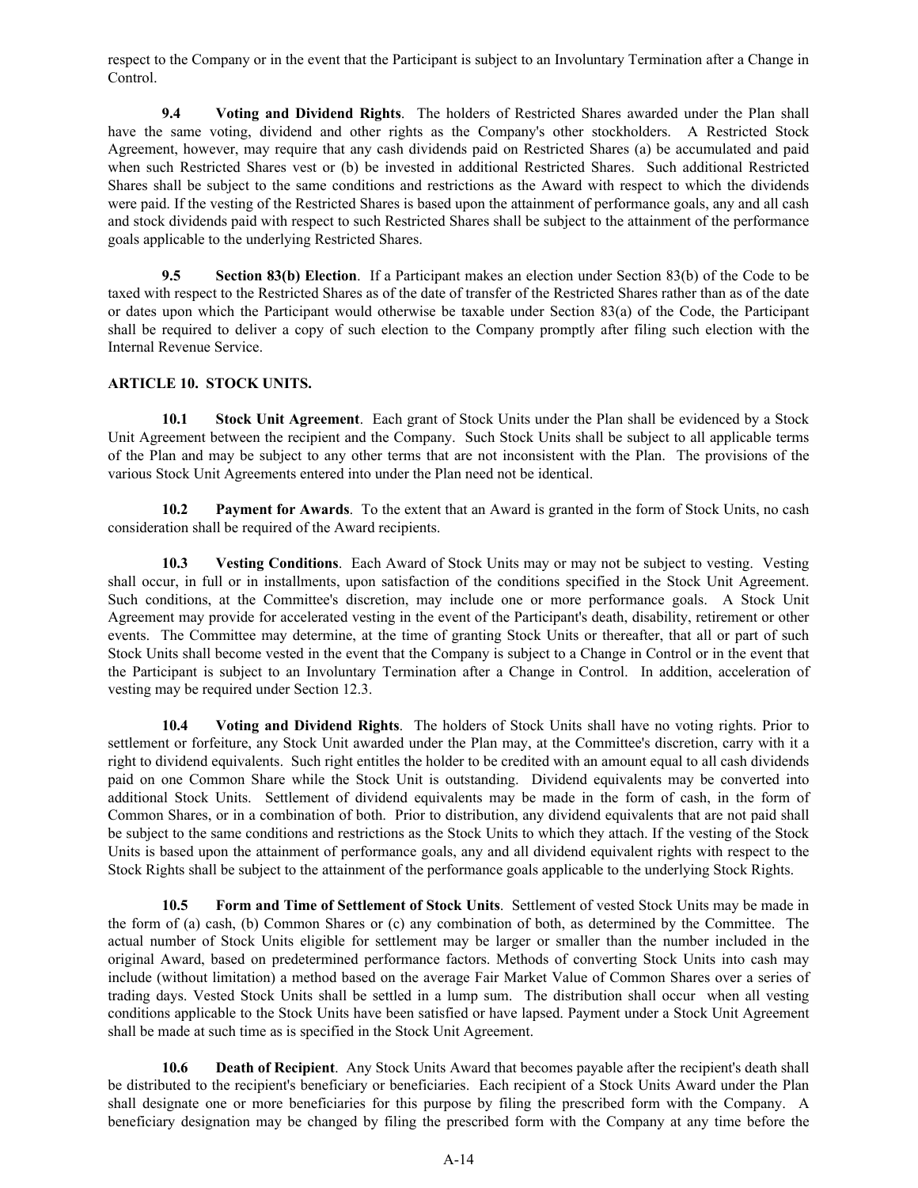respect to the Company or in the event that the Participant is subject to an Involuntary Termination after a Change in Control.

**9.4 Voting and Dividend Rights**. The holders of Restricted Shares awarded under the Plan shall have the same voting, dividend and other rights as the Company's other stockholders. A Restricted Stock Agreement, however, may require that any cash dividends paid on Restricted Shares (a) be accumulated and paid when such Restricted Shares vest or (b) be invested in additional Restricted Shares. Such additional Restricted Shares shall be subject to the same conditions and restrictions as the Award with respect to which the dividends were paid. If the vesting of the Restricted Shares is based upon the attainment of performance goals, any and all cash and stock dividends paid with respect to such Restricted Shares shall be subject to the attainment of the performance goals applicable to the underlying Restricted Shares.

**9.5 Section 83(b) Election**. If a Participant makes an election under Section 83(b) of the Code to be taxed with respect to the Restricted Shares as of the date of transfer of the Restricted Shares rather than as of the date or dates upon which the Participant would otherwise be taxable under Section 83(a) of the Code, the Participant shall be required to deliver a copy of such election to the Company promptly after filing such election with the Internal Revenue Service.

**ARTICLE 10. STOCK UNITS.**

**10.1 Stock Unit Agreement**. Each grant of Stock Units under the Plan shall be evidenced by a Stock Unit Agreement between the recipient and the Company. Such Stock Units shall be subject to all applicable terms of the Plan and may be subject to any other terms that are not inconsistent with the Plan. The provisions of the various Stock Unit Agreements entered into under the Plan need not be identical.

**10.2 Payment for Awards**. To the extent that an Award is granted in the form of Stock Units, no cash consideration shall be required of the Award recipients.

**10.3 Vesting Conditions**. Each Award of Stock Units may or may not be subject to vesting. Vesting shall occur, in full or in installments, upon satisfaction of the conditions specified in the Stock Unit Agreement. Such conditions, at the Committee's discretion, may include one or more performance goals. A Stock Unit Agreement may provide for accelerated vesting in the event of the Participant's death, disability, retirement or other events. The Committee may determine, at the time of granting Stock Units or thereafter, that all or part of such Stock Units shall become vested in the event that the Company is subject to a Change in Control or in the event that the Participant is subject to an Involuntary Termination after a Change in Control. In addition, acceleration of vesting may be required under Section 12.3.

**10.4 Voting and Dividend Rights**. The holders of Stock Units shall have no voting rights. Prior to settlement or forfeiture, any Stock Unit awarded under the Plan may, at the Committee's discretion, carry with it a right to dividend equivalents. Such right entitles the holder to be credited with an amount equal to all cash dividends paid on one Common Share while the Stock Unit is outstanding. Dividend equivalents may be converted into additional Stock Units. Settlement of dividend equivalents may be made in the form of cash, in the form of Common Shares, or in a combination of both. Prior to distribution, any dividend equivalents that are not paid shall be subject to the same conditions and restrictions as the Stock Units to which they attach. If the vesting of the Stock Units is based upon the attainment of performance goals, any and all dividend equivalent rights with respect to the Stock Rights shall be subject to the attainment of the performance goals applicable to the underlying Stock Rights.

**10.5 Form and Time of Settlement of Stock Units**. Settlement of vested Stock Units may be made in the form of (a) cash, (b) Common Shares or (c) any combination of both, as determined by the Committee. The actual number of Stock Units eligible for settlement may be larger or smaller than the number included in the original Award, based on predetermined performance factors. Methods of converting Stock Units into cash may include (without limitation) a method based on the average Fair Market Value of Common Shares over a series of trading days. Vested Stock Units shall be settled in a lump sum. The distribution shall occur when all vesting conditions applicable to the Stock Units have been satisfied or have lapsed. Payment under a Stock Unit Agreement shall be made at such time as is specified in the Stock Unit Agreement.

**10.6 Death of Recipient**. Any Stock Units Award that becomes payable after the recipient's death shall be distributed to the recipient's beneficiary or beneficiaries. Each recipient of a Stock Units Award under the Plan shall designate one or more beneficiaries for this purpose by filing the prescribed form with the Company. A beneficiary designation may be changed by filing the prescribed form with the Company at any time before the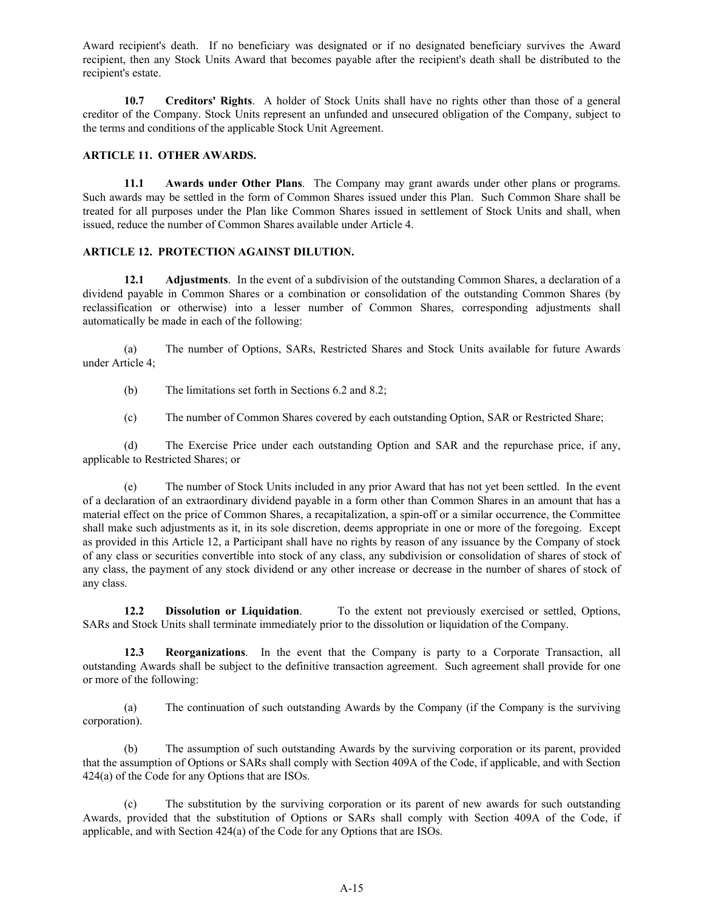Award recipient's death. If no beneficiary was designated or if no designated beneficiary survives the Award recipient, then any Stock Units Award that becomes payable after the recipient's death shall be distributed to the recipient's estate.

**10.7 Creditors' Rights**. A holder of Stock Units shall have no rights other than those of a general creditor of the Company. Stock Units represent an unfunded and unsecured obligation of the Company, subject to the terms and conditions of the applicable Stock Unit Agreement.

**ARTICLE 11. OTHER AWARDS.**

**11.1 Awards under Other Plans**. The Company may grant awards under other plans or programs. Such awards may be settled in the form of Common Shares issued under this Plan. Such Common Share shall be treated for all purposes under the Plan like Common Shares issued in settlement of Stock Units and shall, when issued, reduce the number of Common Shares available under Article 4.

**ARTICLE 12. PROTECTION AGAINST DILUTION.**

**12.1 Adjustments**. In the event of a subdivision of the outstanding Common Shares, a declaration of a dividend payable in Common Shares or a combination or consolidation of the outstanding Common Shares (by reclassification or otherwise) into a lesser number of Common Shares, corresponding adjustments shall automatically be made in each of the following:

(a) The number of Options, SARs, Restricted Shares and Stock Units available for future Awards under Article 4;

(b) The limitations set forth in Sections 6.2 and 8.2;

(c) The number of Common Shares covered by each outstanding Option, SAR or Restricted Share;

(d) The Exercise Price under each outstanding Option and SAR and the repurchase price, if any, applicable to Restricted Shares; or

(e) The number of Stock Units included in any prior Award that has not yet been settled. In the event of a declaration of an extraordinary dividend payable in a form other than Common Shares in an amount that has a material effect on the price of Common Shares, a recapitalization, a spin-off or a similar occurrence, the Committee shall make such adjustments as it, in its sole discretion, deems appropriate in one or more of the foregoing. Except as provided in this Article 12, a Participant shall have no rights by reason of any issuance by the Company of stock of any class or securities convertible into stock of any class, any subdivision or consolidation of shares of stock of any class, the payment of any stock dividend or any other increase or decrease in the number of shares of stock of any class.

**12.2 Dissolution or Liquidation**. To the extent not previously exercised or settled, Options, SARs and Stock Units shall terminate immediately prior to the dissolution or liquidation of the Company.

**12.3 Reorganizations**. In the event that the Company is party to a Corporate Transaction, all outstanding Awards shall be subject to the definitive transaction agreement. Such agreement shall provide for one or more of the following:

(a) The continuation of such outstanding Awards by the Company (if the Company is the surviving corporation).

(b) The assumption of such outstanding Awards by the surviving corporation or its parent, provided that the assumption of Options or SARs shall comply with Section 409A of the Code, if applicable, and with Section 424(a) of the Code for any Options that are ISOs.

(c) The substitution by the surviving corporation or its parent of new awards for such outstanding Awards, provided that the substitution of Options or SARs shall comply with Section 409A of the Code, if applicable, and with Section 424(a) of the Code for any Options that are ISOs.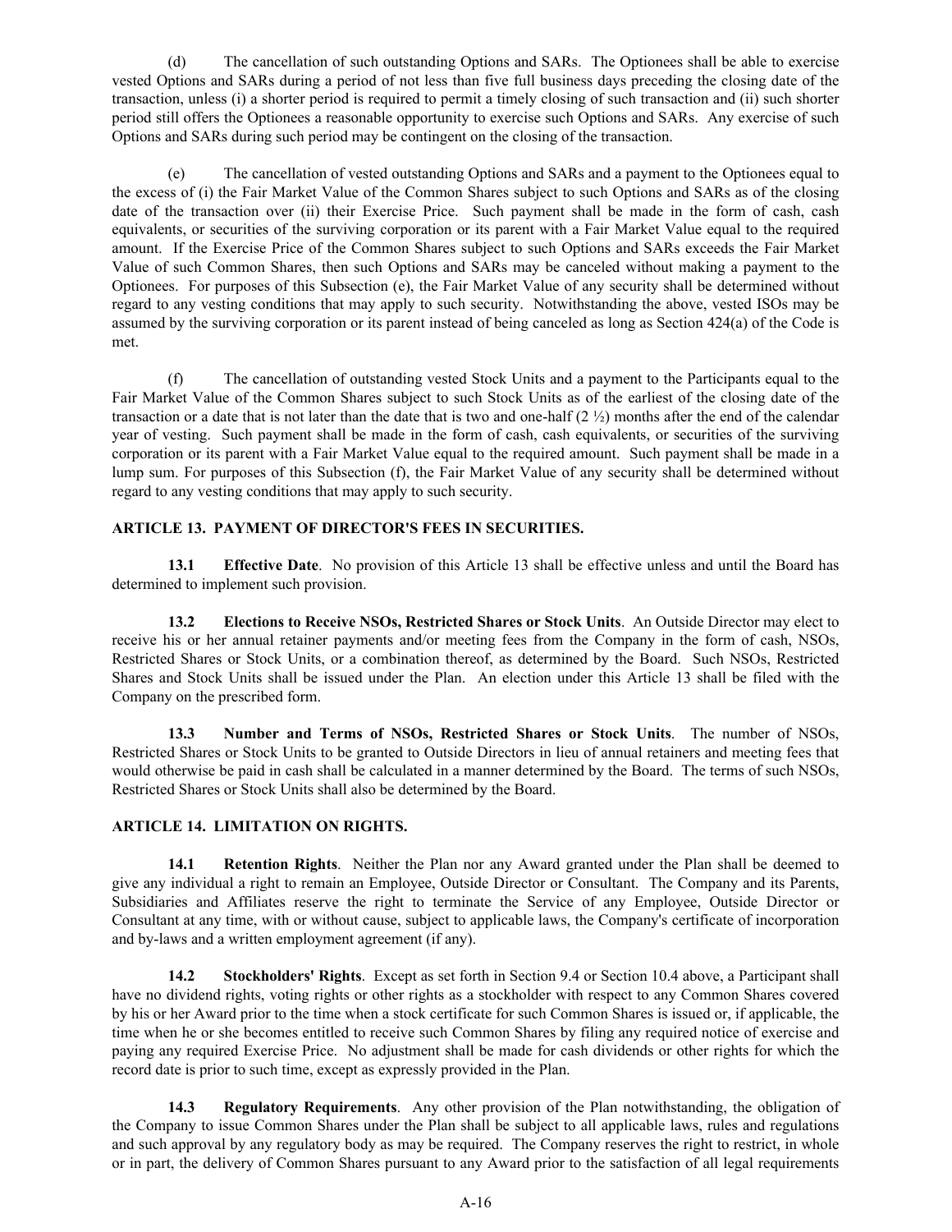(d) The cancellation of such outstanding Options and SARs. The Optionees shall be able to exercise vested Options and SARs during a period of not less than five full business days preceding the closing date of the transaction, unless (i) a shorter period is required to permit a timely closing of such transaction and (ii) such shorter period still offers the Optionees a reasonable opportunity to exercise such Options and SARs. Any exercise of such Options and SARs during such period may be contingent on the closing of the transaction.

(e) The cancellation of vested outstanding Options and SARs and a payment to the Optionees equal to the excess of (i) the Fair Market Value of the Common Shares subject to such Options and SARs as of the closing date of the transaction over (ii) their Exercise Price. Such payment shall be made in the form of cash, cash equivalents, or securities of the surviving corporation or its parent with a Fair Market Value equal to the required amount. If the Exercise Price of the Common Shares subject to such Options and SARs exceeds the Fair Market Value of such Common Shares, then such Options and SARs may be canceled without making a payment to the Optionees. For purposes of this Subsection (e), the Fair Market Value of any security shall be determined without regard to any vesting conditions that may apply to such security. Notwithstanding the above, vested ISOs may be assumed by the surviving corporation or its parent instead of being canceled as long as Section 424(a) of the Code is met.

(f) The cancellation of outstanding vested Stock Units and a payment to the Participants equal to the Fair Market Value of the Common Shares subject to such Stock Units as of the earliest of the closing date of the transaction or a date that is not later than the date that is two and one-half (2 ½) months after the end of the calendar year of vesting. Such payment shall be made in the form of cash, cash equivalents, or securities of the surviving corporation or its parent with a Fair Market Value equal to the required amount. Such payment shall be made in a lump sum. For purposes of this Subsection (f), the Fair Market Value of any security shall be determined without regard to any vesting conditions that may apply to such security.

**ARTICLE 13. PAYMENT OF DIRECTOR'S FEES IN SECURITIES.**

**13.1 Effective Date**. No provision of this Article 13 shall be effective unless and until the Board has determined to implement such provision.

**13.2 Elections to Receive NSOs, Restricted Shares or Stock Units**. An Outside Director may elect to receive his or her annual retainer payments and/or meeting fees from the Company in the form of cash, NSOs, Restricted Shares or Stock Units, or a combination thereof, as determined by the Board. Such NSOs, Restricted Shares and Stock Units shall be issued under the Plan. An election under this Article 13 shall be filed with the Company on the prescribed form.

**13.3 Number and Terms of NSOs, Restricted Shares or Stock Units**. The number of NSOs, Restricted Shares or Stock Units to be granted to Outside Directors in lieu of annual retainers and meeting fees that would otherwise be paid in cash shall be calculated in a manner determined by the Board. The terms of such NSOs, Restricted Shares or Stock Units shall also be determined by the Board.

**ARTICLE 14. LIMITATION ON RIGHTS.**

**14.1 Retention Rights**. Neither the Plan nor any Award granted under the Plan shall be deemed to give any individual a right to remain an Employee, Outside Director or Consultant. The Company and its Parents, Subsidiaries and Affiliates reserve the right to terminate the Service of any Employee, Outside Director or Consultant at any time, with or without cause, subject to applicable laws, the Company's certificate of incorporation and by-laws and a written employment agreement (if any).

**14.2 Stockholders' Rights**. Except as set forth in Section 9.4 or Section 10.4 above, a Participant shall have no dividend rights, voting rights or other rights as a stockholder with respect to any Common Shares covered by his or her Award prior to the time when a stock certificate for such Common Shares is issued or, if applicable, the time when he or she becomes entitled to receive such Common Shares by filing any required notice of exercise and paying any required Exercise Price. No adjustment shall be made for cash dividends or other rights for which the record date is prior to such time, except as expressly provided in the Plan.

**14.3 Regulatory Requirements**. Any other provision of the Plan notwithstanding, the obligation of the Company to issue Common Shares under the Plan shall be subject to all applicable laws, rules and regulations and such approval by any regulatory body as may be required. The Company reserves the right to restrict, in whole or in part, the delivery of Common Shares pursuant to any Award prior to the satisfaction of all legal requirements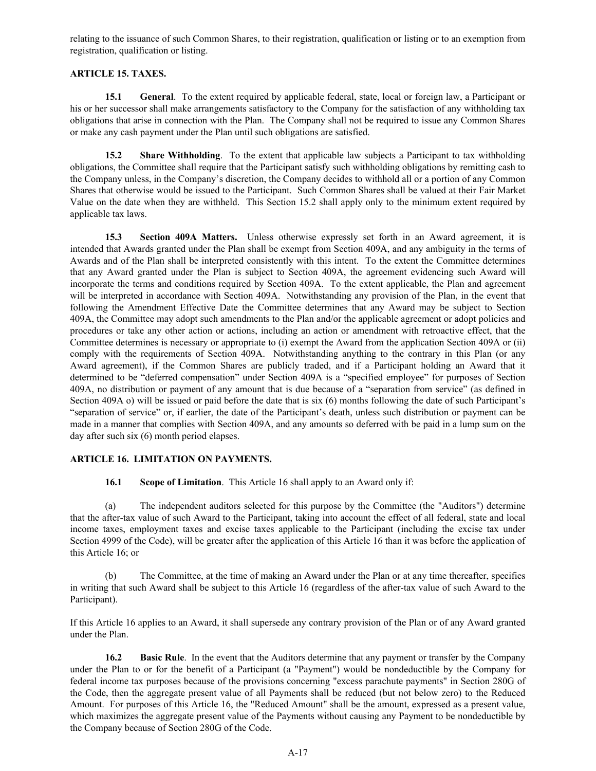relating to the issuance of such Common Shares, to their registration, qualification or listing or to an exemption from registration, qualification or listing.

**ARTICLE 15. TAXES.**

**15.1 General**. To the extent required by applicable federal, state, local or foreign law, a Participant or his or her successor shall make arrangements satisfactory to the Company for the satisfaction of any withholding tax obligations that arise in connection with the Plan. The Company shall not be required to issue any Common Shares or make any cash payment under the Plan until such obligations are satisfied.

**15.2 Share Withholding**. To the extent that applicable law subjects a Participant to tax withholding obligations, the Committee shall require that the Participant satisfy such withholding obligations by remitting cash to the Company unless, in the Company's discretion, the Company decides to withhold all or a portion of any Common Shares that otherwise would be issued to the Participant. Such Common Shares shall be valued at their Fair Market Value on the date when they are withheld. This Section 15.2 shall apply only to the minimum extent required by applicable tax laws.

**15.3 Section 409A Matters.** Unless otherwise expressly set forth in an Award agreement, it is intended that Awards granted under the Plan shall be exempt from Section 409A, and any ambiguity in the terms of Awards and of the Plan shall be interpreted consistently with this intent. To the extent the Committee determines that any Award granted under the Plan is subject to Section 409A, the agreement evidencing such Award will incorporate the terms and conditions required by Section 409A. To the extent applicable, the Plan and agreement will be interpreted in accordance with Section 409A. Notwithstanding any provision of the Plan, in the event that following the Amendment Effective Date the Committee determines that any Award may be subject to Section 409A, the Committee may adopt such amendments to the Plan and/or the applicable agreement or adopt policies and procedures or take any other action or actions, including an action or amendment with retroactive effect, that the Committee determines is necessary or appropriate to (i) exempt the Award from the application Section 409A or (ii) comply with the requirements of Section 409A. Notwithstanding anything to the contrary in this Plan (or any Award agreement), if the Common Shares are publicly traded, and if a Participant holding an Award that it determined to be "deferred compensation" under Section 409A is a "specified employee" for purposes of Section 409A, no distribution or payment of any amount that is due because of a "separation from service" (as defined in Section 409A o) will be issued or paid before the date that is six (6) months following the date of such Participant's "separation of service" or, if earlier, the date of the Participant's death, unless such distribution or payment can be made in a manner that complies with Section 409A, and any amounts so deferred with be paid in a lump sum on the day after such six (6) month period elapses.

**ARTICLE 16. LIMITATION ON PAYMENTS.**

**16.1 Scope of Limitation**. This Article 16 shall apply to an Award only if:

(a) The independent auditors selected for this purpose by the Committee (the "Auditors") determine that the after-tax value of such Award to the Participant, taking into account the effect of all federal, state and local income taxes, employment taxes and excise taxes applicable to the Participant (including the excise tax under Section 4999 of the Code), will be greater after the application of this Article 16 than it was before the application of this Article 16; or

(b) The Committee, at the time of making an Award under the Plan or at any time thereafter, specifies in writing that such Award shall be subject to this Article 16 (regardless of the after-tax value of such Award to the Participant).

If this Article 16 applies to an Award, it shall supersede any contrary provision of the Plan or of any Award granted under the Plan.

**16.2 Basic Rule**. In the event that the Auditors determine that any payment or transfer by the Company under the Plan to or for the benefit of a Participant (a "Payment") would be nondeductible by the Company for federal income tax purposes because of the provisions concerning "excess parachute payments" in Section 280G of the Code, then the aggregate present value of all Payments shall be reduced (but not below zero) to the Reduced Amount. For purposes of this Article 16, the "Reduced Amount" shall be the amount, expressed as a present value, which maximizes the aggregate present value of the Payments without causing any Payment to be nondeductible by the Company because of Section 280G of the Code.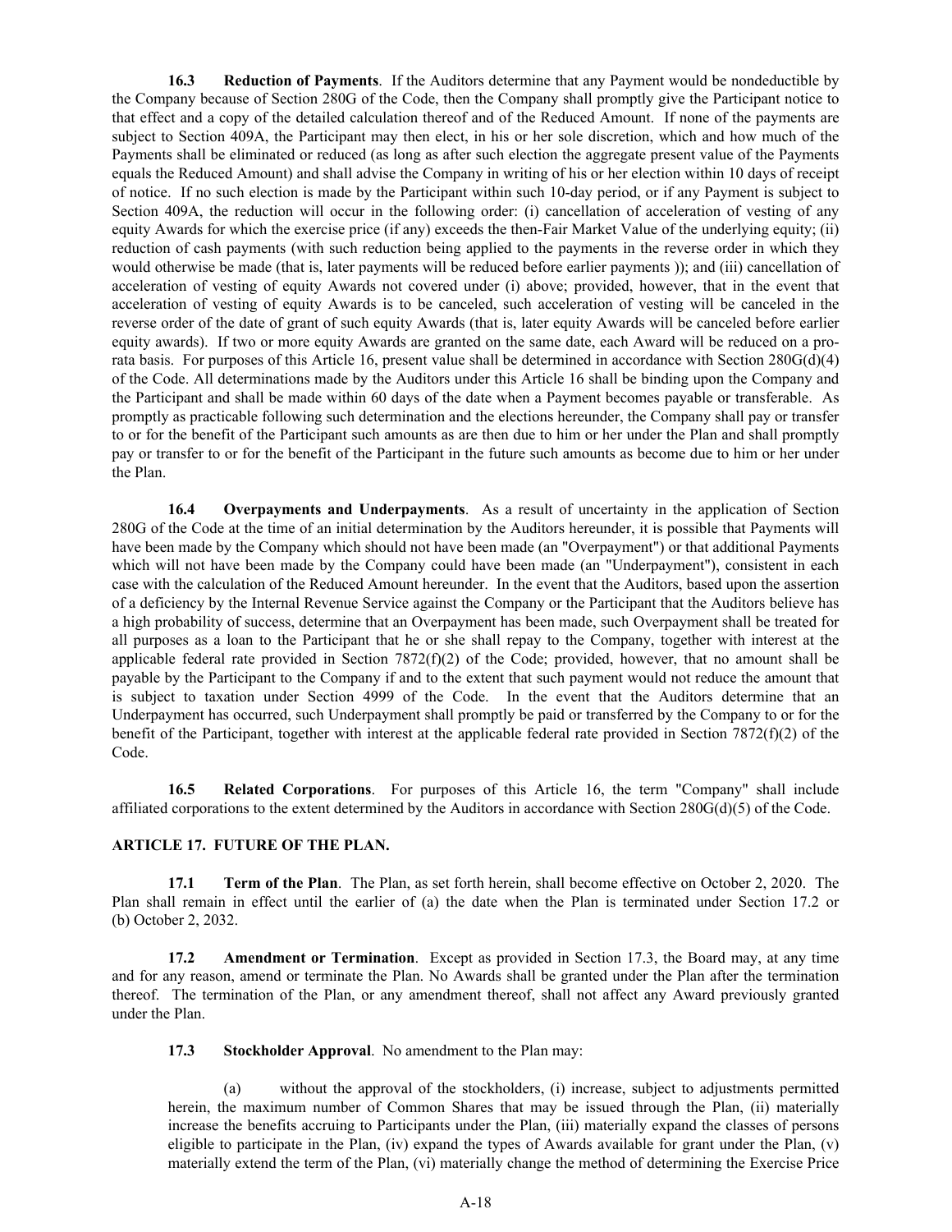**16.3 Reduction of Payments**. If the Auditors determine that any Payment would be nondeductible by the Company because of Section 280G of the Code, then the Company shall promptly give the Participant notice to that effect and a copy of the detailed calculation thereof and of the Reduced Amount. If none of the payments are subject to Section 409A, the Participant may then elect, in his or her sole discretion, which and how much of the Payments shall be eliminated or reduced (as long as after such election the aggregate present value of the Payments equals the Reduced Amount) and shall advise the Company in writing of his or her election within 10 days of receipt of notice. If no such election is made by the Participant within such 10-day period, or if any Payment is subject to Section 409A, the reduction will occur in the following order: (i) cancellation of acceleration of vesting of any equity Awards for which the exercise price (if any) exceeds the then-Fair Market Value of the underlying equity; (ii) reduction of cash payments (with such reduction being applied to the payments in the reverse order in which they would otherwise be made (that is, later payments will be reduced before earlier payments )); and (iii) cancellation of acceleration of vesting of equity Awards not covered under (i) above; provided, however, that in the event that acceleration of vesting of equity Awards is to be canceled, such acceleration of vesting will be canceled in the reverse order of the date of grant of such equity Awards (that is, later equity Awards will be canceled before earlier equity awards). If two or more equity Awards are granted on the same date, each Award will be reduced on a pro-rata basis. For purposes of this Article 16, present value shall be determined in accordance with Section 280G(d)(4) of the Code. All determinations made by the Auditors under this Article 16 shall be binding upon the Company and the Participant and shall be made within 60 days of the date when a Payment becomes payable or transferable. As promptly as practicable following such determination and the elections hereunder, the Company shall pay or transfer to or for the benefit of the Participant such amounts as are then due to him or her under the Plan and shall promptly pay or transfer to or for the benefit of the Participant in the future such amounts as become due to him or her under the Plan.

**16.4 Overpayments and Underpayments**. As a result of uncertainty in the application of Section 280G of the Code at the time of an initial determination by the Auditors hereunder, it is possible that Payments will have been made by the Company which should not have been made (an "Overpayment") or that additional Payments which will not have been made by the Company could have been made (an "Underpayment"), consistent in each case with the calculation of the Reduced Amount hereunder. In the event that the Auditors, based upon the assertion of a deficiency by the Internal Revenue Service against the Company or the Participant that the Auditors believe has a high probability of success, determine that an Overpayment has been made, such Overpayment shall be treated for all purposes as a loan to the Participant that he or she shall repay to the Company, together with interest at the applicable federal rate provided in Section 7872(f)(2) of the Code; provided, however, that no amount shall be payable by the Participant to the Company if and to the extent that such payment would not reduce the amount that is subject to taxation under Section 4999 of the Code. In the event that the Auditors determine that an Underpayment has occurred, such Underpayment shall promptly be paid or transferred by the Company to or for the benefit of the Participant, together with interest at the applicable federal rate provided in Section 7872(f)(2) of the Code.

**16.5 Related Corporations**. For purposes of this Article 16, the term "Company" shall include affiliated corporations to the extent determined by the Auditors in accordance with Section 280G(d)(5) of the Code.

**ARTICLE 17. FUTURE OF THE PLAN.**

**17.1 Term of the Plan**. The Plan, as set forth herein, shall become effective on October 2, 2020. The Plan shall remain in effect until the earlier of (a) the date when the Plan is terminated under Section 17.2 or (b) October 2, 2032.

**17.2 Amendment or Termination**. Except as provided in Section 17.3, the Board may, at any time and for any reason, amend or terminate the Plan. No Awards shall be granted under the Plan after the termination thereof. The termination of the Plan, or any amendment thereof, shall not affect any Award previously granted under the Plan.

**17.3 Stockholder Approval**. No amendment to the Plan may:

(a) without the approval of the stockholders, (i) increase, subject to adjustments permitted herein, the maximum number of Common Shares that may be issued through the Plan, (ii) materially increase the benefits accruing to Participants under the Plan, (iii) materially expand the classes of persons eligible to participate in the Plan, (iv) expand the types of Awards available for grant under the Plan, (v) materially extend the term of the Plan, (vi) materially change the method of determining the Exercise Price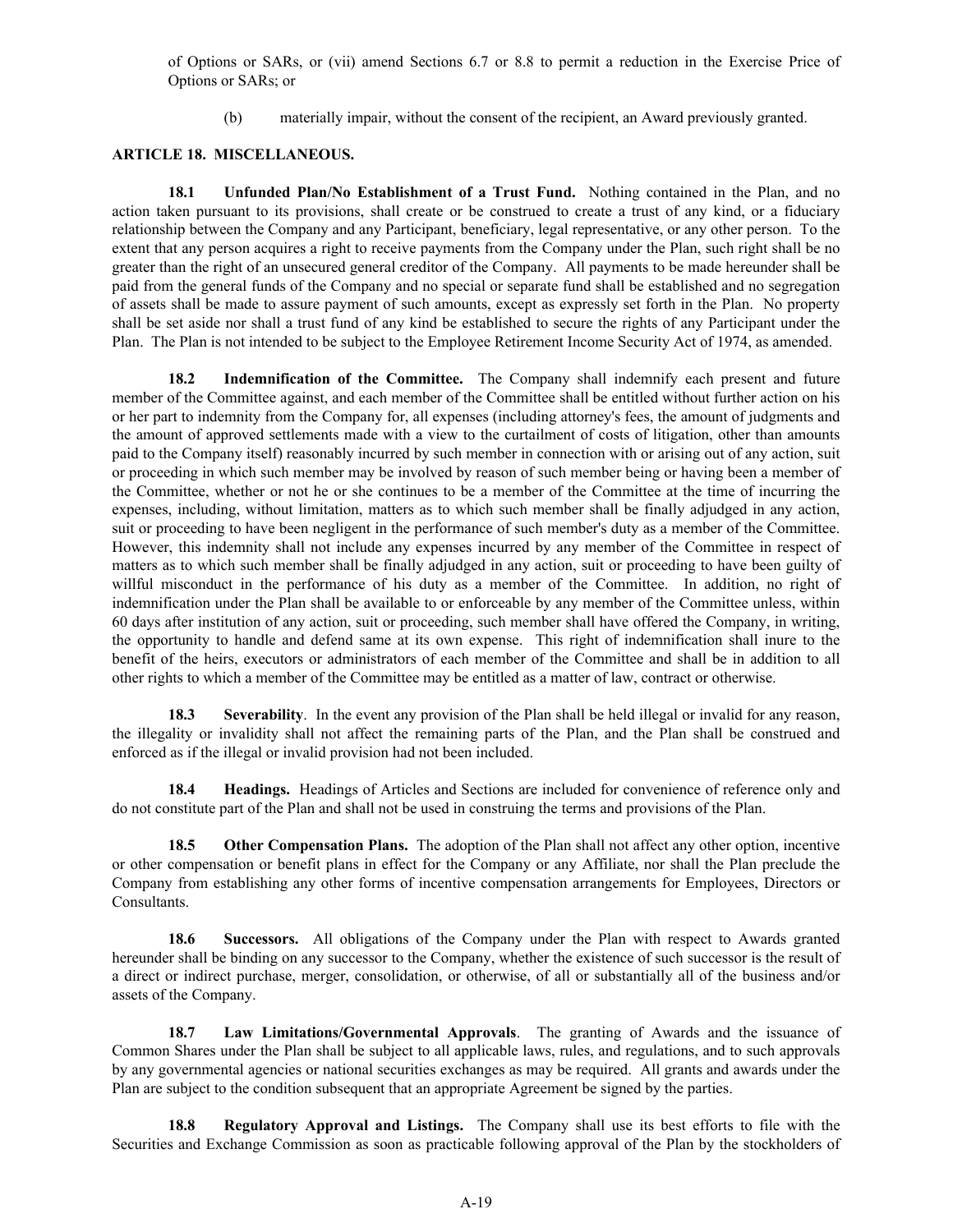of Options or SARs, or (vii) amend Sections 6.7 or 8.8 to permit a reduction in the Exercise Price of Options or SARs; or

(b) materially impair, without the consent of the recipient, an Award previously granted.

## ARTICLE 18. MISCELLANEOUS.

**18.1 Unfunded Plan/No Establishment of a Trust Fund.** Nothing contained in the Plan, and no action taken pursuant to its provisions, shall create or be construed to create a trust of any kind, or a fiduciary relationship between the Company and any Participant, beneficiary, legal representative, or any other person. To the extent that any person acquires a right to receive payments from the Company under the Plan, such right shall be no greater than the right of an unsecured general creditor of the Company. All payments to be made hereunder shall be paid from the general funds of the Company and no special or separate fund shall be established and no segregation of assets shall be made to assure payment of such amounts, except as expressly set forth in the Plan. No property shall be set aside nor shall a trust fund of any kind be established to secure the rights of any Participant under the Plan. The Plan is not intended to be subject to the Employee Retirement Income Security Act of 1974, as amended.

**18.2 Indemnification of the Committee.** The Company shall indemnify each present and future member of the Committee against, and each member of the Committee shall be entitled without further action on his or her part to indemnity from the Company for, all expenses (including attorney's fees, the amount of judgments and the amount of approved settlements made with a view to the curtailment of costs of litigation, other than amounts paid to the Company itself) reasonably incurred by such member in connection with or arising out of any action, suit or proceeding in which such member may be involved by reason of such member being or having been a member of the Committee, whether or not he or she continues to be a member of the Committee at the time of incurring the expenses, including, without limitation, matters as to which such member shall be finally adjudged in any action, suit or proceeding to have been negligent in the performance of such member's duty as a member of the Committee. However, this indemnity shall not include any expenses incurred by any member of the Committee in respect of matters as to which such member shall be finally adjudged in any action, suit or proceeding to have been guilty of willful misconduct in the performance of his duty as a member of the Committee. In addition, no right of indemnification under the Plan shall be available to or enforceable by any member of the Committee unless, within 60 days after institution of any action, suit or proceeding, such member shall have offered the Company, in writing, the opportunity to handle and defend same at its own expense. This right of indemnification shall inure to the benefit of the heirs, executors or administrators of each member of the Committee and shall be in addition to all other rights to which a member of the Committee may be entitled as a matter of law, contract or otherwise.

**18.3 Severability**. In the event any provision of the Plan shall be held illegal or invalid for any reason, the illegality or invalidity shall not affect the remaining parts of the Plan, and the Plan shall be construed and enforced as if the illegal or invalid provision had not been included.

**18.4 Headings.** Headings of Articles and Sections are included for convenience of reference only and do not constitute part of the Plan and shall not be used in construing the terms and provisions of the Plan.

**18.5 Other Compensation Plans.** The adoption of the Plan shall not affect any other option, incentive or other compensation or benefit plans in effect for the Company or any Affiliate, nor shall the Plan preclude the Company from establishing any other forms of incentive compensation arrangements for Employees, Directors or Consultants.

**18.6 Successors.** All obligations of the Company under the Plan with respect to Awards granted hereunder shall be binding on any successor to the Company, whether the existence of such successor is the result of a direct or indirect purchase, merger, consolidation, or otherwise, of all or substantially all of the business and/or assets of the Company.

**18.7 Law Limitations/Governmental Approvals**. The granting of Awards and the issuance of Common Shares under the Plan shall be subject to all applicable laws, rules, and regulations, and to such approvals by any governmental agencies or national securities exchanges as may be required. All grants and awards under the Plan are subject to the condition subsequent that an appropriate Agreement be signed by the parties.

**18.8 Regulatory Approval and Listings.** The Company shall use its best efforts to file with the Securities and Exchange Commission as soon as practicable following approval of the Plan by the stockholders of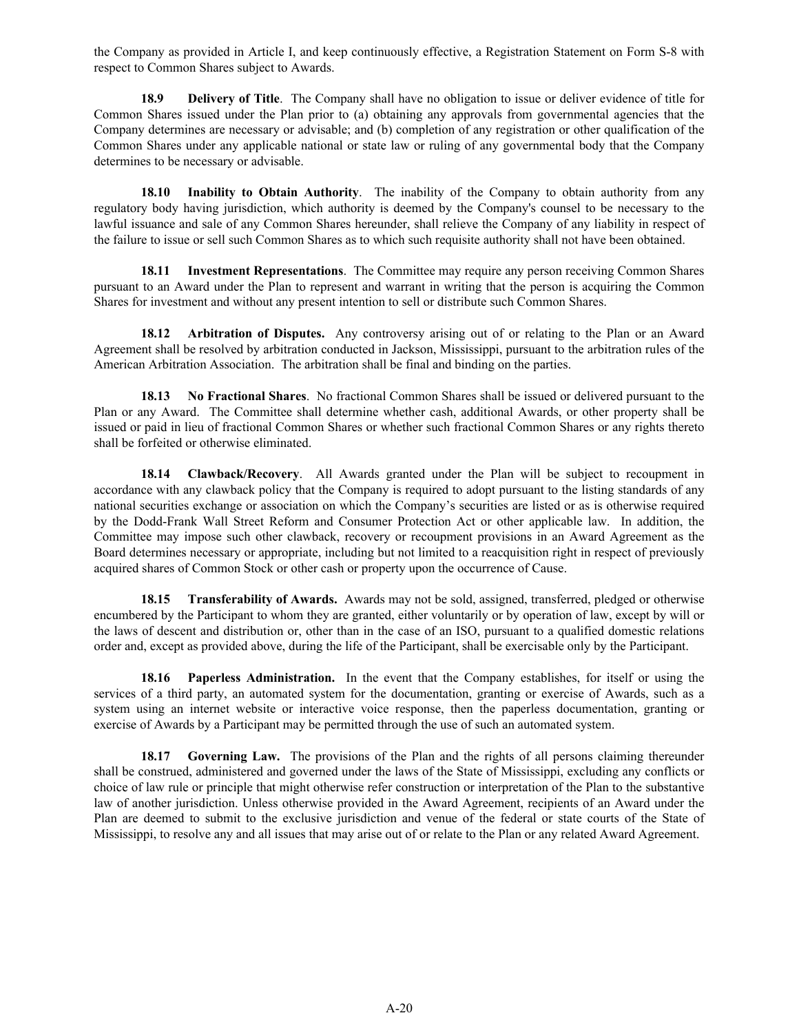the Company as provided in Article I, and keep continuously effective, a Registration Statement on Form S-8 with respect to Common Shares subject to Awards.

**18.9 Delivery of Title**. The Company shall have no obligation to issue or deliver evidence of title for Common Shares issued under the Plan prior to (a) obtaining any approvals from governmental agencies that the Company determines are necessary or advisable; and (b) completion of any registration or other qualification of the Common Shares under any applicable national or state law or ruling of any governmental body that the Company determines to be necessary or advisable.

**18.10 Inability to Obtain Authority**. The inability of the Company to obtain authority from any regulatory body having jurisdiction, which authority is deemed by the Company's counsel to be necessary to the lawful issuance and sale of any Common Shares hereunder, shall relieve the Company of any liability in respect of the failure to issue or sell such Common Shares as to which such requisite authority shall not have been obtained.

**18.11 Investment Representations**. The Committee may require any person receiving Common Shares pursuant to an Award under the Plan to represent and warrant in writing that the person is acquiring the Common Shares for investment and without any present intention to sell or distribute such Common Shares.

**18.12 Arbitration of Disputes.** Any controversy arising out of or relating to the Plan or an Award Agreement shall be resolved by arbitration conducted in Jackson, Mississippi, pursuant to the arbitration rules of the American Arbitration Association. The arbitration shall be final and binding on the parties.

**18.13 No Fractional Shares**. No fractional Common Shares shall be issued or delivered pursuant to the Plan or any Award. The Committee shall determine whether cash, additional Awards, or other property shall be issued or paid in lieu of fractional Common Shares or whether such fractional Common Shares or any rights thereto shall be forfeited or otherwise eliminated.

**18.14 Clawback/Recovery**. All Awards granted under the Plan will be subject to recoupment in accordance with any clawback policy that the Company is required to adopt pursuant to the listing standards of any national securities exchange or association on which the Company's securities are listed or as is otherwise required by the Dodd-Frank Wall Street Reform and Consumer Protection Act or other applicable law. In addition, the Committee may impose such other clawback, recovery or recoupment provisions in an Award Agreement as the Board determines necessary or appropriate, including but not limited to a reacquisition right in respect of previously acquired shares of Common Stock or other cash or property upon the occurrence of Cause.

**18.15 Transferability of Awards.** Awards may not be sold, assigned, transferred, pledged or otherwise encumbered by the Participant to whom they are granted, either voluntarily or by operation of law, except by will or the laws of descent and distribution or, other than in the case of an ISO, pursuant to a qualified domestic relations order and, except as provided above, during the life of the Participant, shall be exercisable only by the Participant.

**18.16 Paperless Administration.** In the event that the Company establishes, for itself or using the services of a third party, an automated system for the documentation, granting or exercise of Awards, such as a system using an internet website or interactive voice response, then the paperless documentation, granting or exercise of Awards by a Participant may be permitted through the use of such an automated system.

**18.17 Governing Law.** The provisions of the Plan and the rights of all persons claiming thereunder shall be construed, administered and governed under the laws of the State of Mississippi, excluding any conflicts or choice of law rule or principle that might otherwise refer construction or interpretation of the Plan to the substantive law of another jurisdiction. Unless otherwise provided in the Award Agreement, recipients of an Award under the Plan are deemed to submit to the exclusive jurisdiction and venue of the federal or state courts of the State of Mississippi, to resolve any and all issues that may arise out of or relate to the Plan or any related Award Agreement.